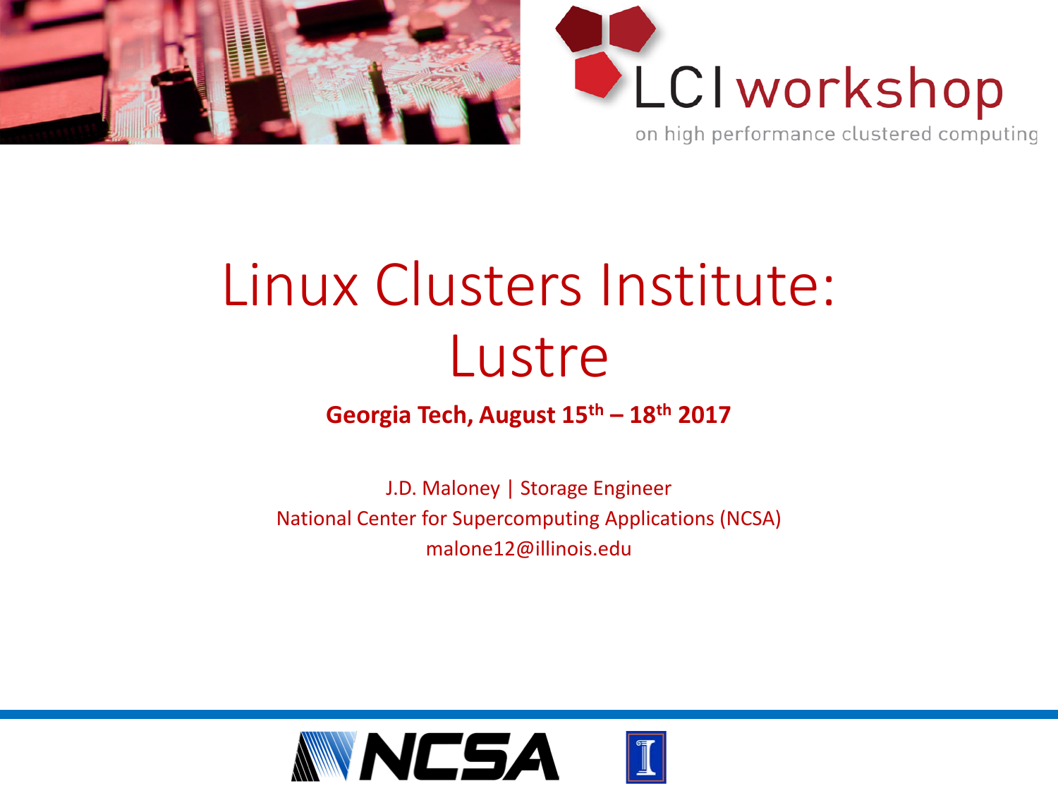LCI workshop

on high performance clustered computing

# Linux Clusters Institute: Lustre

**Georgia Tech, August 15th – 18th 2017**

J.D. Maloney | Storage Engineer
National Center for Supercomputing Applications (NCSA)
malone12@illinois.edu

NCSA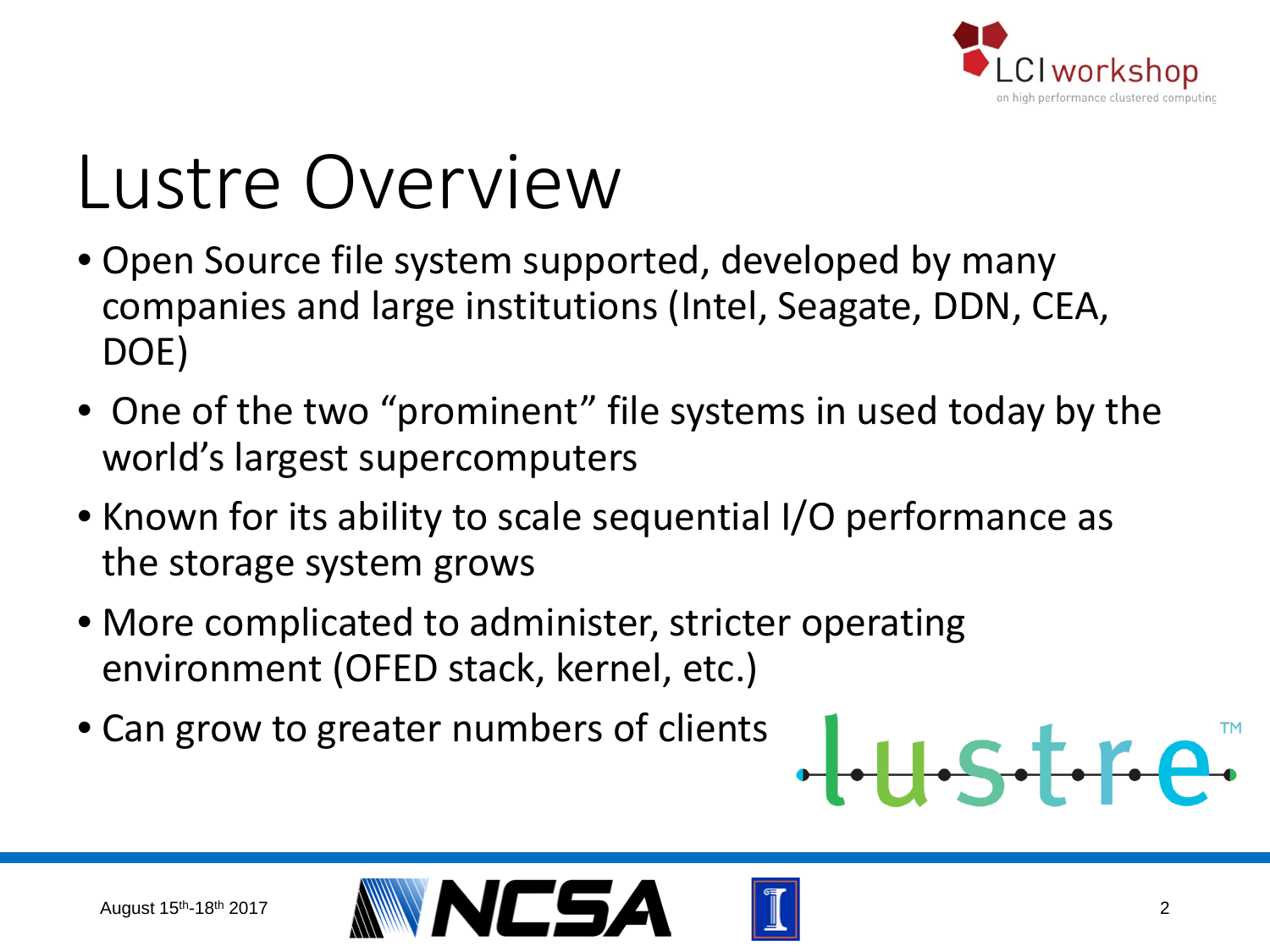# Lustre Overview

- Open Source file system supported, developed by many companies and large institutions (Intel, Seagate, DDN, CEA, DOE)
- One of the two "prominent" file systems in used today by the world's largest supercomputers
- Known for its ability to scale sequential I/O performance as the storage system grows
- More complicated to administer, stricter operating environment (OFED stack, kernel, etc.)
- Can grow to greater numbers of clients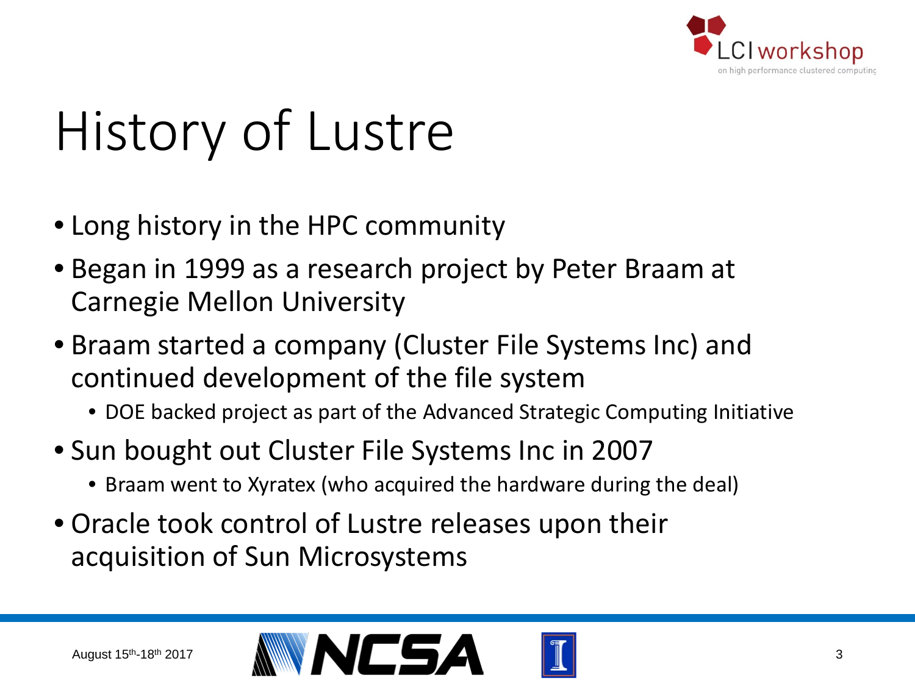# History of Lustre

- Long history in the HPC community
- Began in 1999 as a research project by Peter Braam at Carnegie Mellon University
- Braam started a company (Cluster File Systems Inc) and continued development of the file system
  - DOE backed project as part of the Advanced Strategic Computing Initiative
- Sun bought out Cluster File Systems Inc in 2007
  - Braam went to Xyratex (who acquired the hardware during the deal)
- Oracle took control of Lustre releases upon their acquisition of Sun Microsystems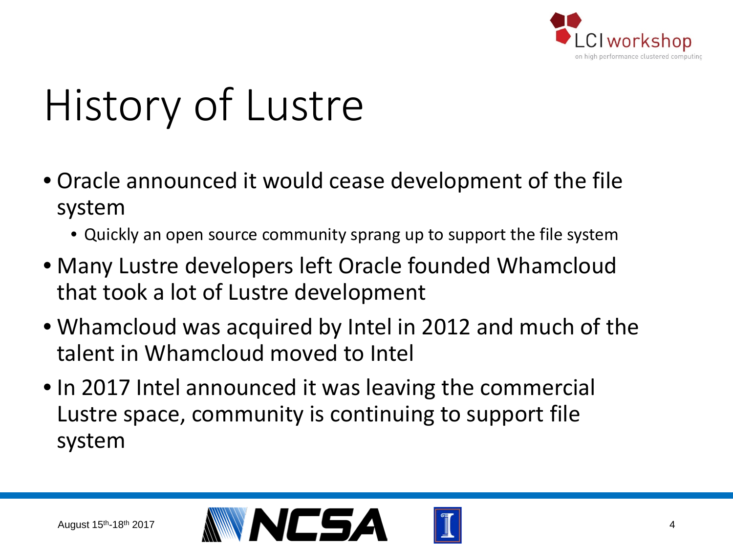# History of Lustre

- Oracle announced it would cease development of the file system
  - Quickly an open source community sprang up to support the file system
- Many Lustre developers left Oracle founded Whamcloud that took a lot of Lustre development
- Whamcloud was acquired by Intel in 2012 and much of the talent in Whamcloud moved to Intel
- In 2017 Intel announced it was leaving the commercial Lustre space, community is continuing to support file system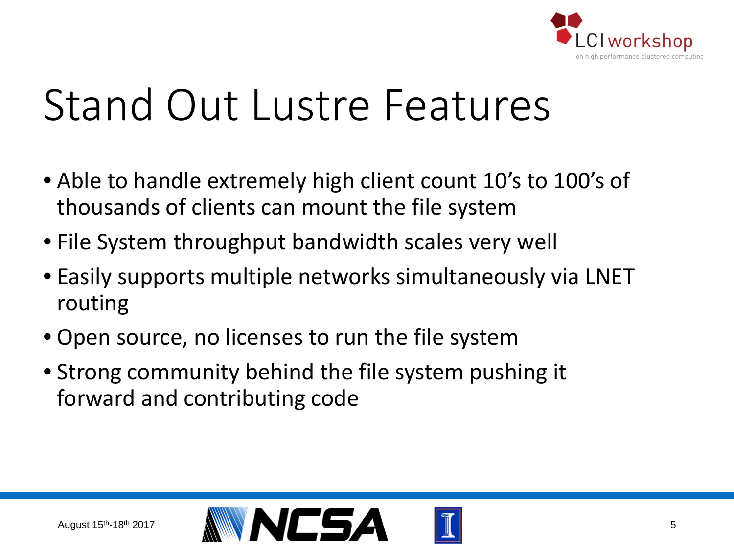# Stand Out Lustre Features

- Able to handle extremely high client count 10's to 100's of thousands of clients can mount the file system
- File System throughput bandwidth scales very well
- Easily supports multiple networks simultaneously via LNET routing
- Open source, no licenses to run the file system
- Strong community behind the file system pushing it forward and contributing code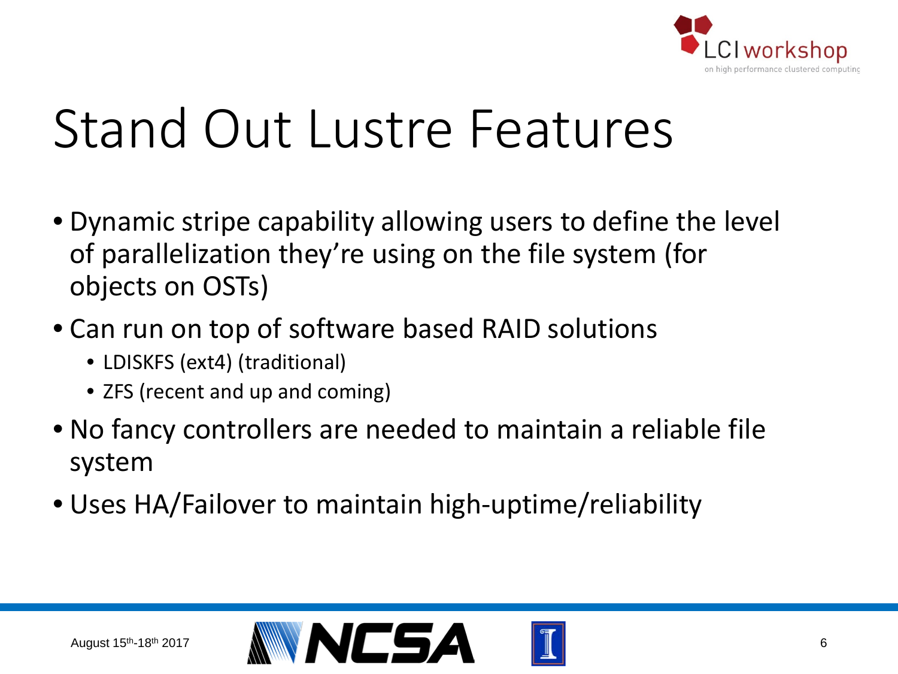# Stand Out Lustre Features

- Dynamic stripe capability allowing users to define the level of parallelization they're using on the file system (for objects on OSTs)
- Can run on top of software based RAID solutions
  - LDISKFS (ext4) (traditional)
  - ZFS (recent and up and coming)
- No fancy controllers are needed to maintain a reliable file system
- Uses HA/Failover to maintain high-uptime/reliability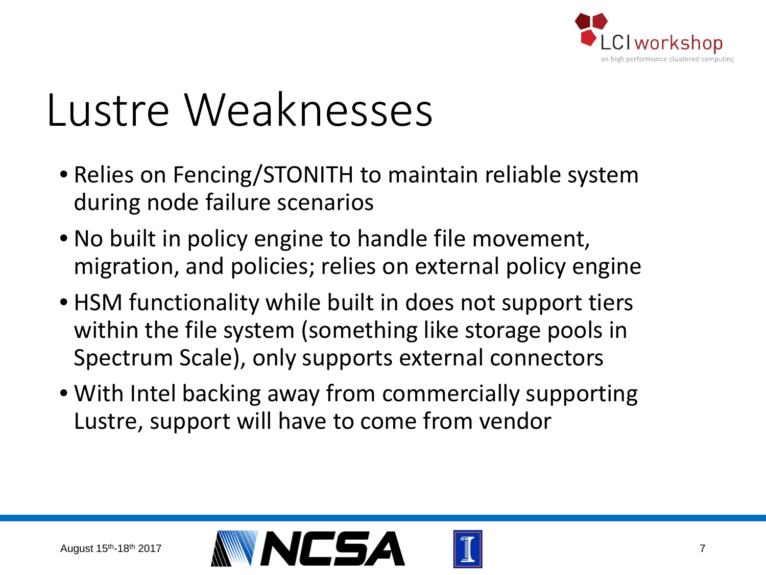# Lustre Weaknesses

- Relies on Fencing/STONITH to maintain reliable system during node failure scenarios
- No built in policy engine to handle file movement, migration, and policies; relies on external policy engine
- HSM functionality while built in does not support tiers within the file system (something like storage pools in Spectrum Scale), only supports external connectors
- With Intel backing away from commercially supporting Lustre, support will have to come from vendor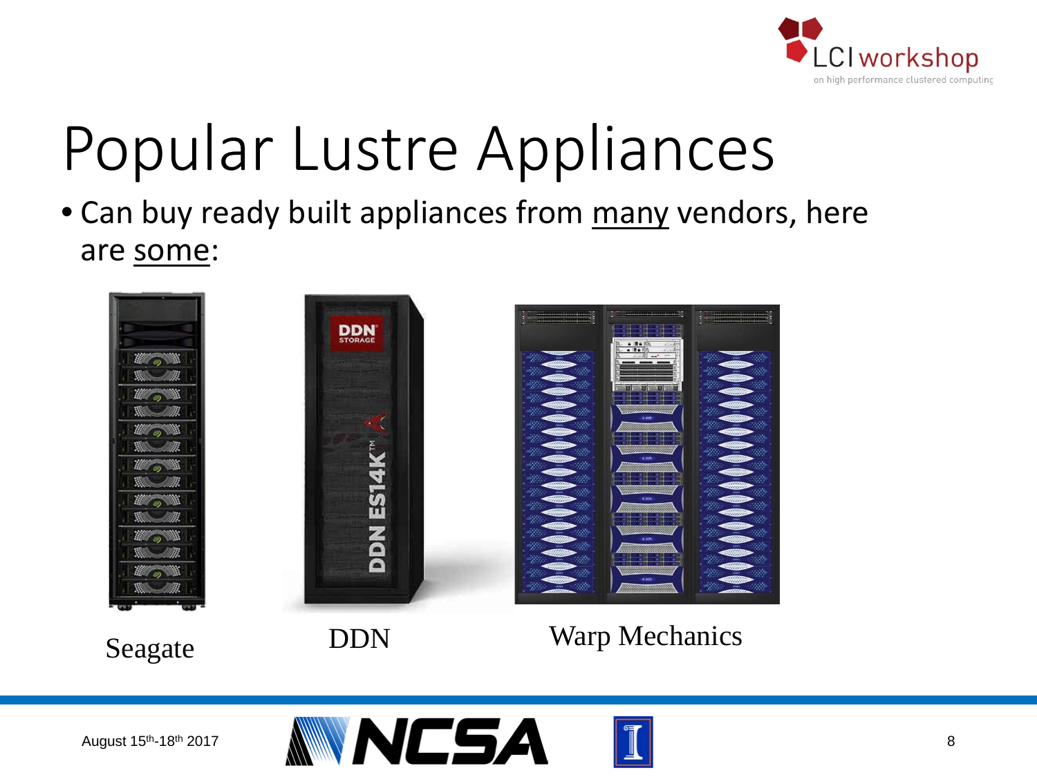# Popular Lustre Appliances

- Can buy ready built appliances from <u>many</u> vendors, here are <u>some</u>:

Seagate

DDN

Warp Mechanics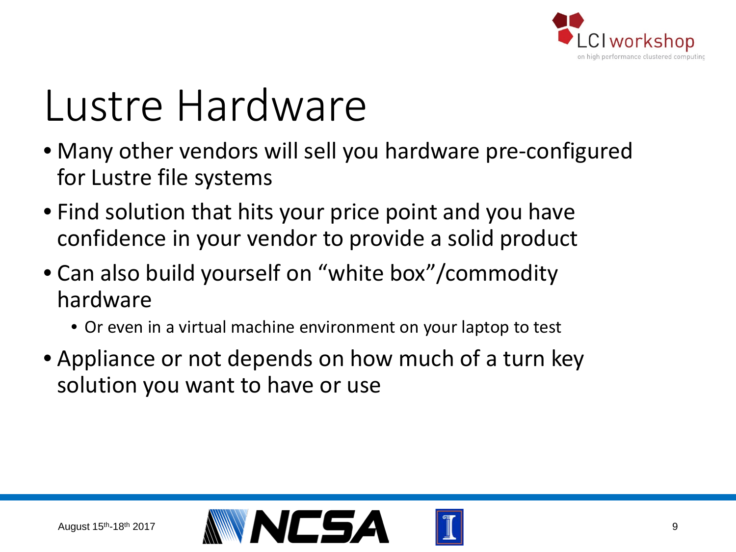# Lustre Hardware

- Many other vendors will sell you hardware pre-configured for Lustre file systems
- Find solution that hits your price point and you have confidence in your vendor to provide a solid product
- Can also build yourself on “white box”/commodity hardware
  - Or even in a virtual machine environment on your laptop to test
- Appliance or not depends on how much of a turn key solution you want to have or use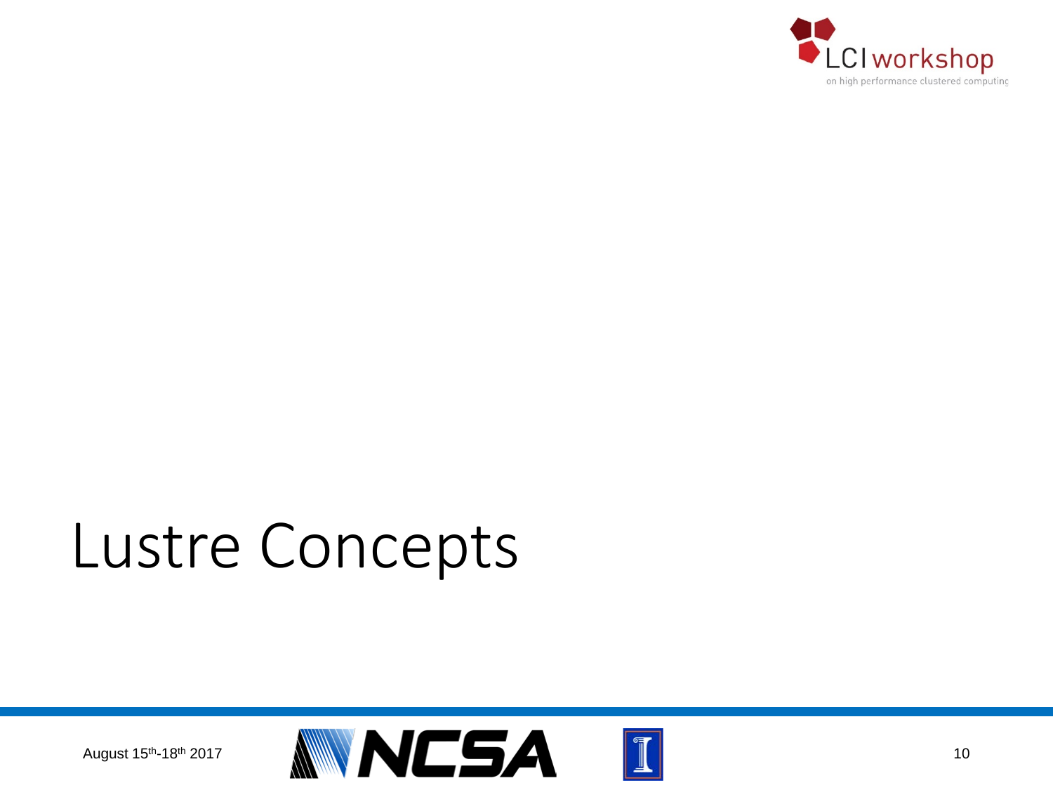# Lustre Concepts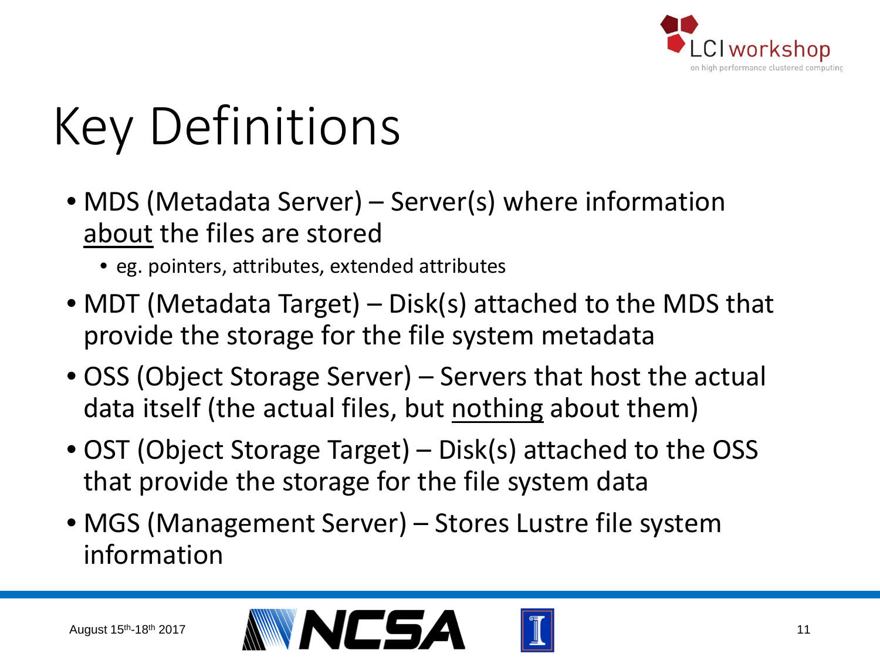# Key Definitions

- MDS (Metadata Server) – Server(s) where information <u>about</u> the files are stored
  - eg. pointers, attributes, extended attributes
- MDT (Metadata Target) – Disk(s) attached to the MDS that provide the storage for the file system metadata
- OSS (Object Storage Server) – Servers that host the actual data itself (the actual files, but <u>nothing</u> about them)
- OST (Object Storage Target) – Disk(s) attached to the OSS that provide the storage for the file system data
- MGS (Management Server) – Stores Lustre file system information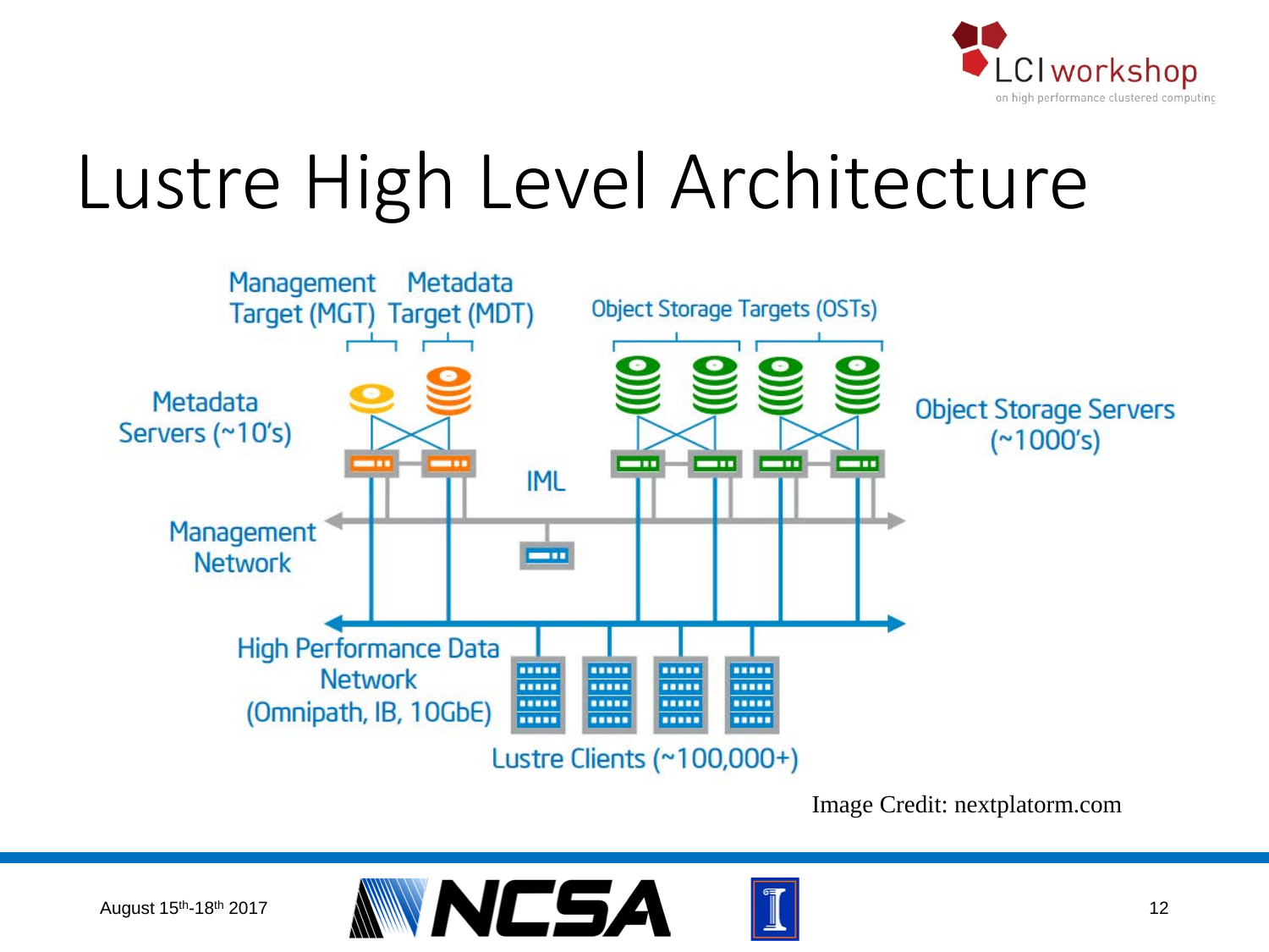# Lustre High Level Architecture

Management Target (MGT)

Metadata Target (MDT)

Object Storage Targets (OSTs)

Metadata Servers (~10's)

Object Storage Servers (~1000's)

IML

Management Network

High Performance Data Network (Omnipath, IB, 10GbE)

Lustre Clients (~100,000+)

Image Credit: nextplatorm.com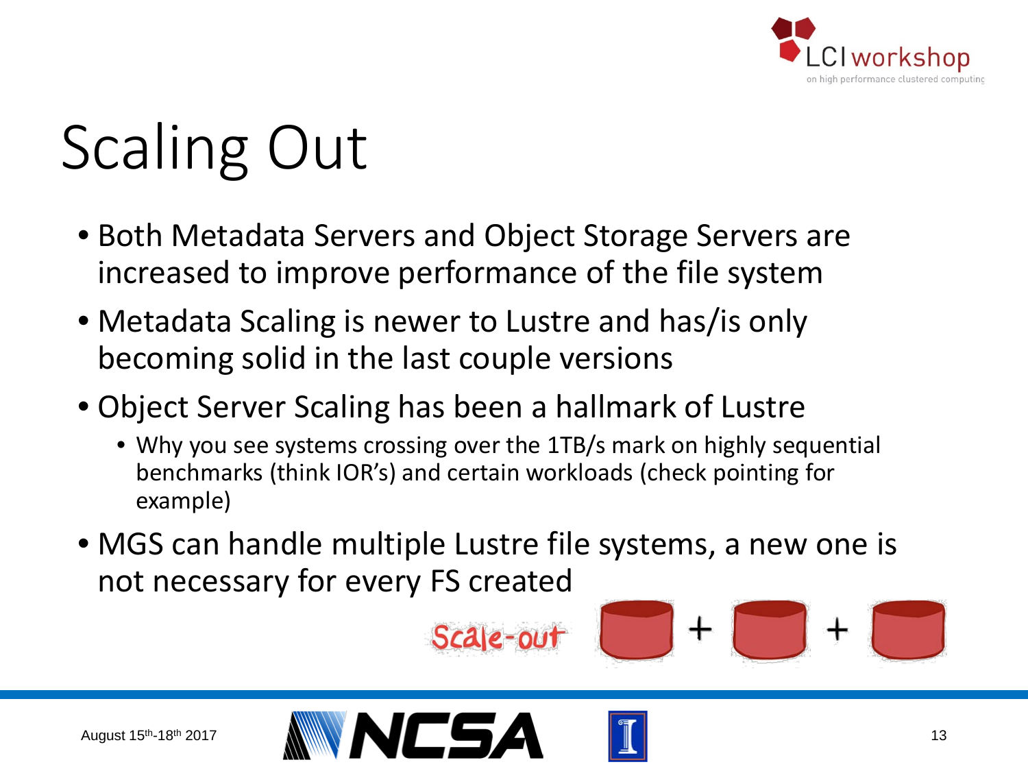# Scaling Out

- Both Metadata Servers and Object Storage Servers are increased to improve performance of the file system
- Metadata Scaling is newer to Lustre and has/is only becoming solid in the last couple versions
- Object Server Scaling has been a hallmark of Lustre
  - Why you see systems crossing over the 1TB/s mark on highly sequential benchmarks (think IOR's) and certain workloads (check pointing for example)
- MGS can handle multiple Lustre file systems, a new one is not necessary for every FS created

Scale-out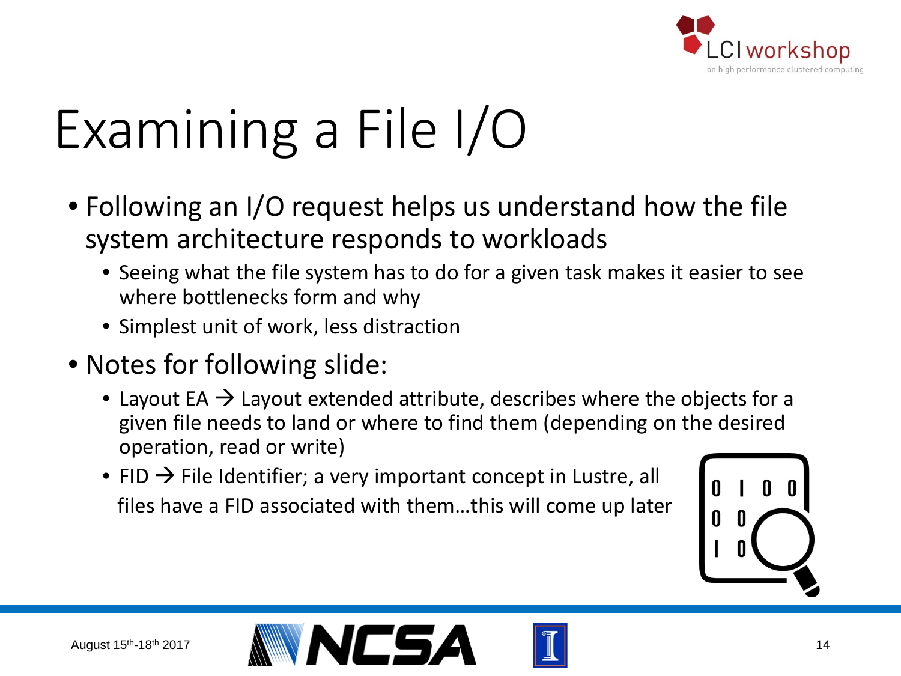# Examining a File I/O

- Following an I/O request helps us understand how the file system architecture responds to workloads
  - Seeing what the file system has to do for a given task makes it easier to see where bottlenecks form and why
  - Simplest unit of work, less distraction
- Notes for following slide:
  - Layout EA → Layout extended attribute, describes where the objects for a given file needs to land or where to find them (depending on the desired operation, read or write)
  - FID → File Identifier; a very important concept in Lustre, all files have a FID associated with them…this will come up later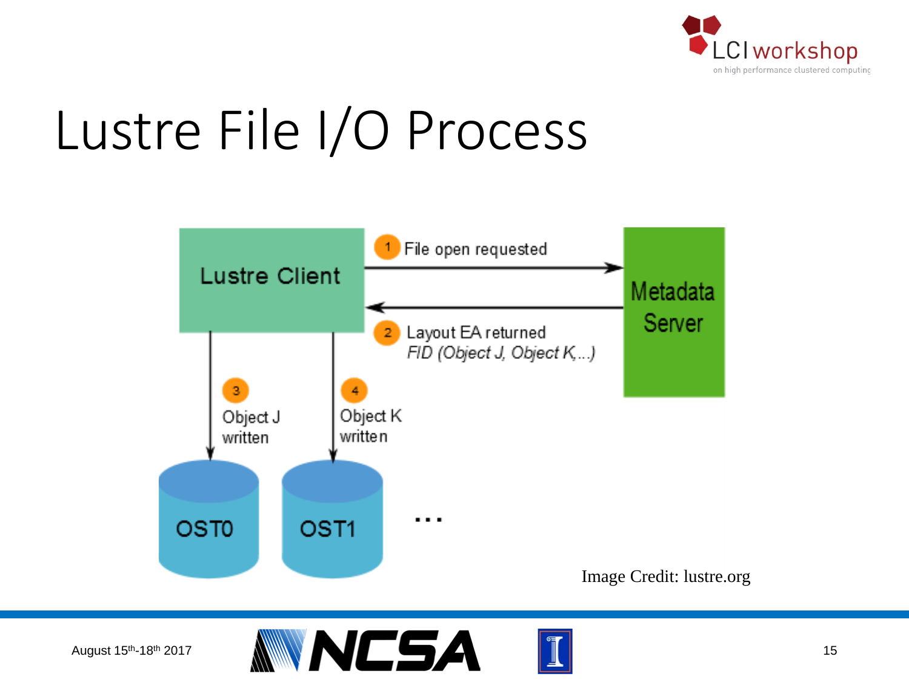# Lustre File I/O Process

Lustre Client

1 File open requested

Metadata Server

2 Layout EA returned
*FID (Object J, Object K,...)*

3 Object J written

4 Object K written

OST0

OST1

...

Image Credit: lustre.org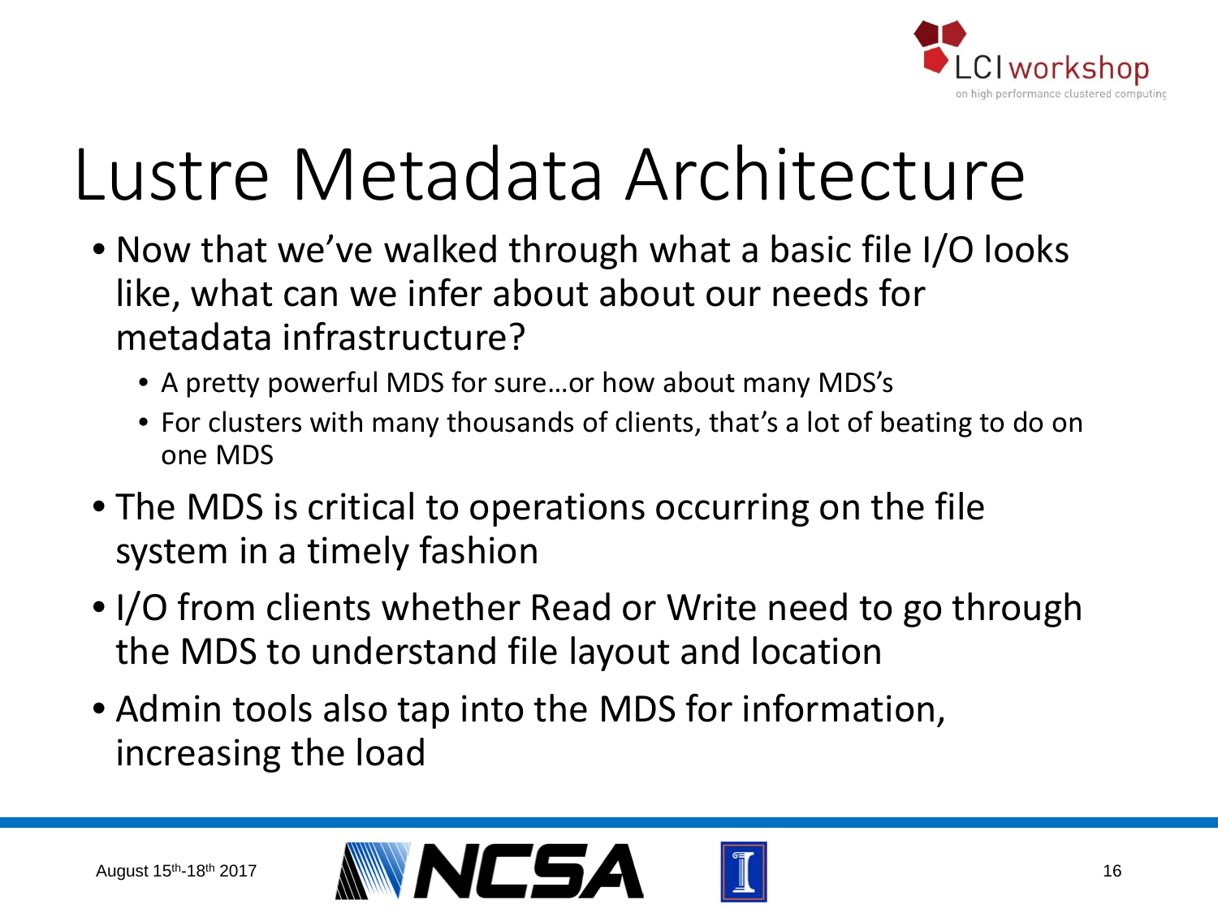# Lustre Metadata Architecture

- Now that we've walked through what a basic file I/O looks like, what can we infer about about our needs for metadata infrastructure?
  - A pretty powerful MDS for sure…or how about many MDS's
  - For clusters with many thousands of clients, that's a lot of beating to do on one MDS
- The MDS is critical to operations occurring on the file system in a timely fashion
- I/O from clients whether Read or Write need to go through the MDS to understand file layout and location
- Admin tools also tap into the MDS for information, increasing the load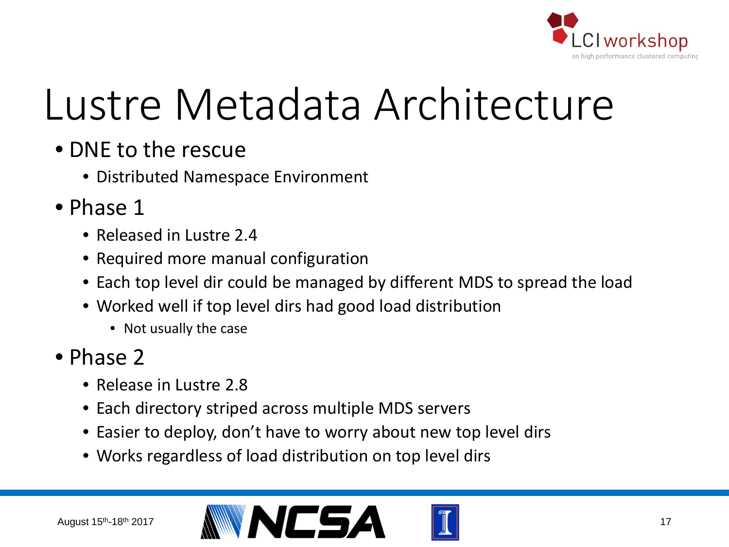# Lustre Metadata Architecture

- DNE to the rescue
  - Distributed Namespace Environment
- Phase 1
  - Released in Lustre 2.4
  - Required more manual configuration
  - Each top level dir could be managed by different MDS to spread the load
  - Worked well if top level dirs had good load distribution
    - Not usually the case
- Phase 2
  - Release in Lustre 2.8
  - Each directory striped across multiple MDS servers
  - Easier to deploy, don't have to worry about new top level dirs
  - Works regardless of load distribution on top level dirs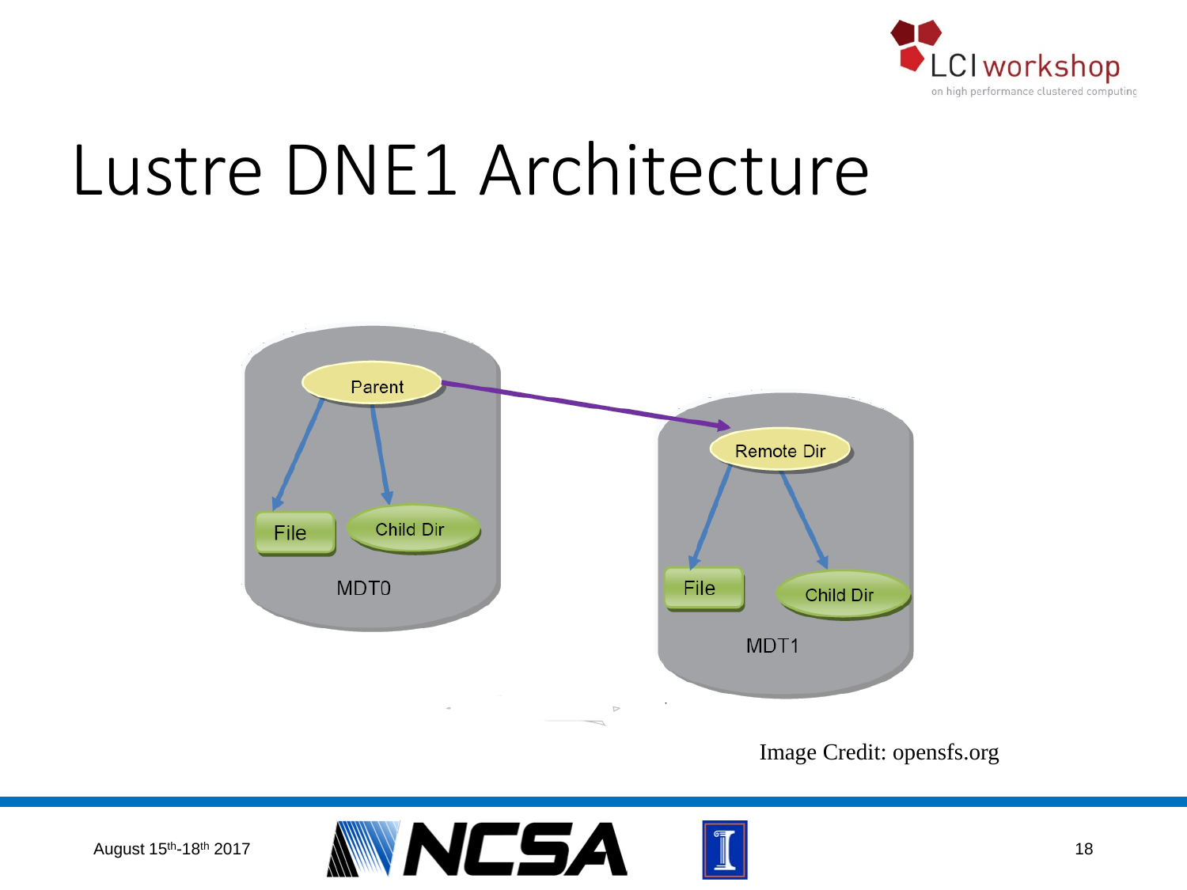# Lustre DNE1 Architecture

Parent

Remote Dir

File

Child Dir

MDT0

File

Child Dir

MDT1

Image Credit: opensfs.org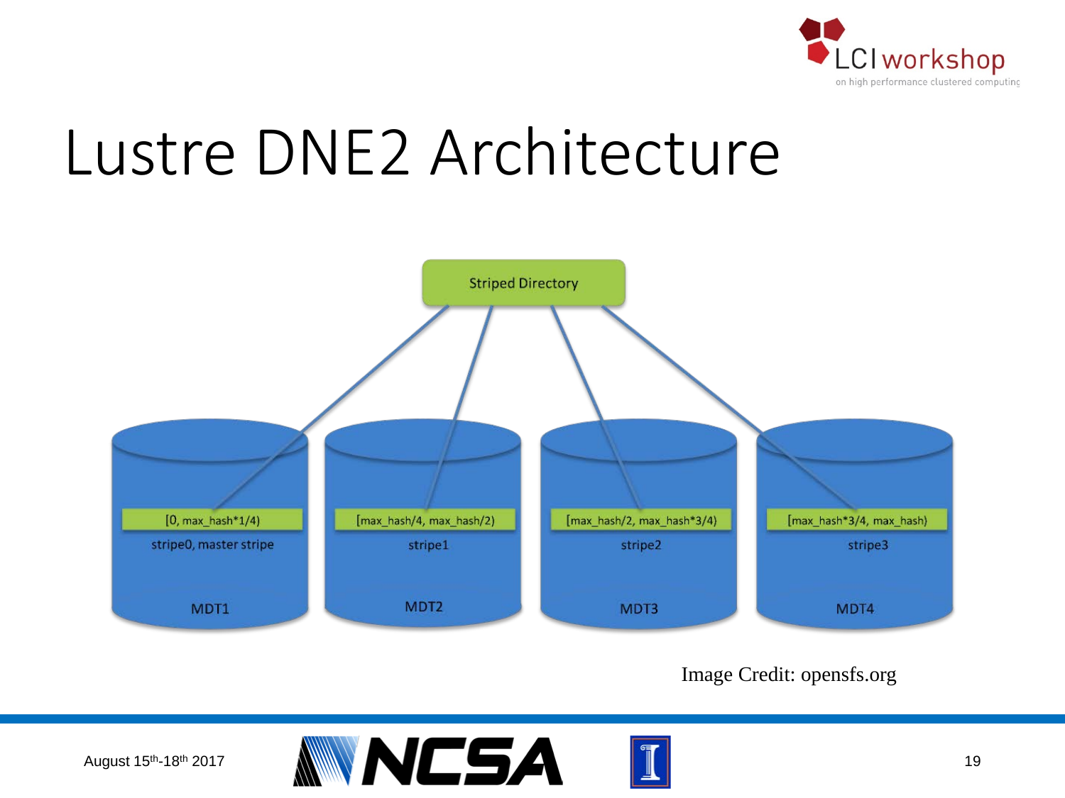# Lustre DNE2 Architecture

Striped Directory

| MDT1 | MDT2 | MDT3 | MDT4 |
| --- | --- | --- | --- |
| [0, max_hash*1/4) | [max_hash/4, max_hash/2) | [max_hash/2, max_hash*3/4) | [max_hash*3/4, max_hash) |
| stripe0, master stripe | stripe1 | stripe2 | stripe3 |

Image Credit: opensfs.org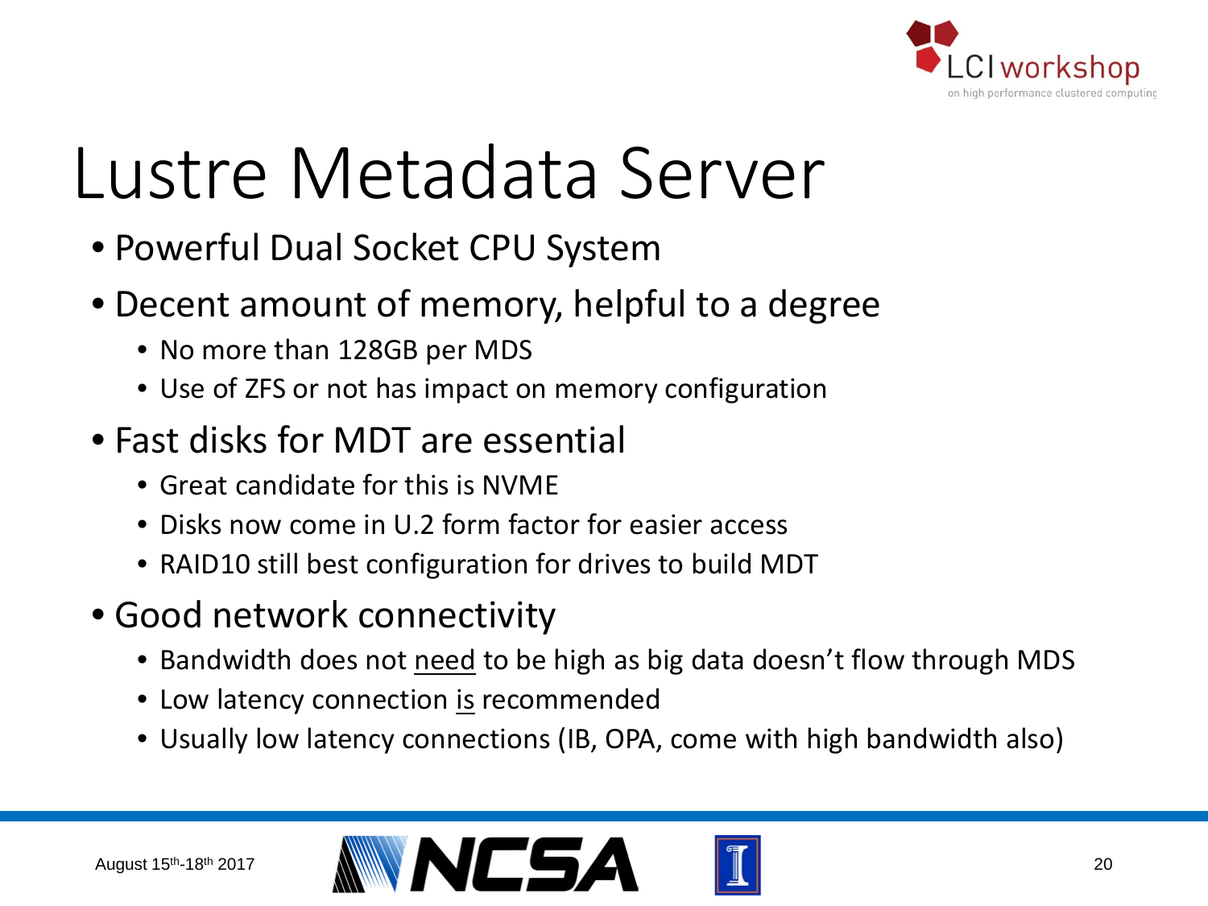# Lustre Metadata Server

- Powerful Dual Socket CPU System
- Decent amount of memory, helpful to a degree
  - No more than 128GB per MDS
  - Use of ZFS or not has impact on memory configuration
- Fast disks for MDT are essential
  - Great candidate for this is NVME
  - Disks now come in U.2 form factor for easier access
  - RAID10 still best configuration for drives to build MDT
- Good network connectivity
  - Bandwidth does not need to be high as big data doesn't flow through MDS
  - Low latency connection is recommended
  - Usually low latency connections (IB, OPA, come with high bandwidth also)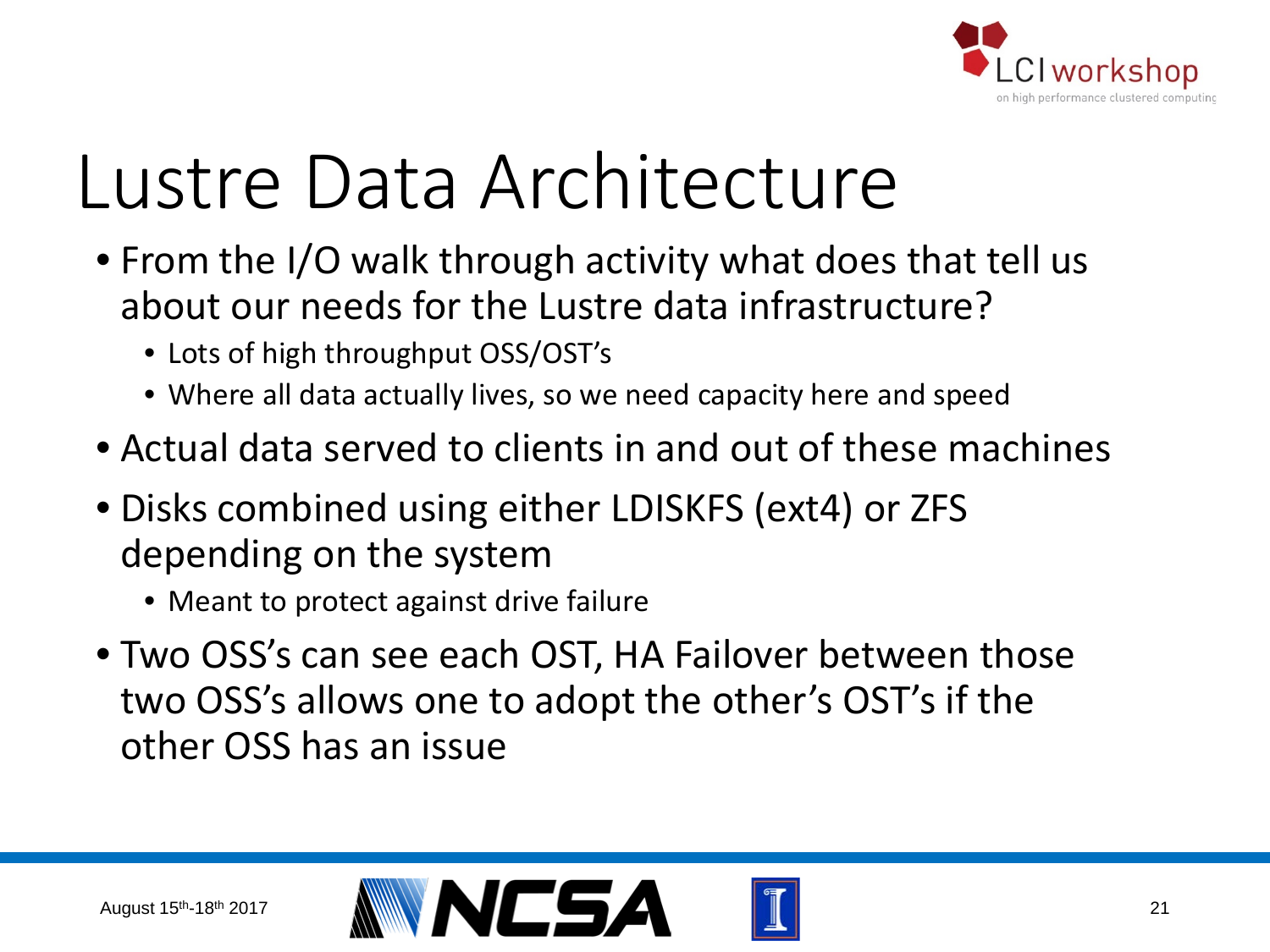# Lustre Data Architecture

- From the I/O walk through activity what does that tell us about our needs for the Lustre data infrastructure?
  - Lots of high throughput OSS/OST's
  - Where all data actually lives, so we need capacity here and speed
- Actual data served to clients in and out of these machines
- Disks combined using either LDISKFS (ext4) or ZFS depending on the system
  - Meant to protect against drive failure
- Two OSS's can see each OST, HA Failover between those two OSS's allows one to adopt the other's OST's if the other OSS has an issue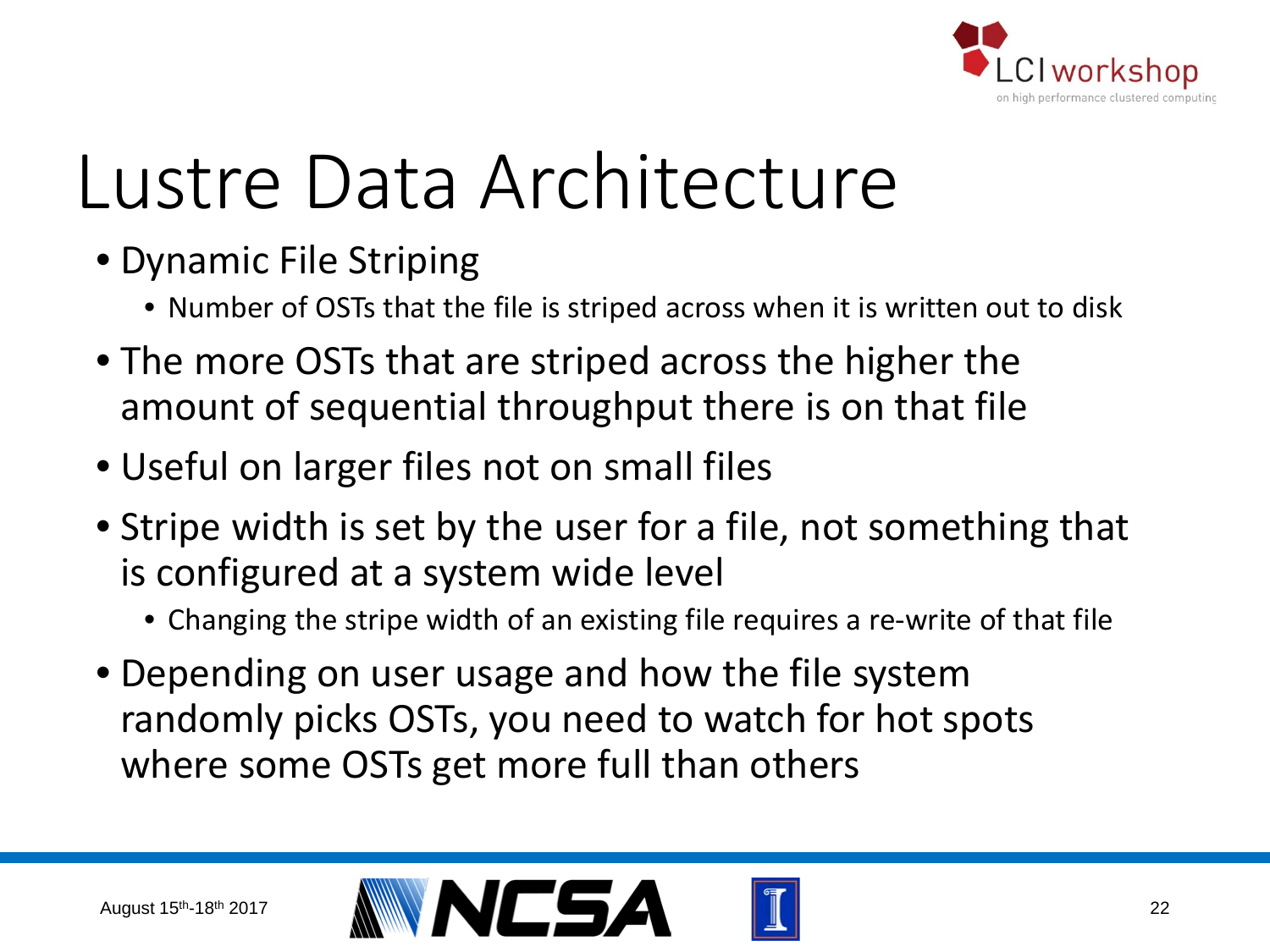# Lustre Data Architecture

- Dynamic File Striping
  - Number of OSTs that the file is striped across when it is written out to disk
- The more OSTs that are striped across the higher the amount of sequential throughput there is on that file
- Useful on larger files not on small files
- Stripe width is set by the user for a file, not something that is configured at a system wide level
  - Changing the stripe width of an existing file requires a re-write of that file
- Depending on user usage and how the file system randomly picks OSTs, you need to watch for hot spots where some OSTs get more full than others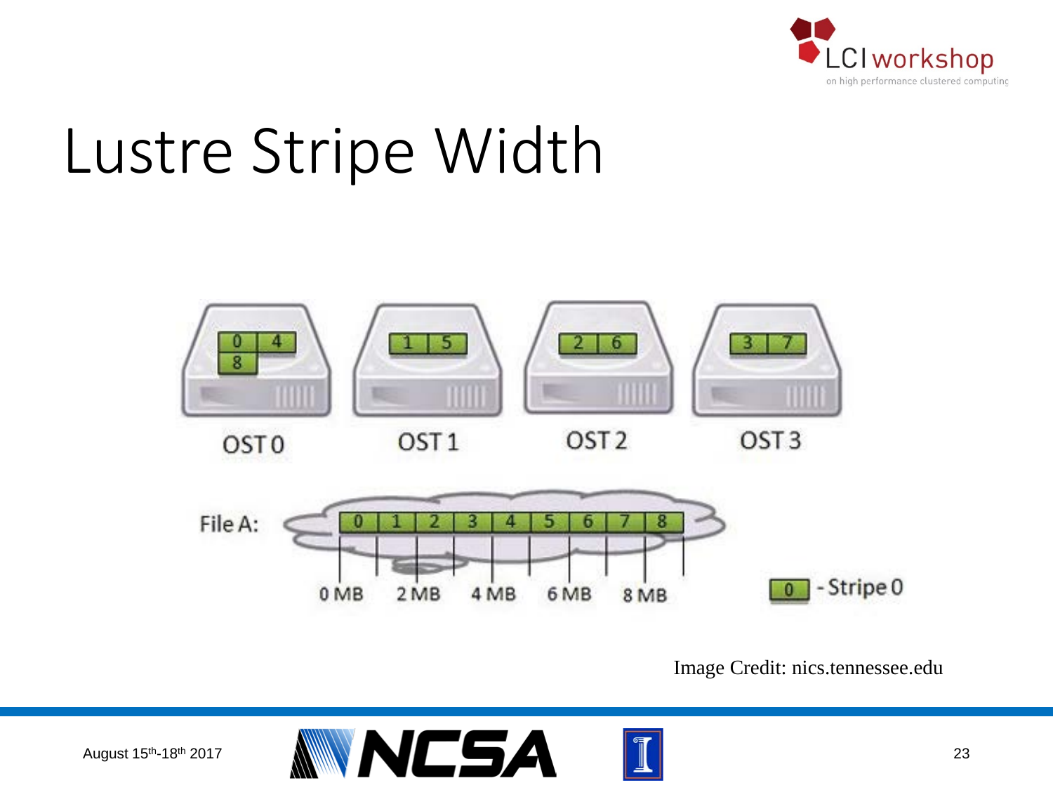# Lustre Stripe Width

OST 0

0 4
8

OST 1

1 5

OST 2

2 6

OST 3

3 7

File A: 0 1 2 3 4 5 6 7 8

0 MB 2 MB 4 MB 6 MB 8 MB

0 - Stripe 0

Image Credit: nics.tennessee.edu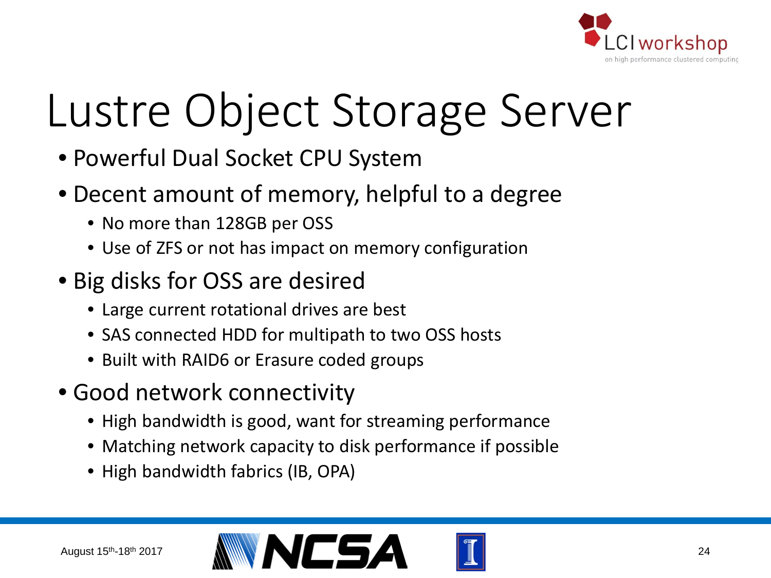# Lustre Object Storage Server

- Powerful Dual Socket CPU System
- Decent amount of memory, helpful to a degree
  - No more than 128GB per OSS
  - Use of ZFS or not has impact on memory configuration
- Big disks for OSS are desired
  - Large current rotational drives are best
  - SAS connected HDD for multipath to two OSS hosts
  - Built with RAID6 or Erasure coded groups
- Good network connectivity
  - High bandwidth is good, want for streaming performance
  - Matching network capacity to disk performance if possible
  - High bandwidth fabrics (IB, OPA)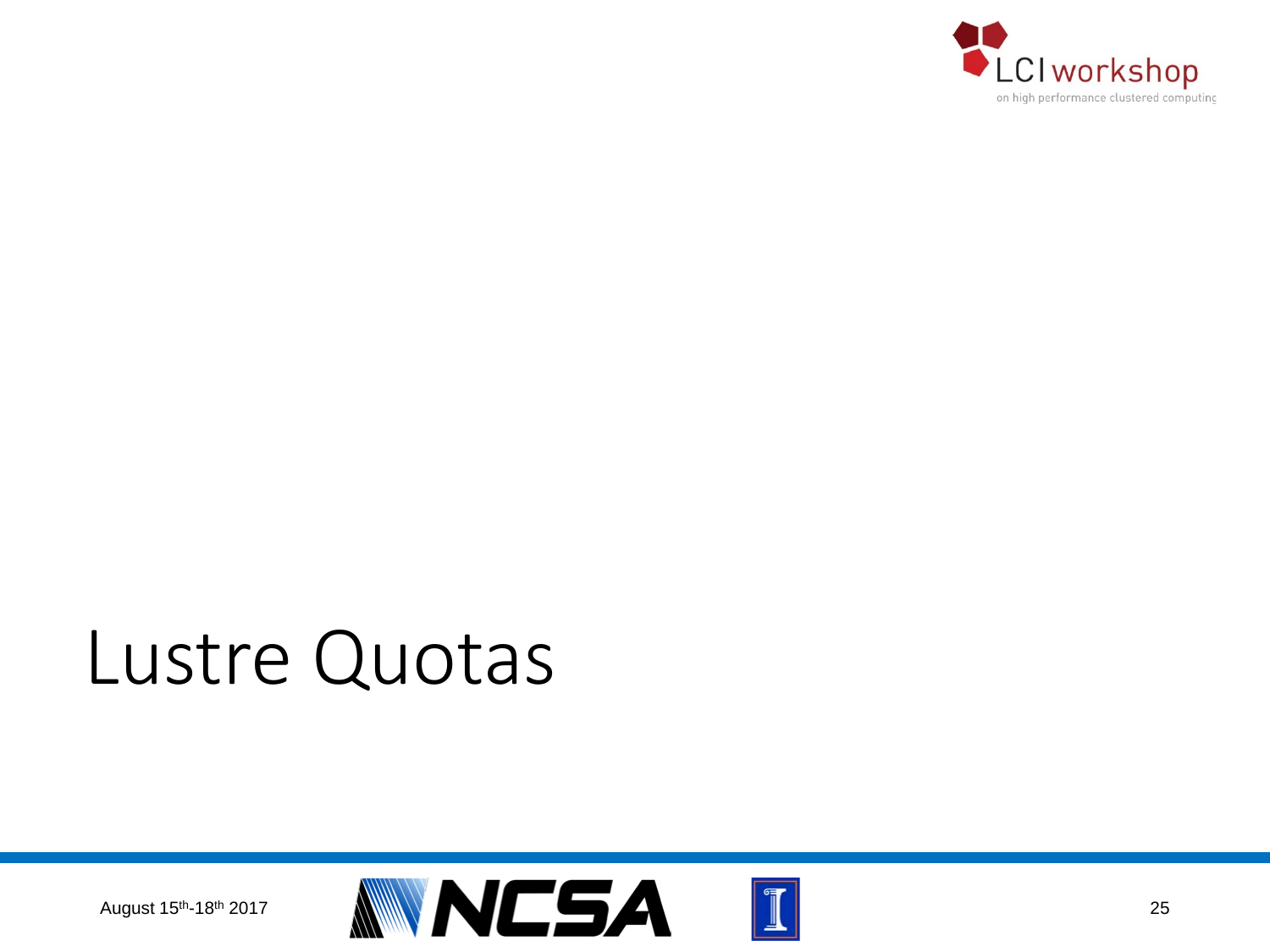# Lustre Quotas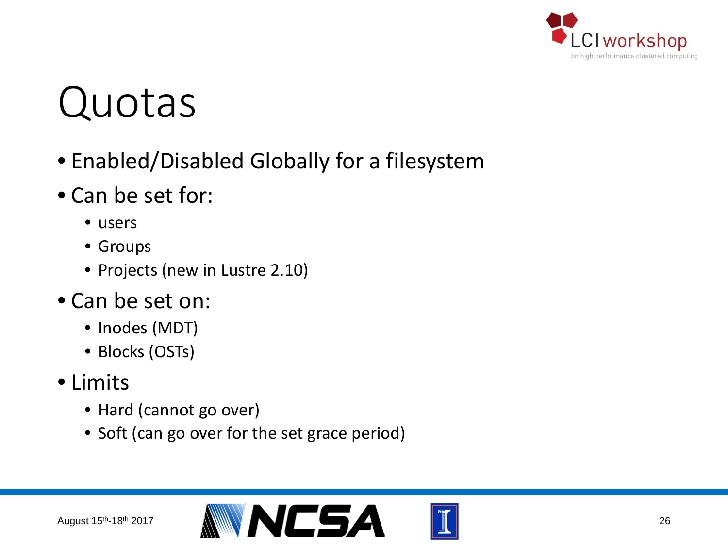# Quotas

- Enabled/Disabled Globally for a filesystem
- Can be set for:
  - users
  - Groups
  - Projects (new in Lustre 2.10)
- Can be set on:
  - Inodes (MDT)
  - Blocks (OSTs)
- Limits
  - Hard (cannot go over)
  - Soft (can go over for the set grace period)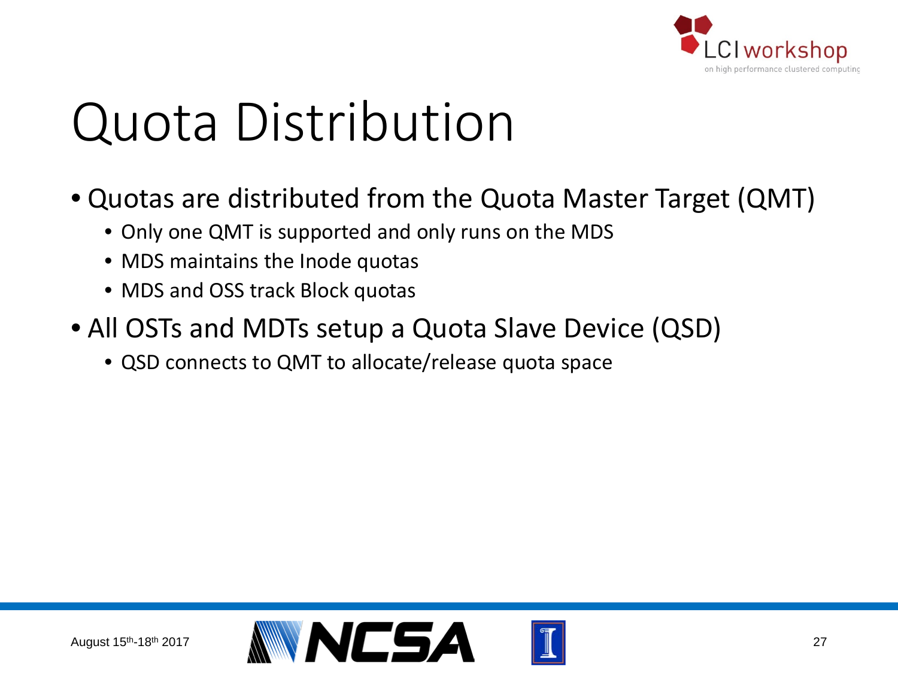# Quota Distribution

- Quotas are distributed from the Quota Master Target (QMT)
  - Only one QMT is supported and only runs on the MDS
  - MDS maintains the Inode quotas
  - MDS and OSS track Block quotas
- All OSTs and MDTs setup a Quota Slave Device (QSD)
  - QSD connects to QMT to allocate/release quota space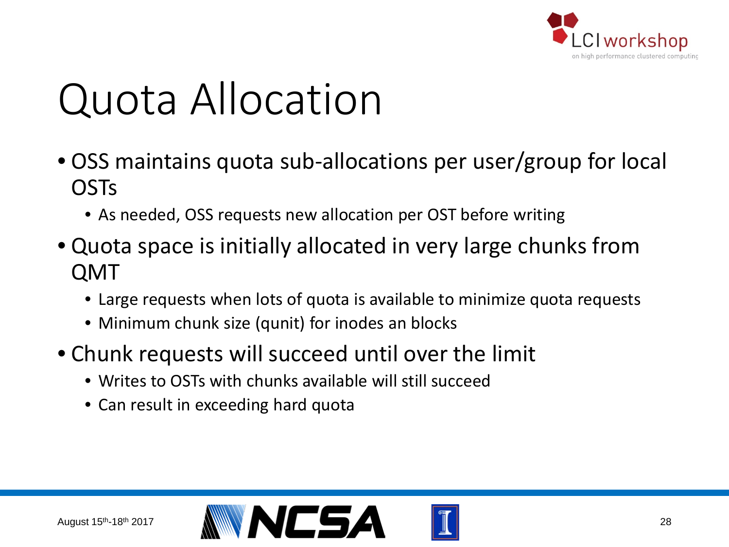# Quota Allocation

- OSS maintains quota sub-allocations per user/group for local OSTs
  - As needed, OSS requests new allocation per OST before writing
- Quota space is initially allocated in very large chunks from QMT
  - Large requests when lots of quota is available to minimize quota requests
  - Minimum chunk size (qunit) for inodes an blocks
- Chunk requests will succeed until over the limit
  - Writes to OSTs with chunks available will still succeed
  - Can result in exceeding hard quota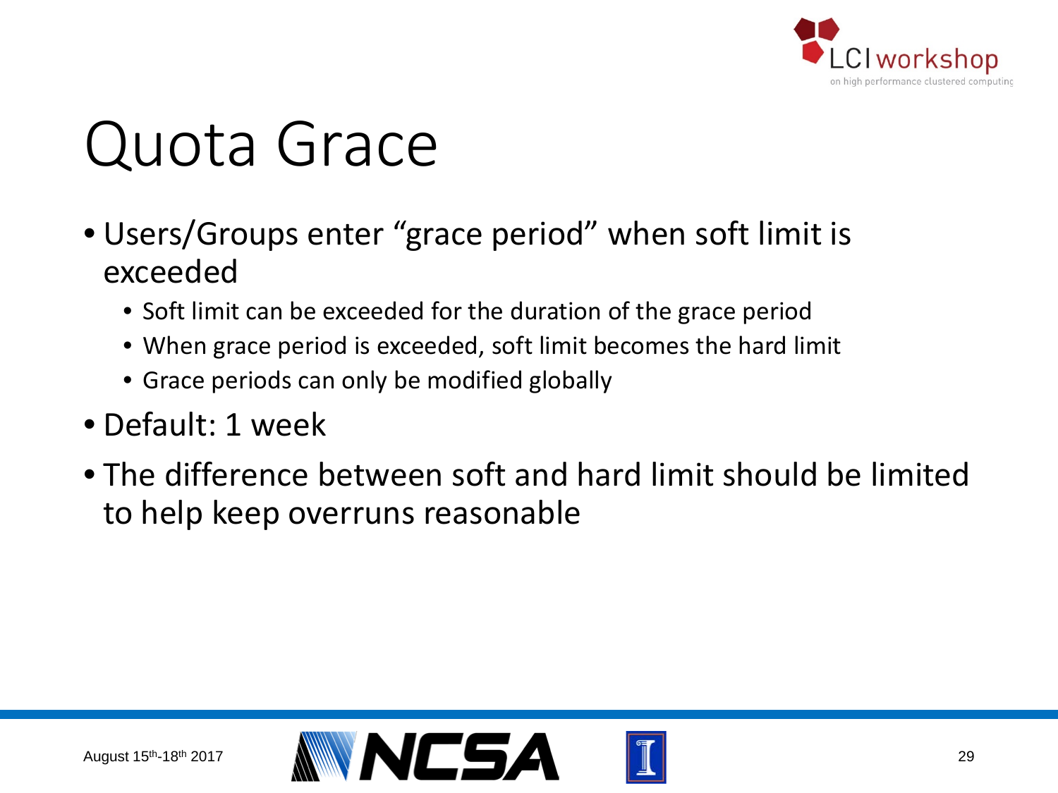# Quota Grace

- Users/Groups enter "grace period" when soft limit is exceeded
  - Soft limit can be exceeded for the duration of the grace period
  - When grace period is exceeded, soft limit becomes the hard limit
  - Grace periods can only be modified globally
- Default: 1 week
- The difference between soft and hard limit should be limited to help keep overruns reasonable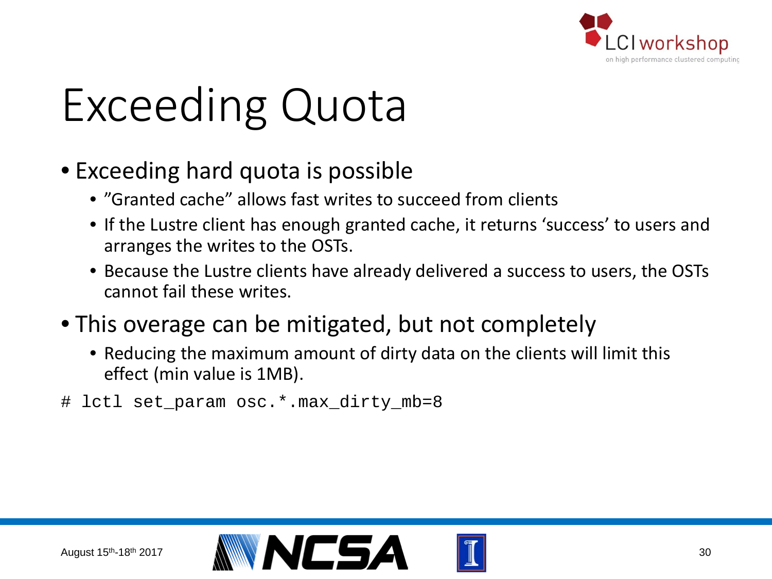# Exceeding Quota

- Exceeding hard quota is possible
  - ”Granted cache” allows fast writes to succeed from clients
  - If the Lustre client has enough granted cache, it returns ‘success’ to users and arranges the writes to the OSTs.
  - Because the Lustre clients have already delivered a success to users, the OSTs cannot fail these writes.
- This overage can be mitigated, but not completely
  - Reducing the maximum amount of dirty data on the clients will limit this effect (min value is 1MB).

```
# lctl set_param osc.*.max_dirty_mb=8
```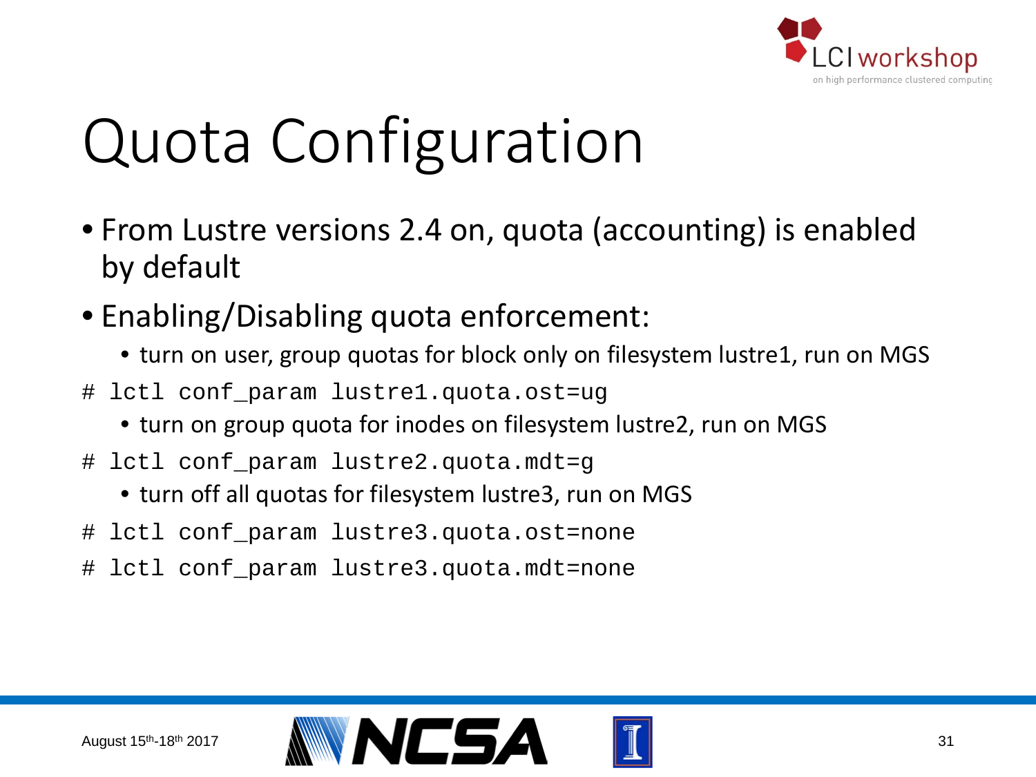# Quota Configuration

- From Lustre versions 2.4 on, quota (accounting) is enabled by default
- Enabling/Disabling quota enforcement:
  - turn on user, group quotas for block only on filesystem lustre1, run on MGS

```
# lctl conf_param lustre1.quota.ost=ug
```

  - turn on group quota for inodes on filesystem lustre2, run on MGS

```
# lctl conf_param lustre2.quota.mdt=g
```

  - turn off all quotas for filesystem lustre3, run on MGS

```
# lctl conf_param lustre3.quota.ost=none
# lctl conf_param lustre3.quota.mdt=none
```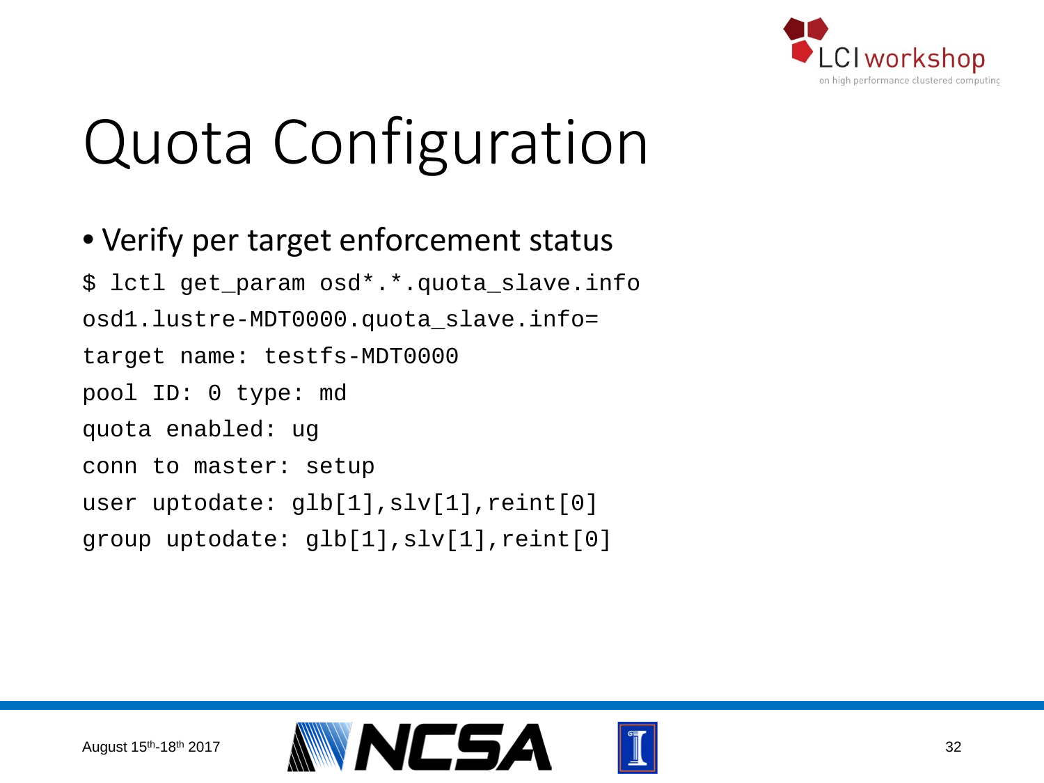# Quota Configuration

- Verify per target enforcement status

```
$ lctl get_param osd*.*.quota_slave.info
osd1.lustre-MDT0000.quota_slave.info=
target name: testfs-MDT0000
pool ID: 0 type: md
quota enabled: ug
conn to master: setup
user uptodate: glb[1],slv[1],reint[0]
group uptodate: glb[1],slv[1],reint[0]
```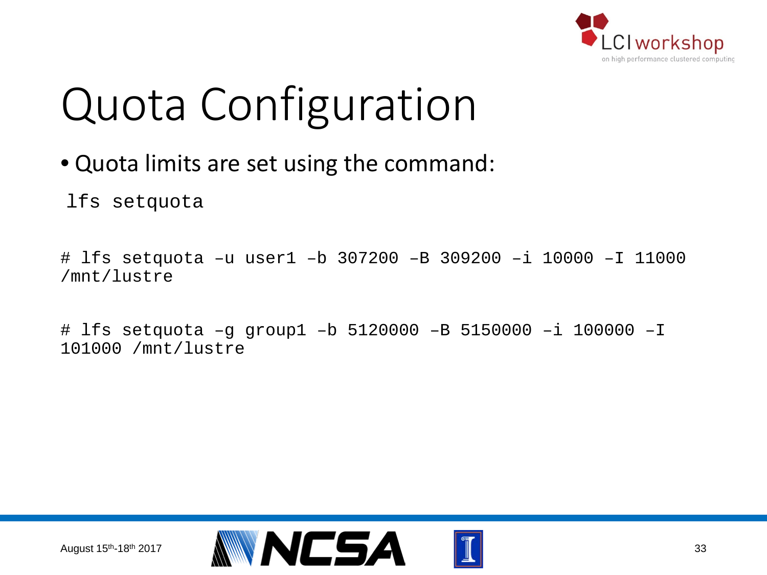# Quota Configuration

- Quota limits are set using the command:

```
lfs setquota
```

```
# lfs setquota –u user1 –b 307200 –B 309200 –i 10000 –I 11000
/mnt/lustre
```

```
# lfs setquota –g group1 –b 5120000 –B 5150000 –i 100000 –I
101000 /mnt/lustre
```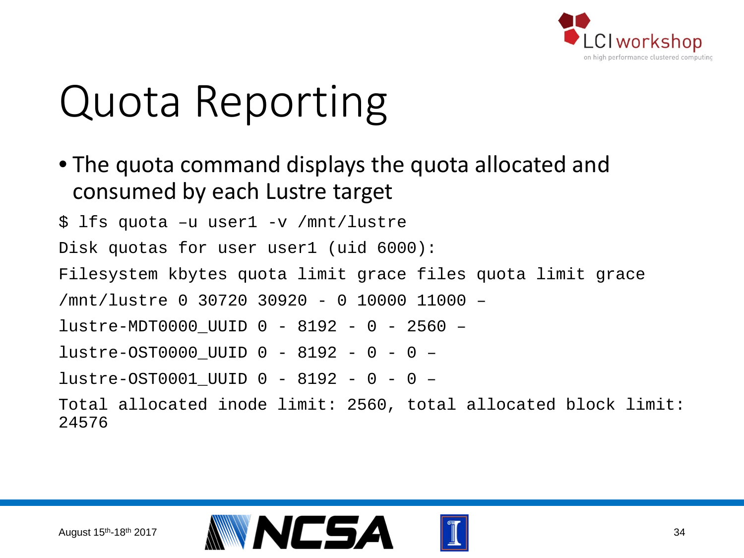# Quota Reporting

- The quota command displays the quota allocated and consumed by each Lustre target

```
$ lfs quota –u user1 -v /mnt/lustre
Disk quotas for user user1 (uid 6000):
Filesystem kbytes quota limit grace files quota limit grace
/mnt/lustre 0 30720 30920 - 0 10000 11000 –
lustre-MDT0000_UUID 0 - 8192 - 0 - 2560 –
lustre-OST0000_UUID 0 - 8192 - 0 - 0 –
lustre-OST0001_UUID 0 - 8192 - 0 - 0 –
Total allocated inode limit: 2560, total allocated block limit: 24576
```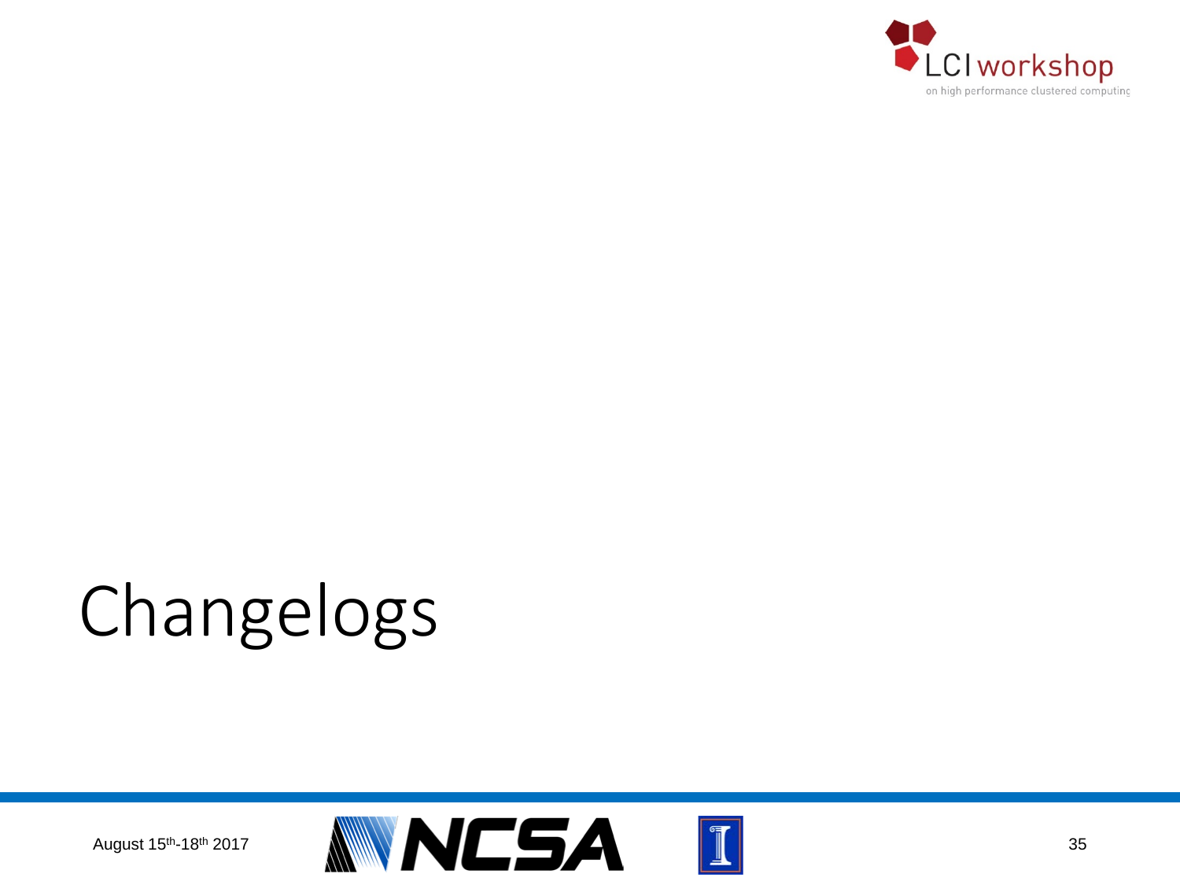# Changelogs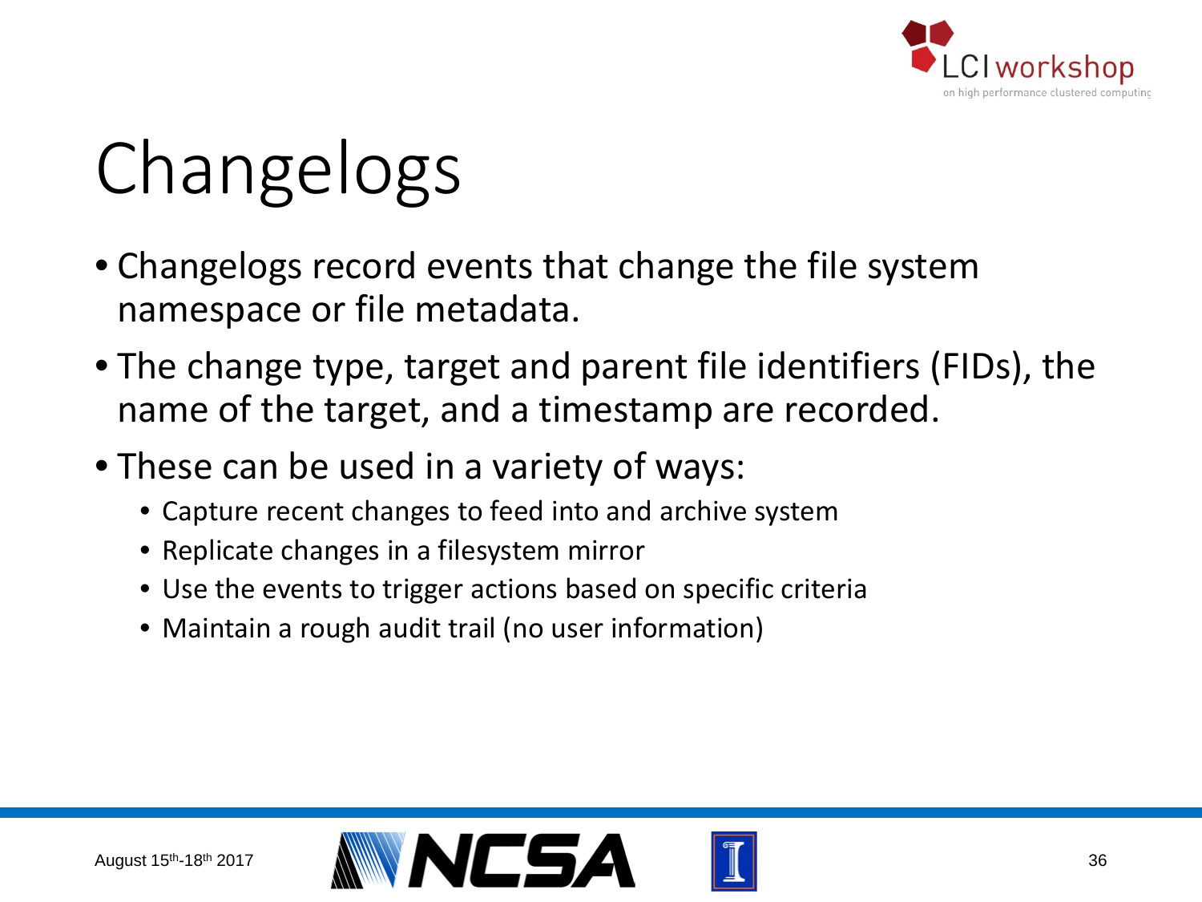# Changelogs

- Changelogs record events that change the file system namespace or file metadata.
- The change type, target and parent file identifiers (FIDs), the name of the target, and a timestamp are recorded.
- These can be used in a variety of ways:
  - Capture recent changes to feed into and archive system
  - Replicate changes in a filesystem mirror
  - Use the events to trigger actions based on specific criteria
  - Maintain a rough audit trail (no user information)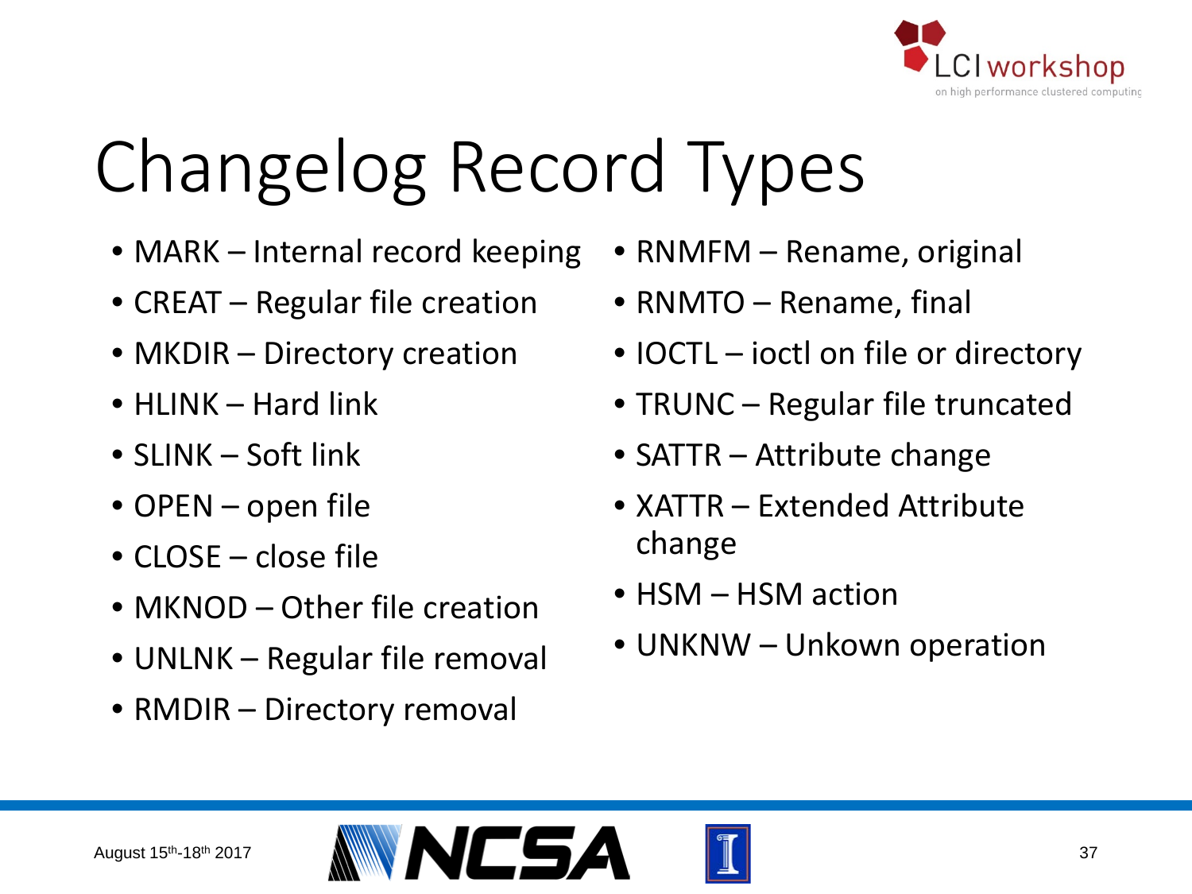# Changelog Record Types

- MARK – Internal record keeping
- CREAT – Regular file creation
- MKDIR – Directory creation
- HLINK – Hard link
- SLINK – Soft link
- OPEN – open file
- CLOSE – close file
- MKNOD – Other file creation
- UNLNK – Regular file removal
- RMDIR – Directory removal
- RNMFM – Rename, original
- RNMTO – Rename, final
- IOCTL – ioctl on file or directory
- TRUNC – Regular file truncated
- SATTR – Attribute change
- XATTR – Extended Attribute change
- HSM – HSM action
- UNKNW – Unkown operation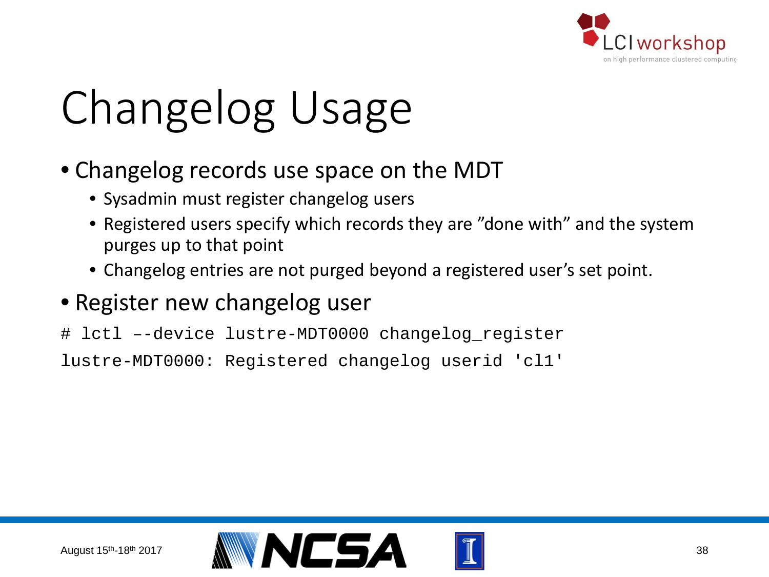# Changelog Usage

- Changelog records use space on the MDT
  - Sysadmin must register changelog users
  - Registered users specify which records they are ”done with” and the system purges up to that point
  - Changelog entries are not purged beyond a registered user’s set point.
- Register new changelog user

```
# lctl –-device lustre-MDT0000 changelog_register
lustre-MDT0000: Registered changelog userid 'cl1'
```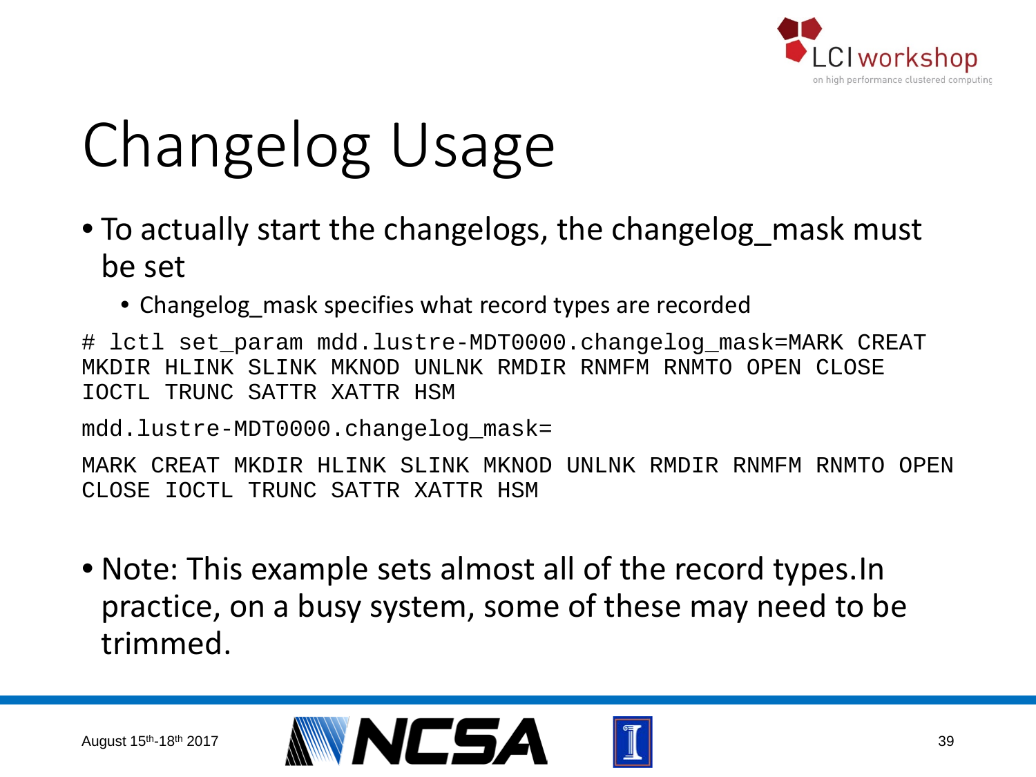# Changelog Usage

- To actually start the changelogs, the changelog_mask must be set
  - Changelog_mask specifies what record types are recorded

```
# lctl set_param mdd.lustre-MDT0000.changelog_mask=MARK CREAT
MKDIR HLINK SLINK MKNOD UNLNK RMDIR RNMFM RNMTO OPEN CLOSE
IOCTL TRUNC SATTR XATTR HSM

mdd.lustre-MDT0000.changelog_mask=

MARK CREAT MKDIR HLINK SLINK MKNOD UNLNK RMDIR RNMFM RNMTO OPEN
CLOSE IOCTL TRUNC SATTR XATTR HSM
```

- Note: This example sets almost all of the record types.In practice, on a busy system, some of these may need to be trimmed.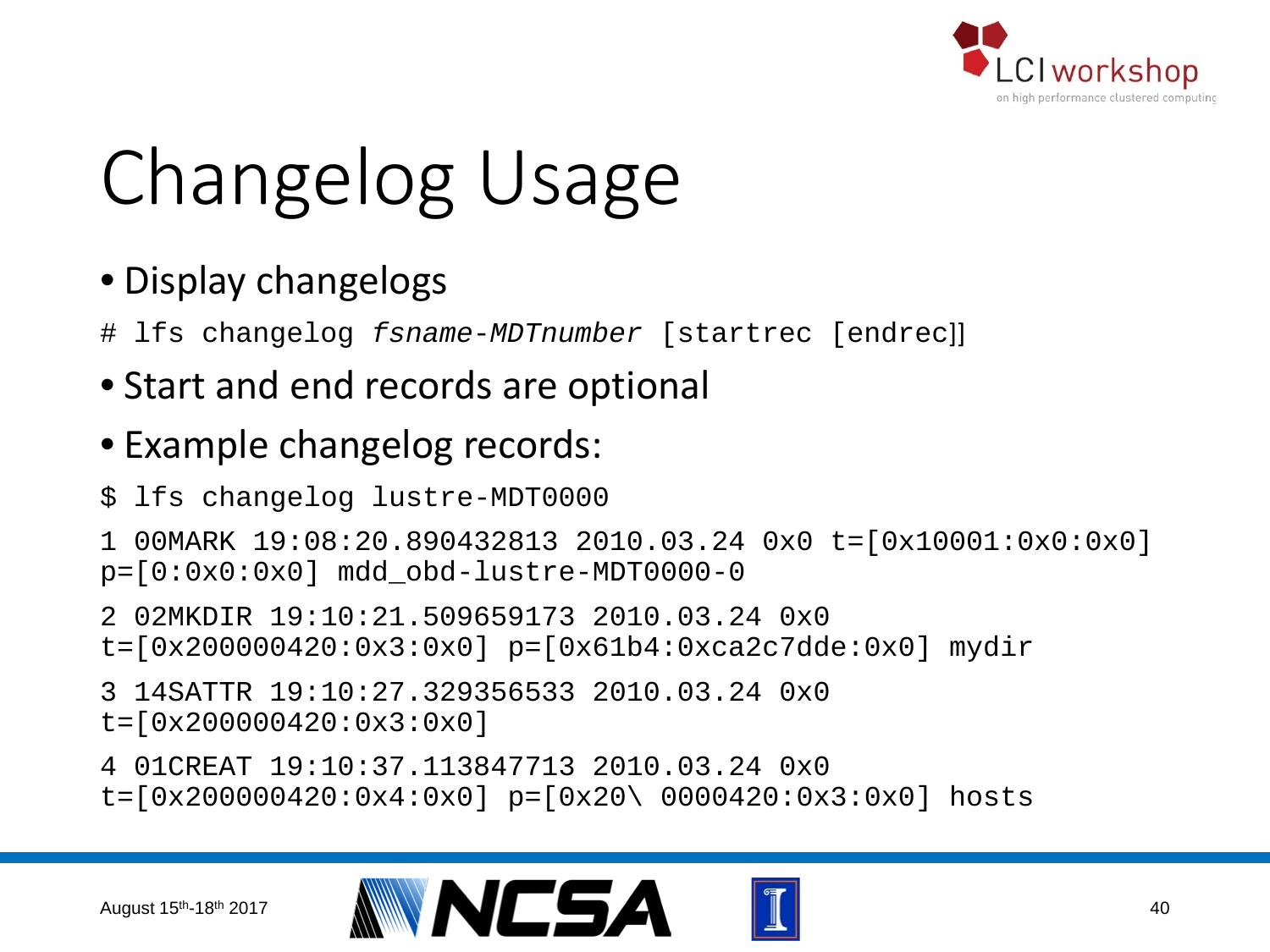# Changelog Usage

- Display changelogs

```
# lfs changelog fsname-MDTnumber [startrec [endrec]]
```

- Start and end records are optional
- Example changelog records:

```
$ lfs changelog lustre-MDT0000
1 00MARK 19:08:20.890432813 2010.03.24 0x0 t=[0x10001:0x0:0x0]
p=[0:0x0:0x0] mdd_obd-lustre-MDT0000-0
2 02MKDIR 19:10:21.509659173 2010.03.24 0x0
t=[0x200000420:0x3:0x0] p=[0x61b4:0xca2c7dde:0x0] mydir
3 14SATTR 19:10:27.329356533 2010.03.24 0x0
t=[0x200000420:0x3:0x0]
4 01CREAT 19:10:37.113847713 2010.03.24 0x0
t=[0x200000420:0x4:0x0] p=[0x20\ 0000420:0x3:0x0] hosts
```

August 15th-18th 2017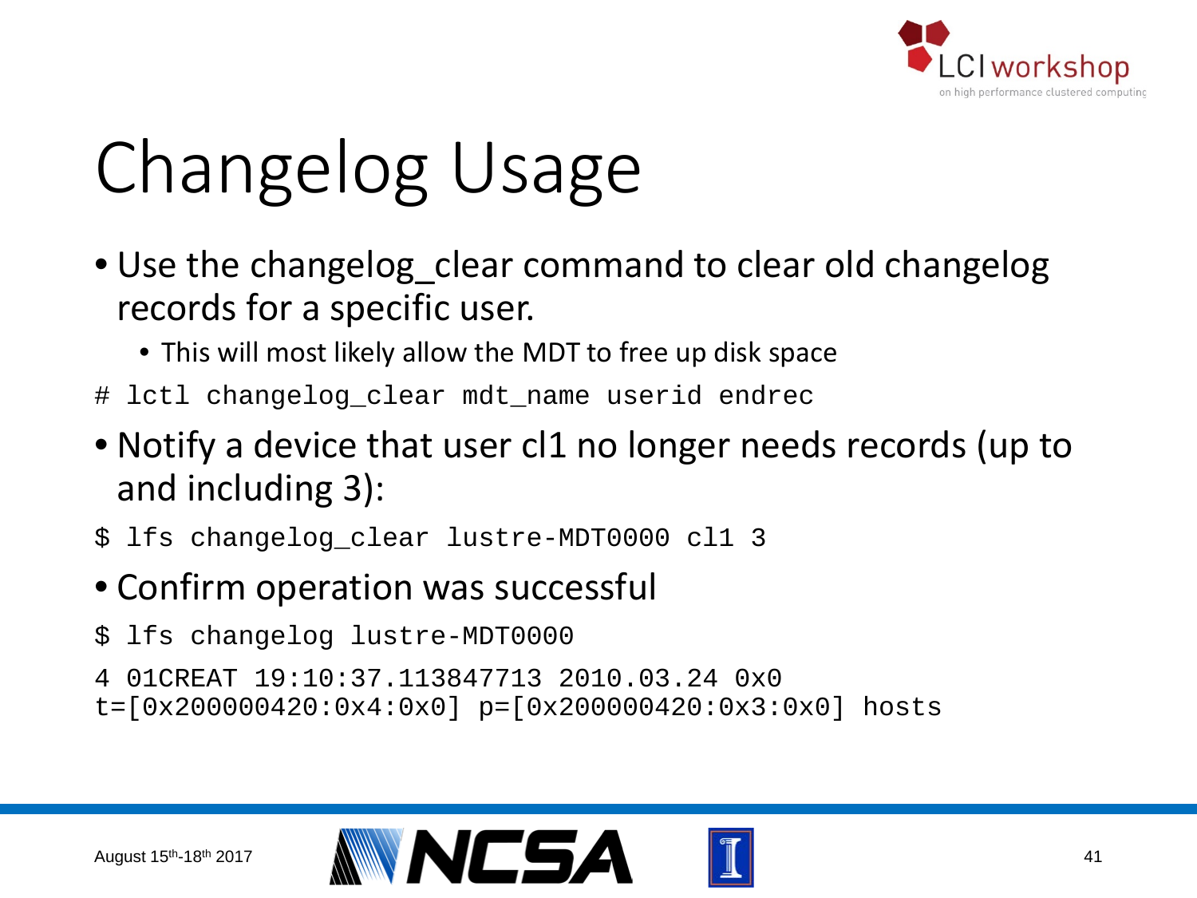# Changelog Usage

- Use the changelog_clear command to clear old changelog records for a specific user.
  - This will most likely allow the MDT to free up disk space

```
# lctl changelog_clear mdt_name userid endrec
```

- Notify a device that user cl1 no longer needs records (up to and including 3):

```
$ lfs changelog_clear lustre-MDT0000 cl1 3
```

- Confirm operation was successful

```
$ lfs changelog lustre-MDT0000
4 01CREAT 19:10:37.113847713 2010.03.24 0x0
t=[0x200000420:0x4:0x0] p=[0x200000420:0x3:0x0] hosts
```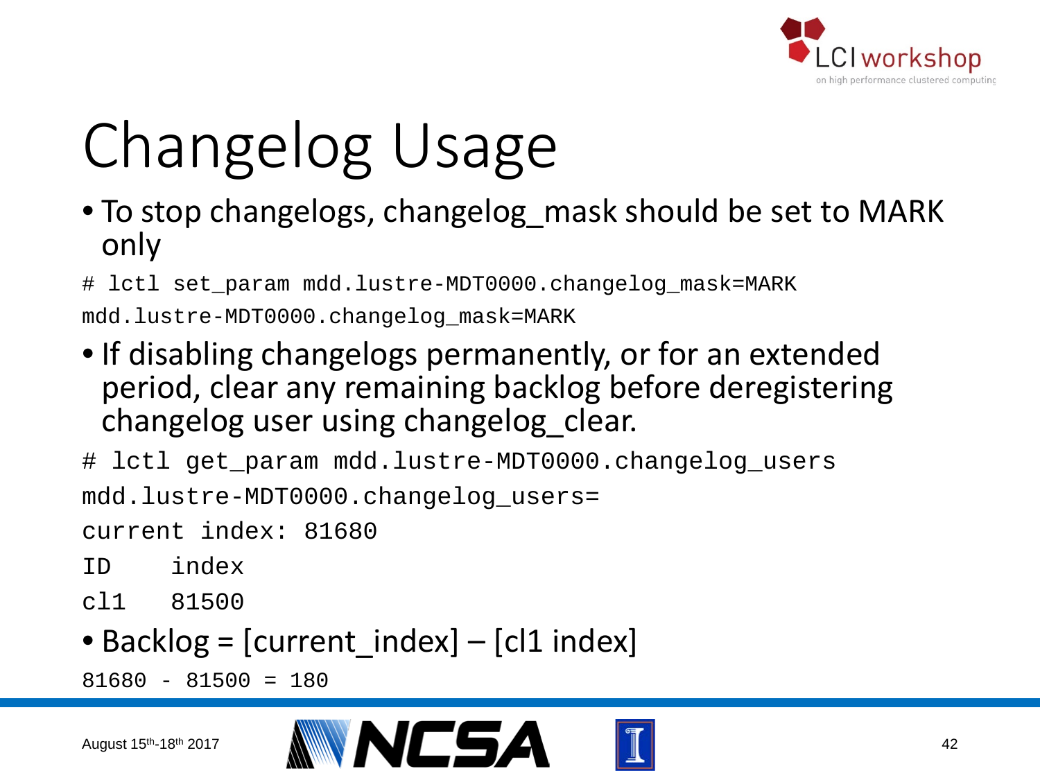# Changelog Usage

- To stop changelogs, changelog_mask should be set to MARK only

```
# lctl set_param mdd.lustre-MDT0000.changelog_mask=MARK
mdd.lustre-MDT0000.changelog_mask=MARK
```

- If disabling changelogs permanently, or for an extended period, clear any remaining backlog before deregistering changelog user using changelog_clear.

```
# lctl get_param mdd.lustre-MDT0000.changelog_users
mdd.lustre-MDT0000.changelog_users=
current index: 81680
ID    index
cl1   81500
```

- Backlog = [current_index] – [cl1 index]

```
81680 - 81500 = 180
```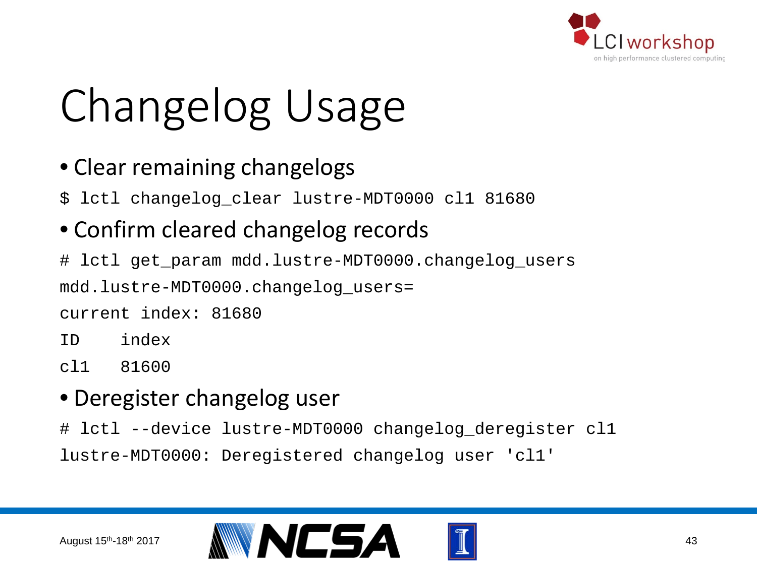# Changelog Usage

- Clear remaining changelogs

```
$ lctl changelog_clear lustre-MDT0000 cl1 81680
```

- Confirm cleared changelog records

```
# lctl get_param mdd.lustre-MDT0000.changelog_users
mdd.lustre-MDT0000.changelog_users=
current index: 81680
ID    index
cl1   81600
```

- Deregister changelog user

```
# lctl --device lustre-MDT0000 changelog_deregister cl1
lustre-MDT0000: Deregistered changelog user 'cl1'
```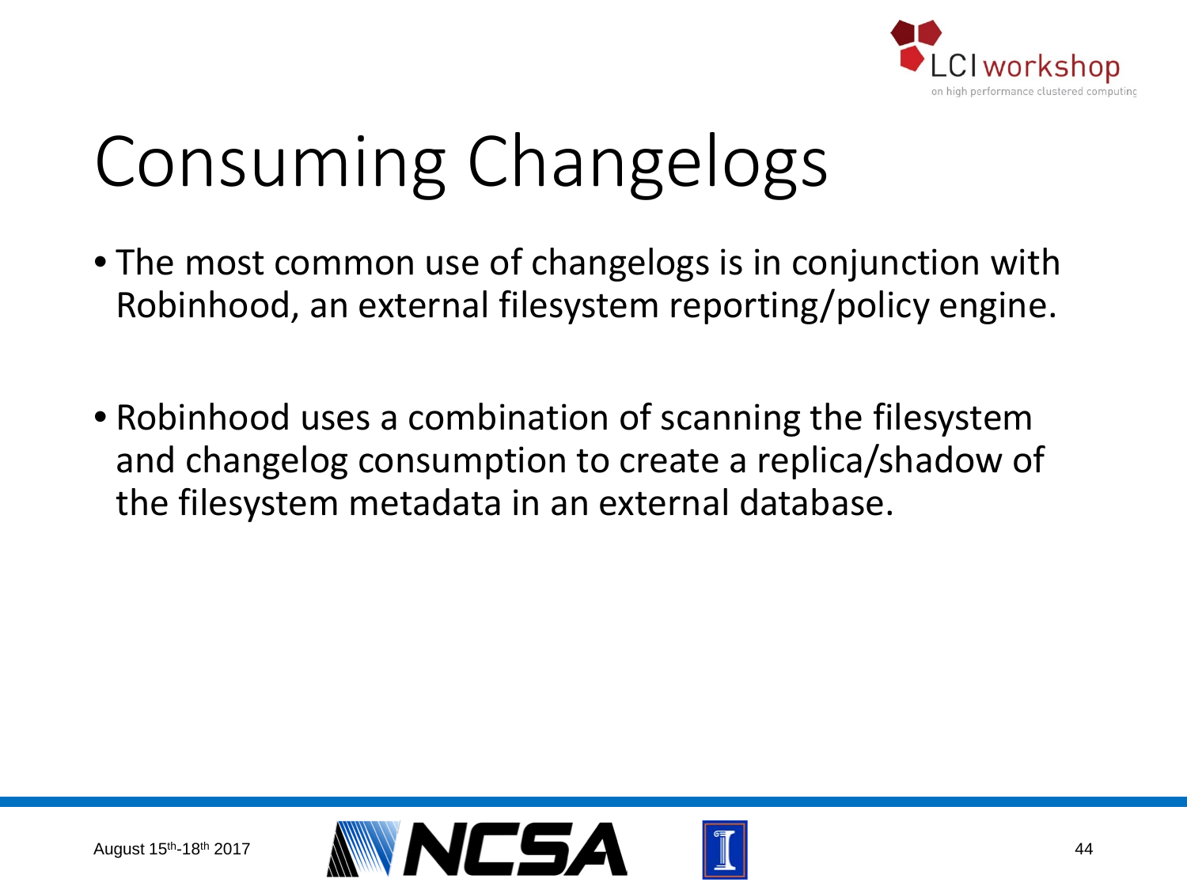# Consuming Changelogs

- The most common use of changelogs is in conjunction with Robinhood, an external filesystem reporting/policy engine.

- Robinhood uses a combination of scanning the filesystem and changelog consumption to create a replica/shadow of the filesystem metadata in an external database.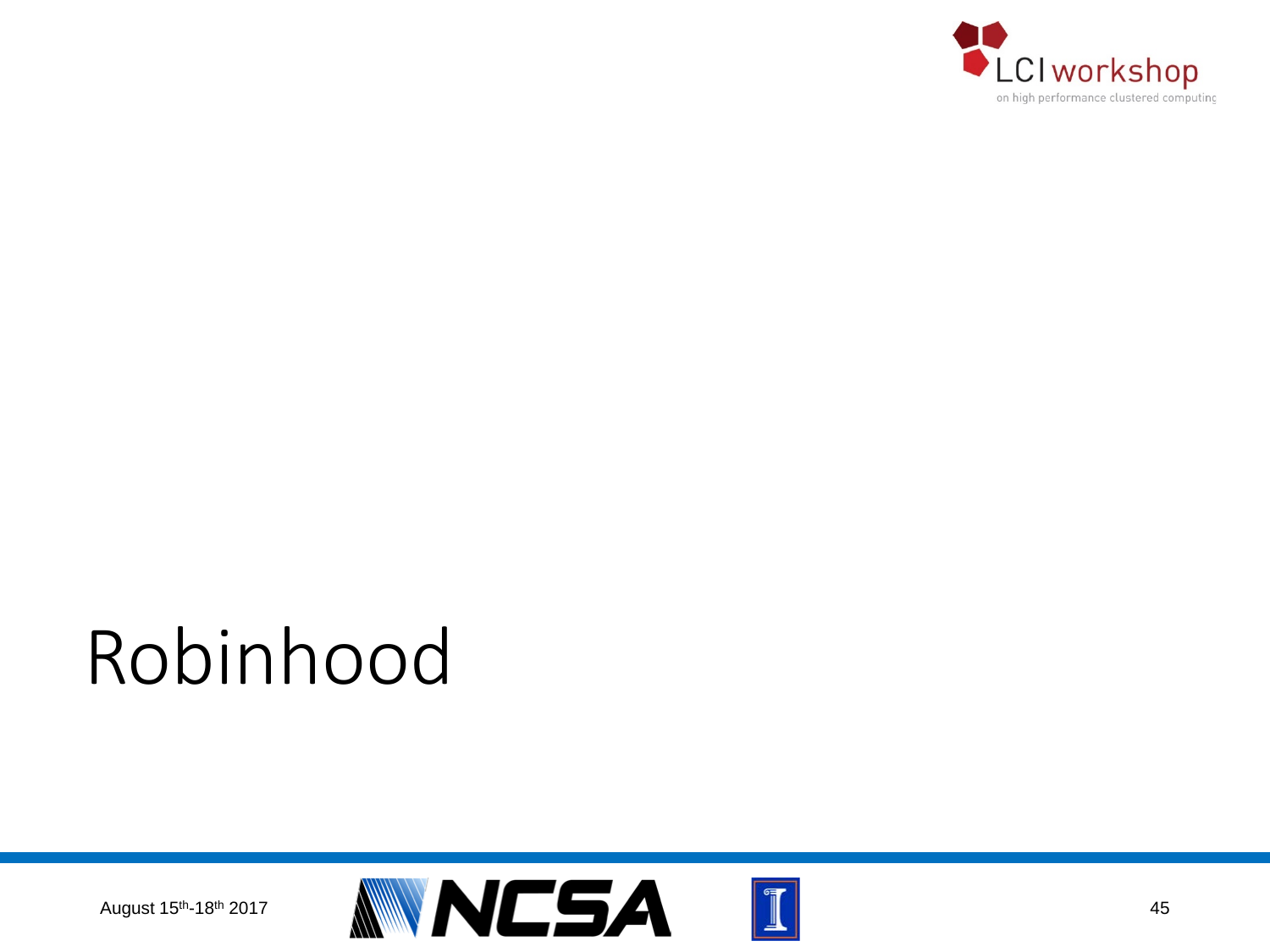# Robinhood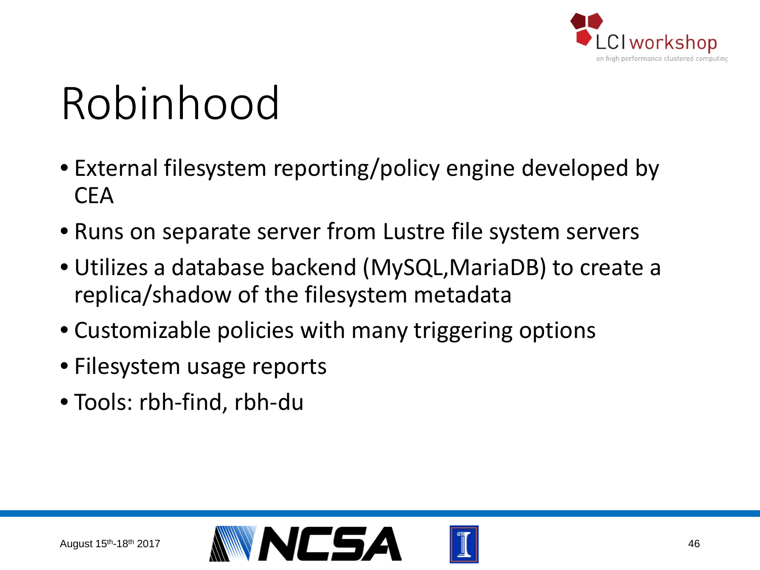# Robinhood

- External filesystem reporting/policy engine developed by CEA
- Runs on separate server from Lustre file system servers
- Utilizes a database backend (MySQL,MariaDB) to create a replica/shadow of the filesystem metadata
- Customizable policies with many triggering options
- Filesystem usage reports
- Tools: rbh-find, rbh-du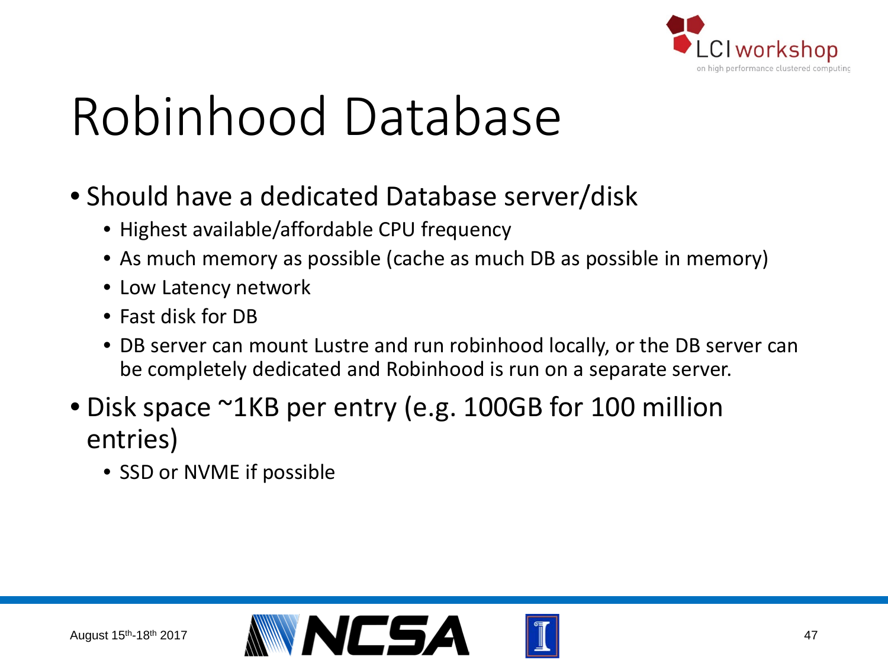# Robinhood Database

- Should have a dedicated Database server/disk
  - Highest available/affordable CPU frequency
  - As much memory as possible (cache as much DB as possible in memory)
  - Low Latency network
  - Fast disk for DB
  - DB server can mount Lustre and run robinhood locally, or the DB server can be completely dedicated and Robinhood is run on a separate server.
- Disk space ~1KB per entry (e.g. 100GB for 100 million entries)
  - SSD or NVME if possible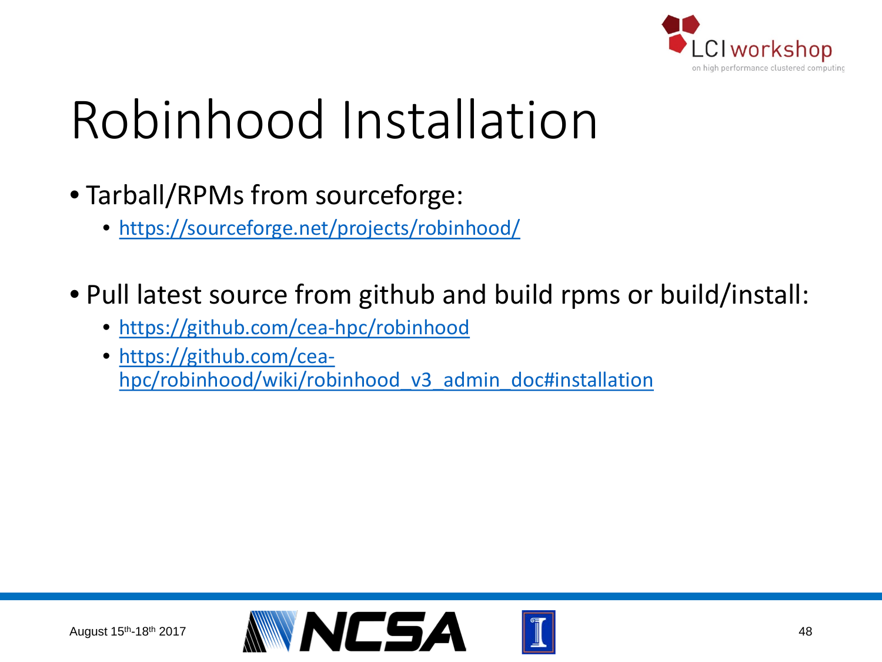# Robinhood Installation

- Tarball/RPMs from sourceforge:
  - https://sourceforge.net/projects/robinhood/
- Pull latest source from github and build rpms or build/install:
  - https://github.com/cea-hpc/robinhood
  - https://github.com/cea-hpc/robinhood/wiki/robinhood_v3_admin_doc#installation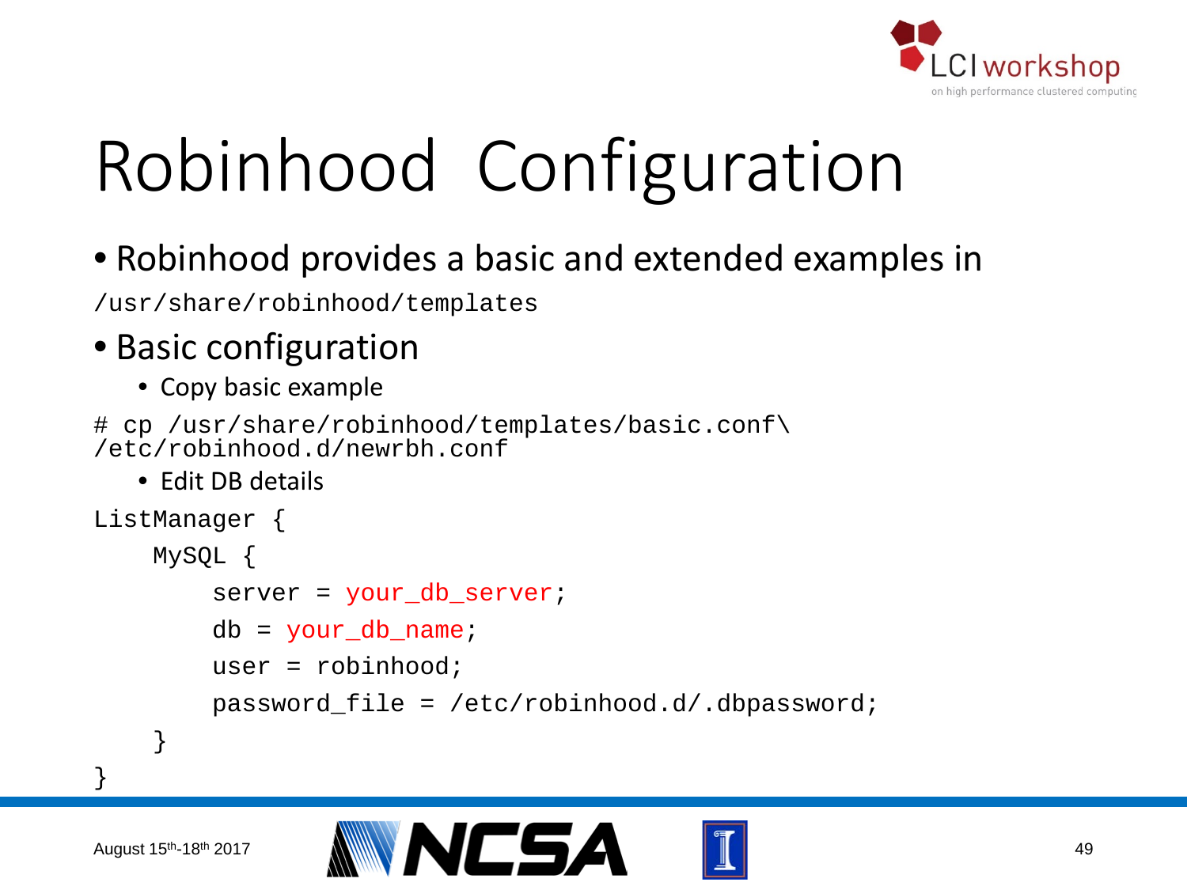# Robinhood Configuration

- Robinhood provides a basic and extended examples in

```
/usr/share/robinhood/templates
```

- Basic configuration
  - Copy basic example

```
# cp /usr/share/robinhood/templates/basic.conf\
/etc/robinhood.d/newrbh.conf
```

  - Edit DB details

```
ListManager {
    MySQL {
        server = your_db_server;
        db = your_db_name;
        user = robinhood;
        password_file = /etc/robinhood.d/.dbpassword;
    }
}
```

August 15th-18th 2017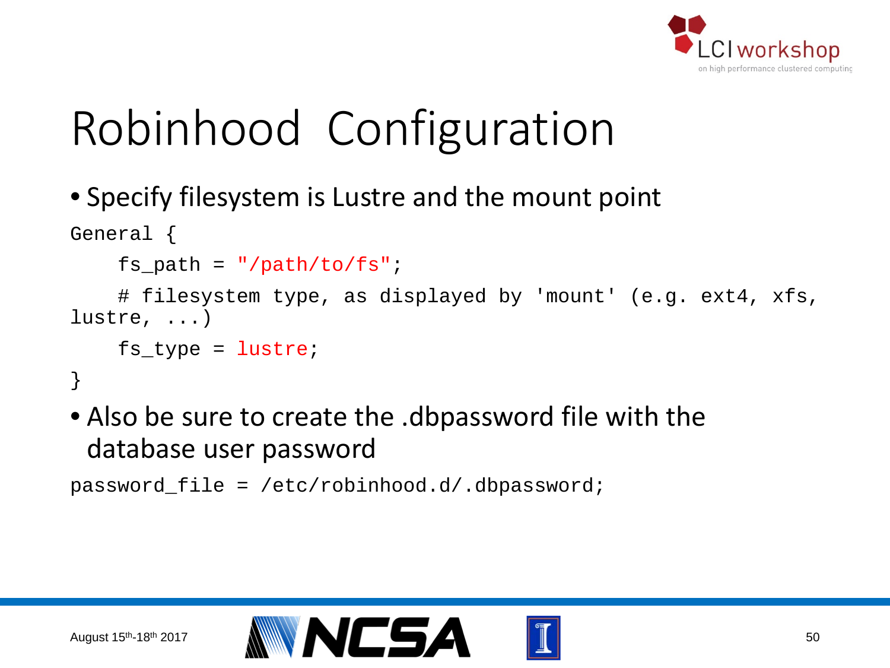# Robinhood Configuration

- Specify filesystem is Lustre and the mount point

```
General {
    fs_path = "/path/to/fs";
    # filesystem type, as displayed by 'mount' (e.g. ext4, xfs,
lustre, ...)
    fs_type = lustre;
}
```

- Also be sure to create the .dbpassword file with the database user password

```
password_file = /etc/robinhood.d/.dbpassword;
```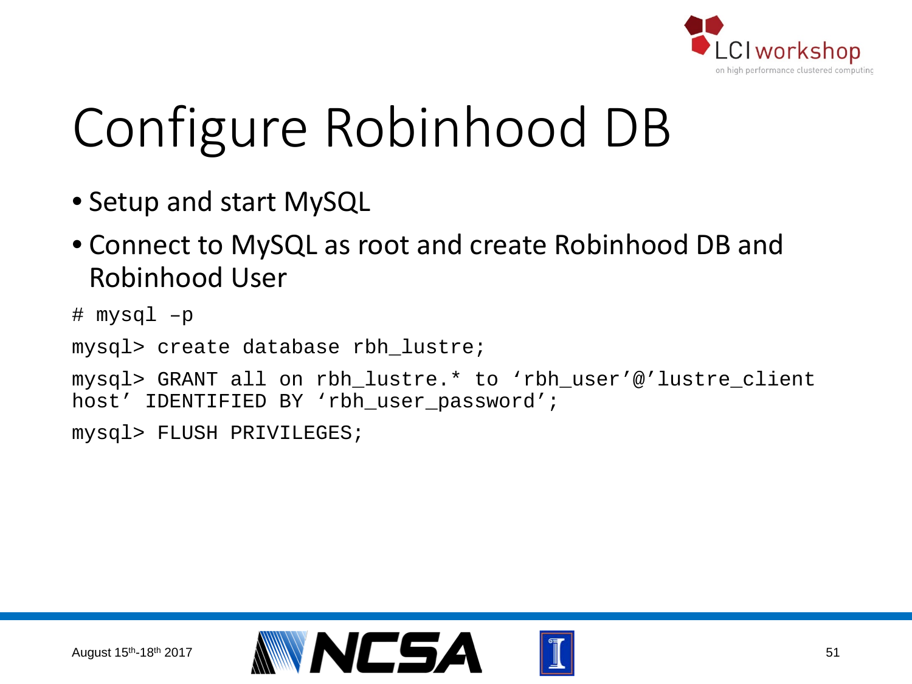# Configure Robinhood DB

- Setup and start MySQL
- Connect to MySQL as root and create Robinhood DB and Robinhood User

```
# mysql –p

mysql> create database rbh_lustre;

mysql> GRANT all on rbh_lustre.* to ‘rbh_user’@’lustre_client
host’ IDENTIFIED BY ‘rbh_user_password’;

mysql> FLUSH PRIVILEGES;
```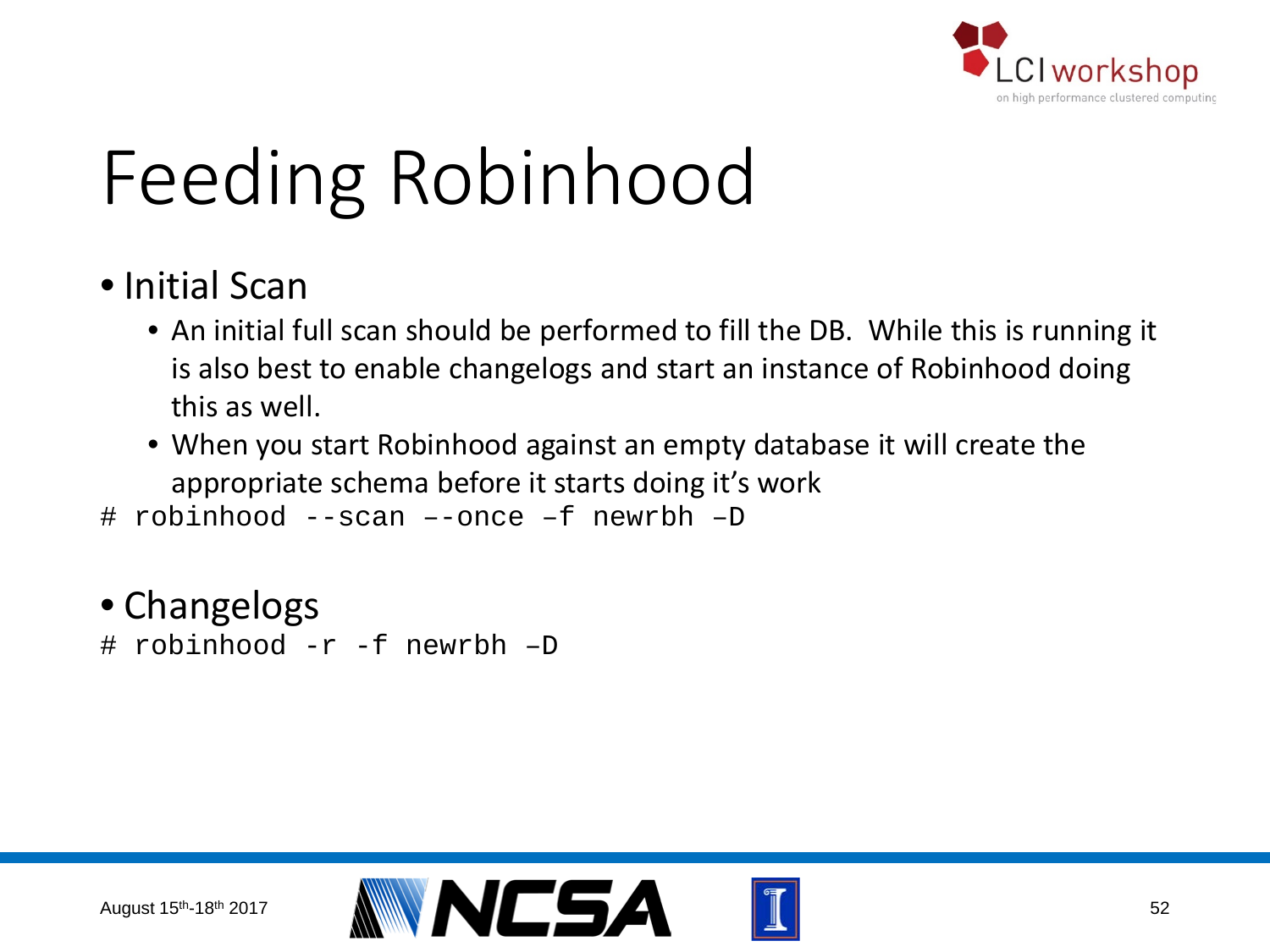# Feeding Robinhood

- Initial Scan
  - An initial full scan should be performed to fill the DB. While this is running it is also best to enable changelogs and start an instance of Robinhood doing this as well.
  - When you start Robinhood against an empty database it will create the appropriate schema before it starts doing it's work

```
# robinhood --scan ––once –f newrbh –D
```

- Changelogs

```
# robinhood -r -f newrbh –D
```

August 15th-18th 2017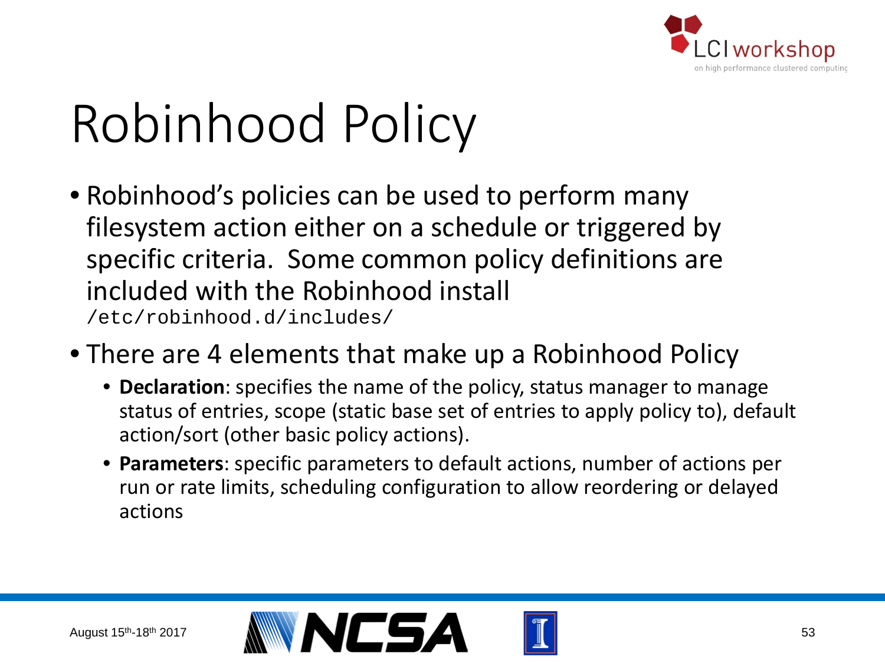# Robinhood Policy

- Robinhood's policies can be used to perform many filesystem action either on a schedule or triggered by specific criteria. Some common policy definitions are included with the Robinhood install `/etc/robinhood.d/includes/`
- There are 4 elements that make up a Robinhood Policy
  - **Declaration**: specifies the name of the policy, status manager to manage status of entries, scope (static base set of entries to apply policy to), default action/sort (other basic policy actions).
  - **Parameters**: specific parameters to default actions, number of actions per run or rate limits, scheduling configuration to allow reordering or delayed actions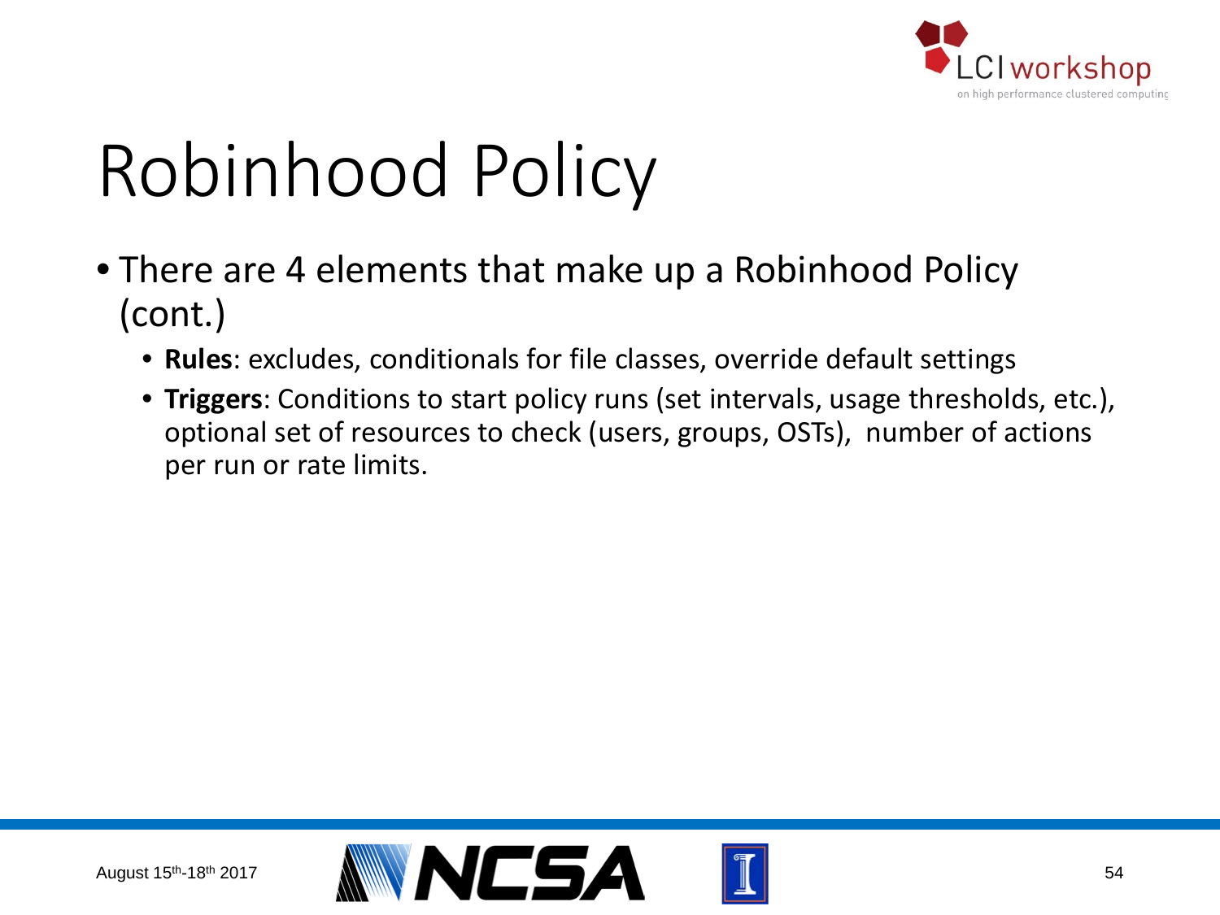# Robinhood Policy

- There are 4 elements that make up a Robinhood Policy (cont.)
  - **Rules**: excludes, conditionals for file classes, override default settings
  - **Triggers**: Conditions to start policy runs (set intervals, usage thresholds, etc.), optional set of resources to check (users, groups, OSTs), number of actions per run or rate limits.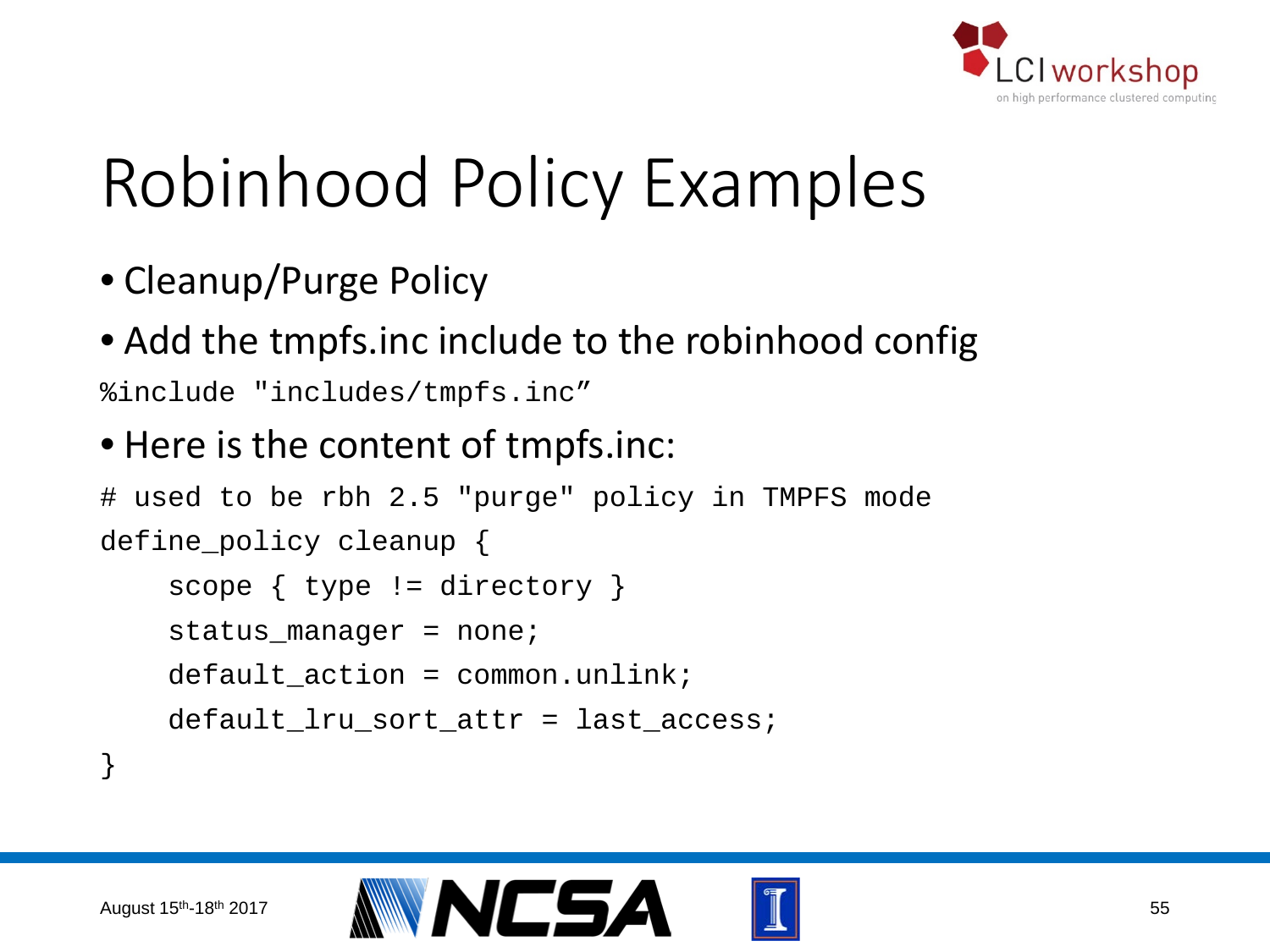# Robinhood Policy Examples

- Cleanup/Purge Policy
- Add the tmpfs.inc include to the robinhood config

```
%include "includes/tmpfs.inc”
```

- Here is the content of tmpfs.inc:

```
# used to be rbh 2.5 "purge" policy in TMPFS mode
define_policy cleanup {
    scope { type != directory }
    status_manager = none;
    default_action = common.unlink;
    default_lru_sort_attr = last_access;
}
```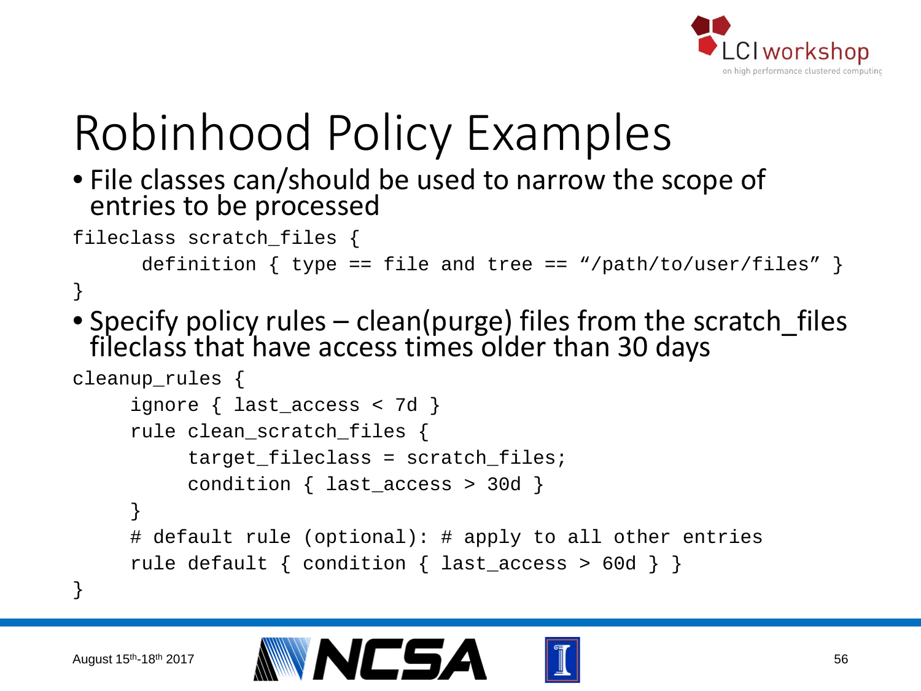# Robinhood Policy Examples

- File classes can/should be used to narrow the scope of entries to be processed

```
fileclass scratch_files {
     definition { type == file and tree == “/path/to/user/files” }
}
```

- Specify policy rules – clean(purge) files from the scratch_files fileclass that have access times older than 30 days

```
cleanup_rules {
     ignore { last_access < 7d }
     rule clean_scratch_files {
          target_fileclass = scratch_files;
          condition { last_access > 30d }
     }
     # default rule (optional): # apply to all other entries
     rule default { condition { last_access > 60d } }
}
```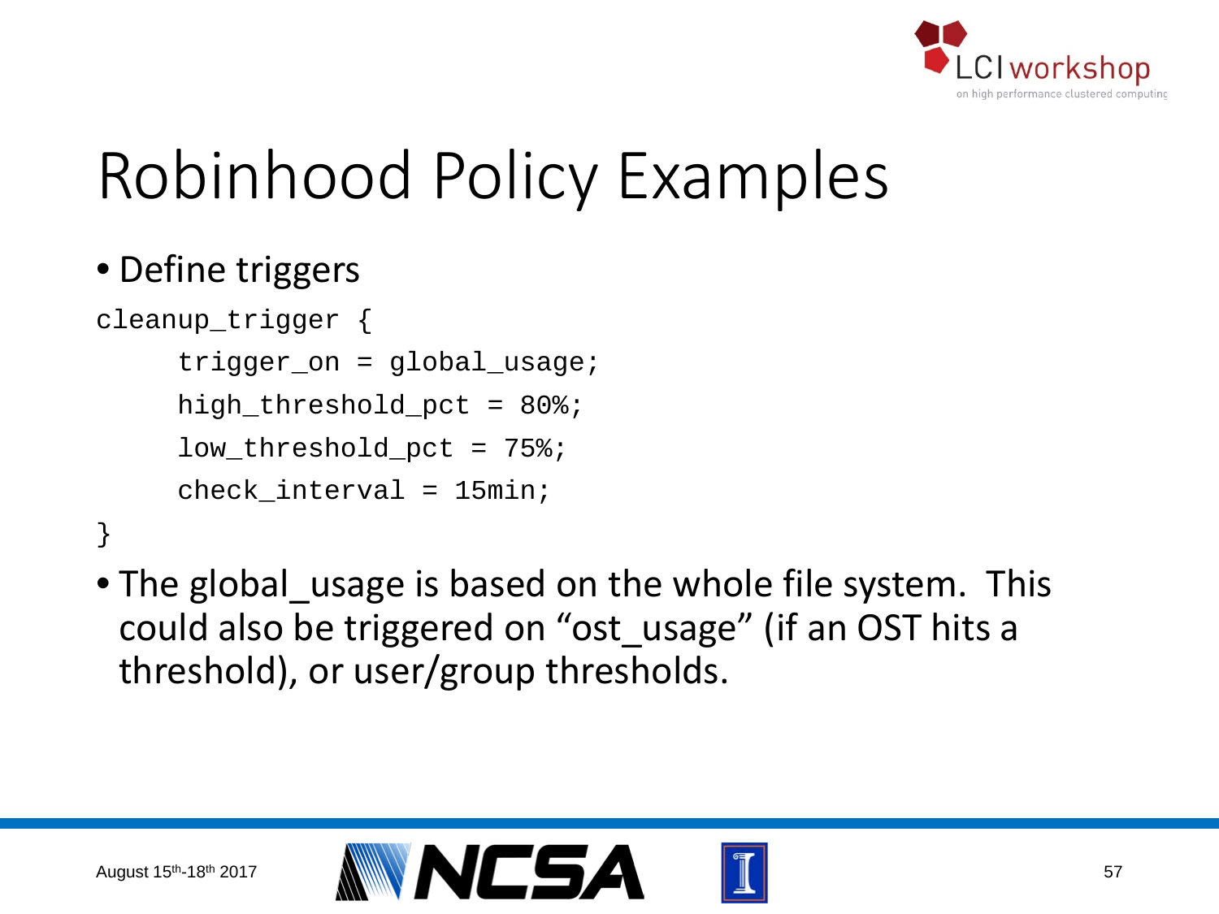# Robinhood Policy Examples

- Define triggers

```
cleanup_trigger {
     trigger_on = global_usage;
     high_threshold_pct = 80%;
     low_threshold_pct = 75%;
     check_interval = 15min;
}
```

- The global_usage is based on the whole file system. This could also be triggered on “ost_usage” (if an OST hits a threshold), or user/group thresholds.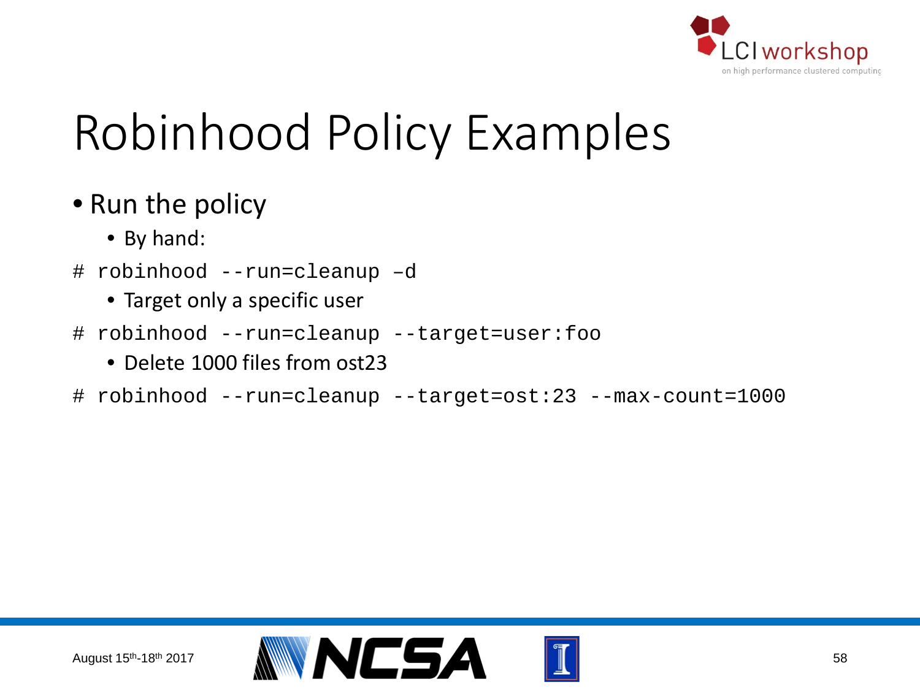# Robinhood Policy Examples

- Run the policy
  - By hand:

```
# robinhood --run=cleanup –d
```

  - Target only a specific user

```
# robinhood --run=cleanup --target=user:foo
```

  - Delete 1000 files from ost23

```
# robinhood --run=cleanup --target=ost:23 --max-count=1000
```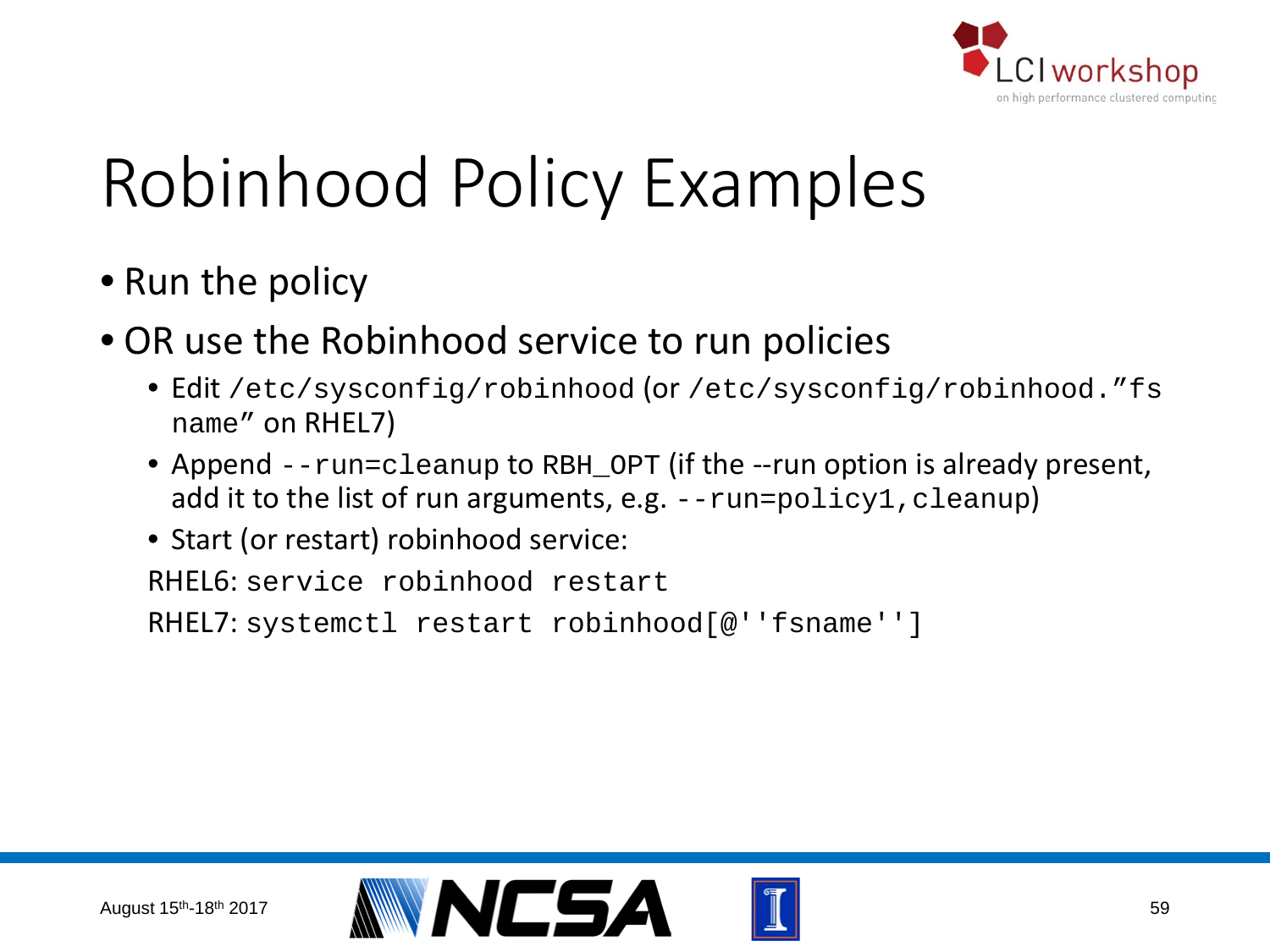# Robinhood Policy Examples

- Run the policy
- OR use the Robinhood service to run policies
  - Edit `/etc/sysconfig/robinhood` (or `/etc/sysconfig/robinhood."fs name"` on RHEL7)
  - Append `--run=cleanup` to `RBH_OPT` (if the --run option is already present, add it to the list of run arguments, e.g. `--run=policy1,cleanup`)
  - Start (or restart) robinhood service:

RHEL6: `service robinhood restart`

RHEL7: `systemctl restart robinhood[@''fsname'']`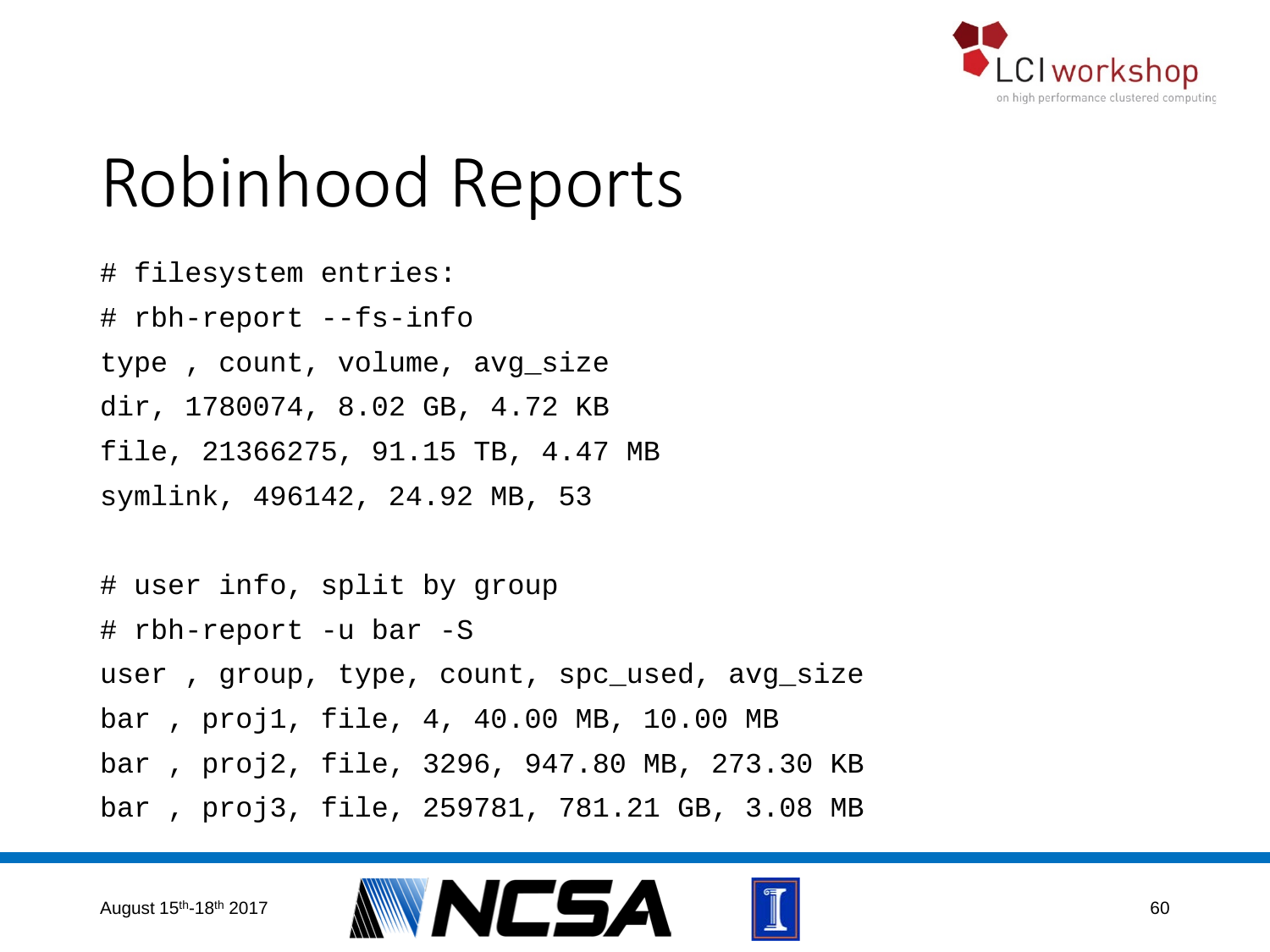# Robinhood Reports

```
# filesystem entries:
# rbh-report --fs-info
type , count, volume, avg_size
dir, 1780074, 8.02 GB, 4.72 KB
file, 21366275, 91.15 TB, 4.47 MB
symlink, 496142, 24.92 MB, 53

# user info, split by group
# rbh-report -u bar -S
user , group, type, count, spc_used, avg_size
bar , proj1, file, 4, 40.00 MB, 10.00 MB
bar , proj2, file, 3296, 947.80 MB, 273.30 KB
bar , proj3, file, 259781, 781.21 GB, 3.08 MB
```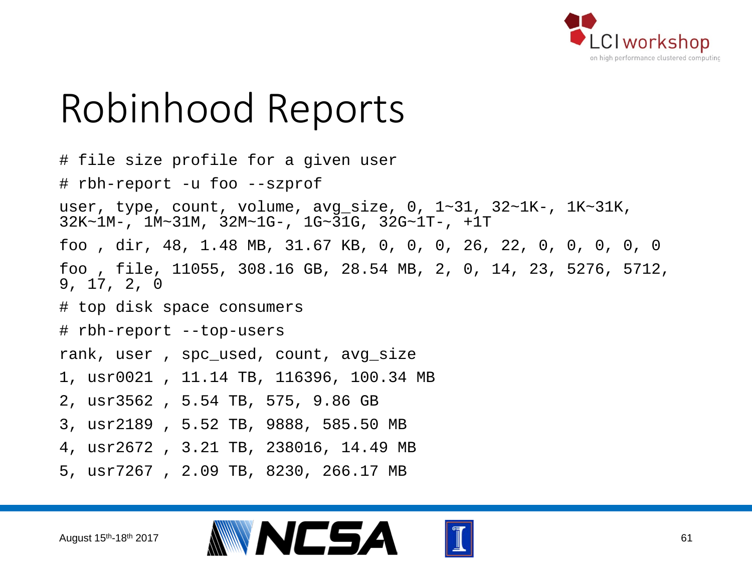# Robinhood Reports

```
# file size profile for a given user
# rbh-report -u foo --szprof
user, type, count, volume, avg_size, 0, 1~31, 32~1K-, 1K~31K,
32K~1M-, 1M~31M, 32M~1G-, 1G~31G, 32G~1T-, +1T
foo , dir, 48, 1.48 MB, 31.67 KB, 0, 0, 0, 26, 22, 0, 0, 0, 0, 0
foo , file, 11055, 308.16 GB, 28.54 MB, 2, 0, 14, 23, 5276, 5712,
9, 17, 2, 0
# top disk space consumers
# rbh-report --top-users
rank, user , spc_used, count, avg_size
1, usr0021 , 11.14 TB, 116396, 100.34 MB
2, usr3562 , 5.54 TB, 575, 9.86 GB
3, usr2189 , 5.52 TB, 9888, 585.50 MB
4, usr2672 , 3.21 TB, 238016, 14.49 MB
5, usr7267 , 2.09 TB, 8230, 266.17 MB
```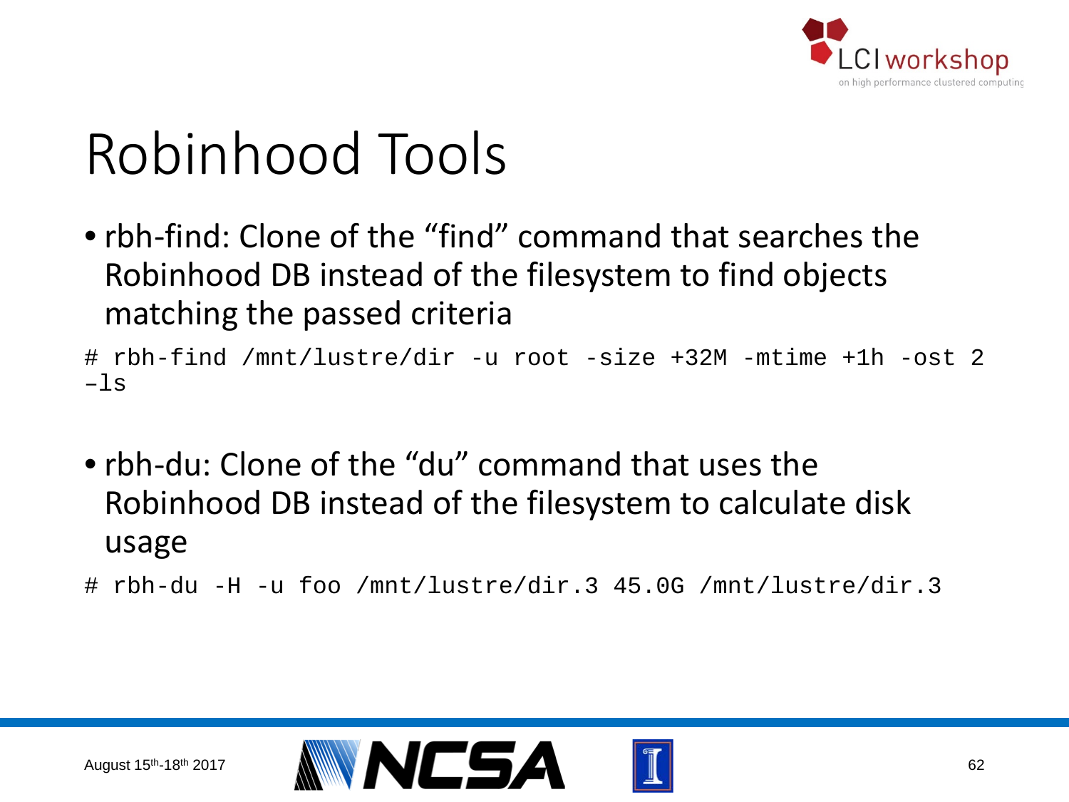# Robinhood Tools

- rbh-find: Clone of the "find" command that searches the Robinhood DB instead of the filesystem to find objects matching the passed criteria

```
# rbh-find /mnt/lustre/dir -u root -size +32M -mtime +1h -ost 2 –ls
```

- rbh-du: Clone of the "du" command that uses the Robinhood DB instead of the filesystem to calculate disk usage

```
# rbh-du -H -u foo /mnt/lustre/dir.3 45.0G /mnt/lustre/dir.3
```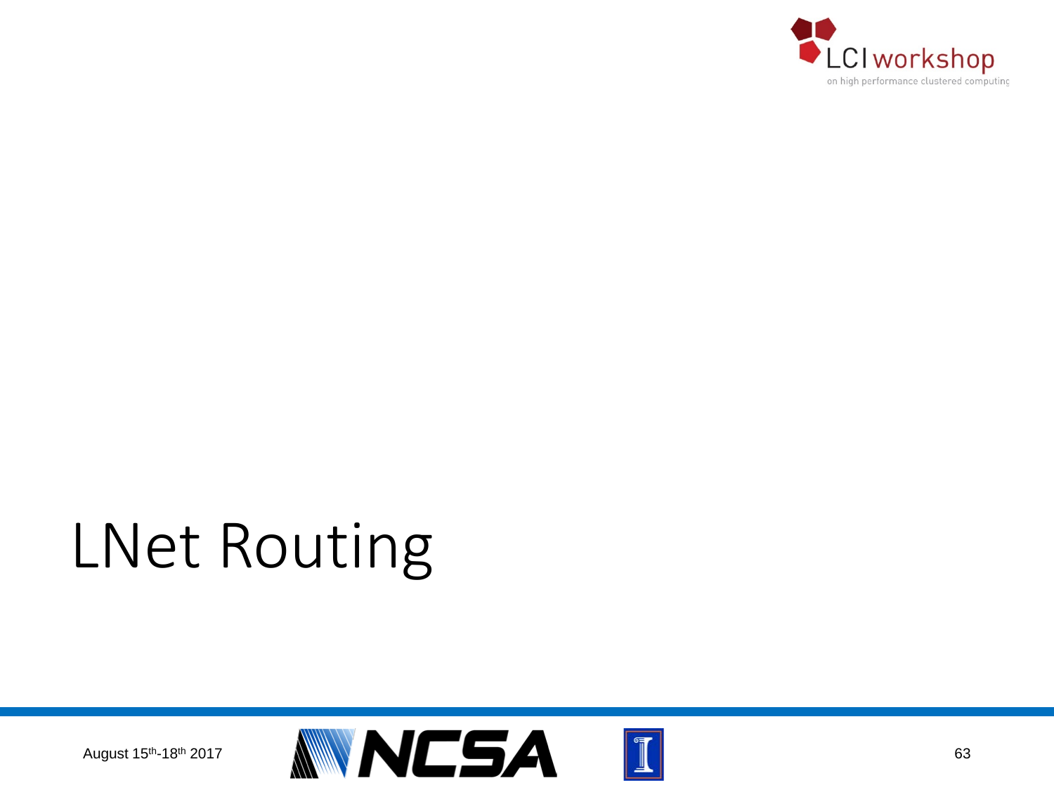# LNet Routing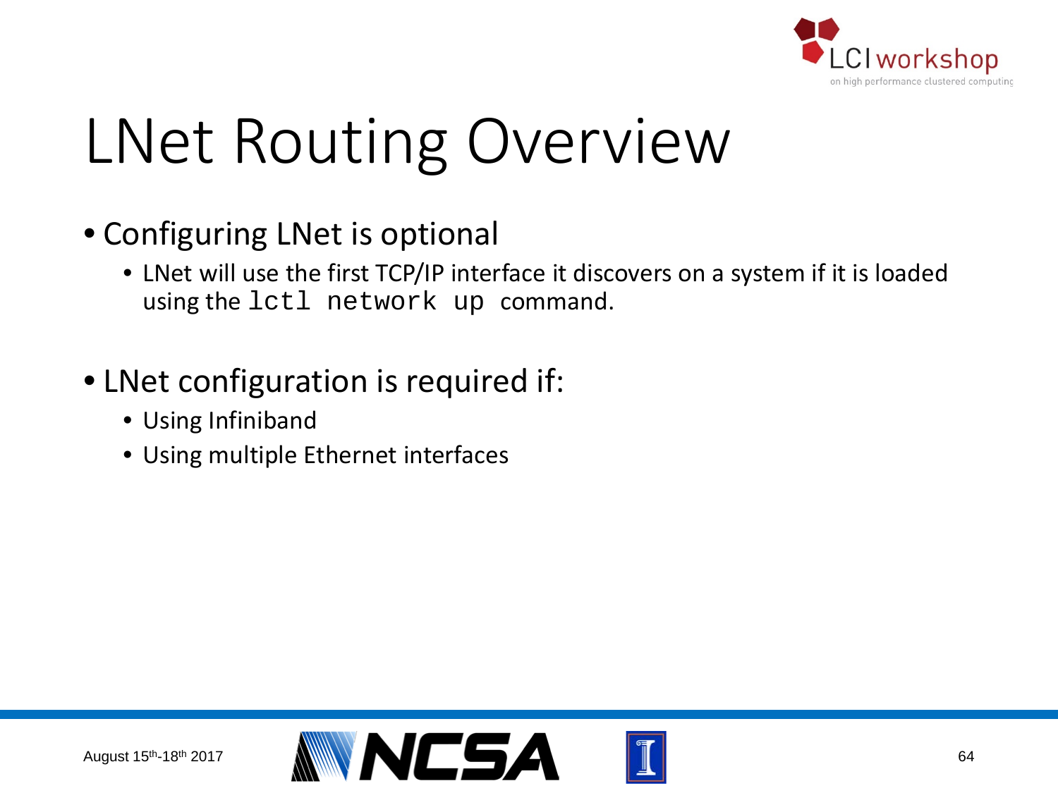# LNet Routing Overview

- Configuring LNet is optional
  - LNet will use the first TCP/IP interface it discovers on a system if it is loaded using the `lctl network up` command.

- LNet configuration is required if:
  - Using Infiniband
  - Using multiple Ethernet interfaces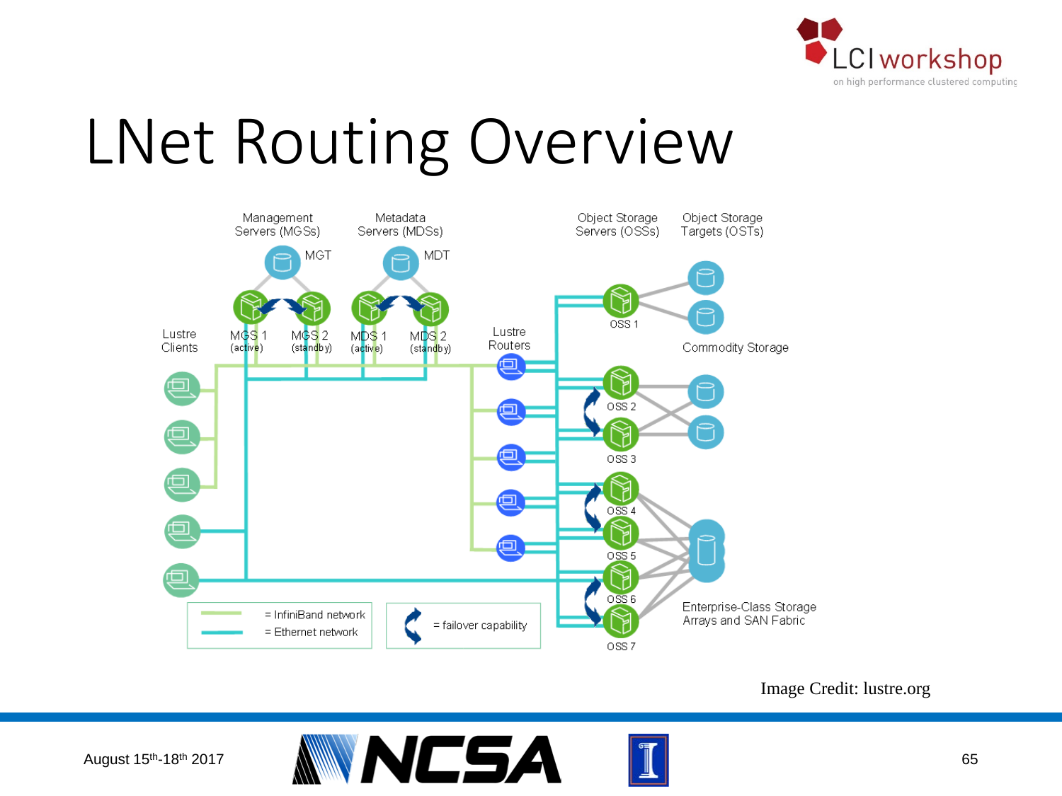# LNet Routing Overview

Management Servers (MGSs)

MGT

Metadata Servers (MDSs)

MDT

Object Storage Servers (OSSs)

Object Storage Targets (OSTs)

Lustre Clients

MGS 1 (active)

MGS 2 (standby)

MDS 1 (active)

MDS 2 (standby)

Lustre Routers

OSS 1

OSS 2

OSS 3

OSS 4

OSS 5

OSS 6

OSS 7

Commodity Storage

Enterprise-Class Storage Arrays and SAN Fabric

= InfiniBand network

= Ethernet network

= failover capability

Image Credit: lustre.org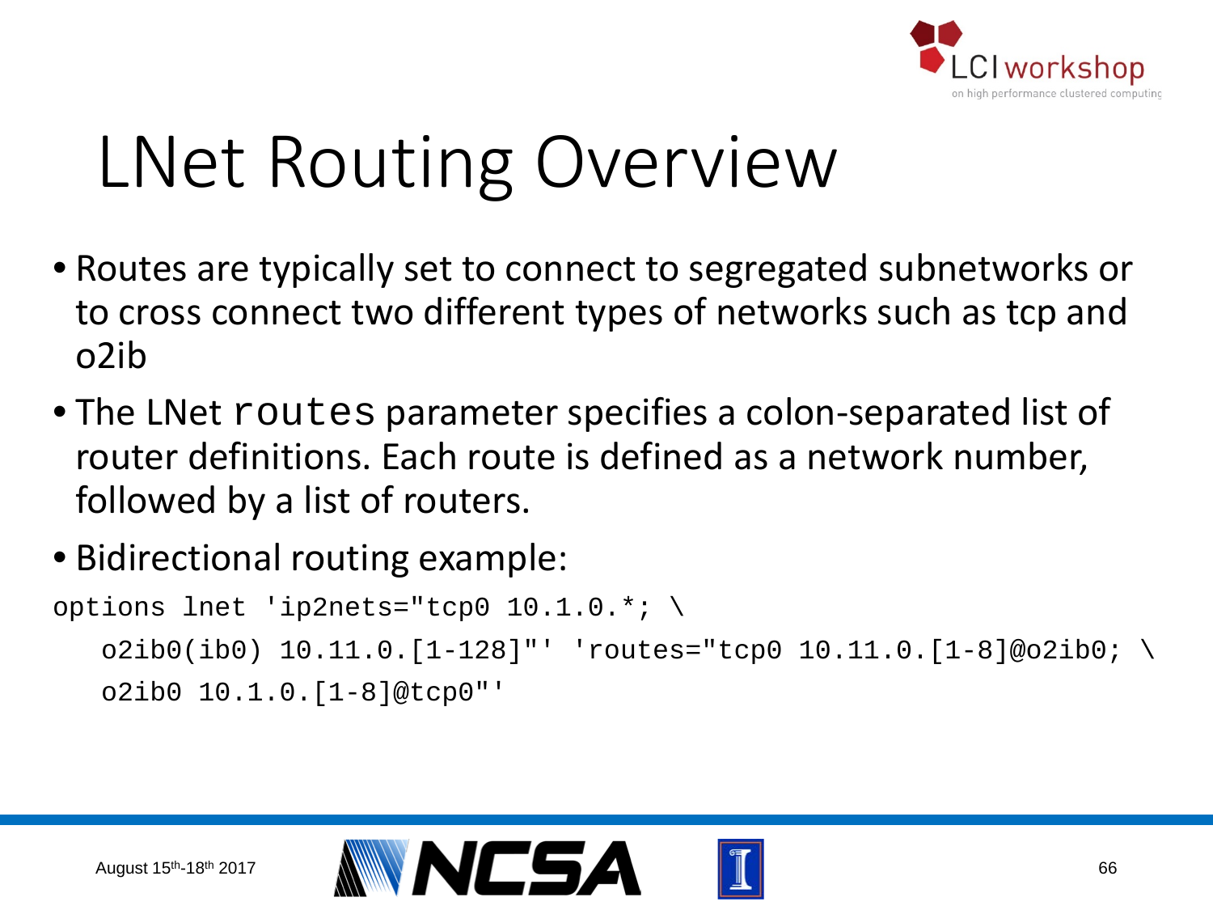# LNet Routing Overview

- Routes are typically set to connect to segregated subnetworks or to cross connect two different types of networks such as tcp and o2ib
- The LNet `routes` parameter specifies a colon-separated list of router definitions. Each route is defined as a network number, followed by a list of routers.
- Bidirectional routing example:

```
options lnet 'ip2nets="tcp0 10.1.0.*; \
   o2ib0(ib0) 10.11.0.[1-128]"' 'routes="tcp0 10.11.0.[1-8]@o2ib0; \
   o2ib0 10.1.0.[1-8]@tcp0"'
```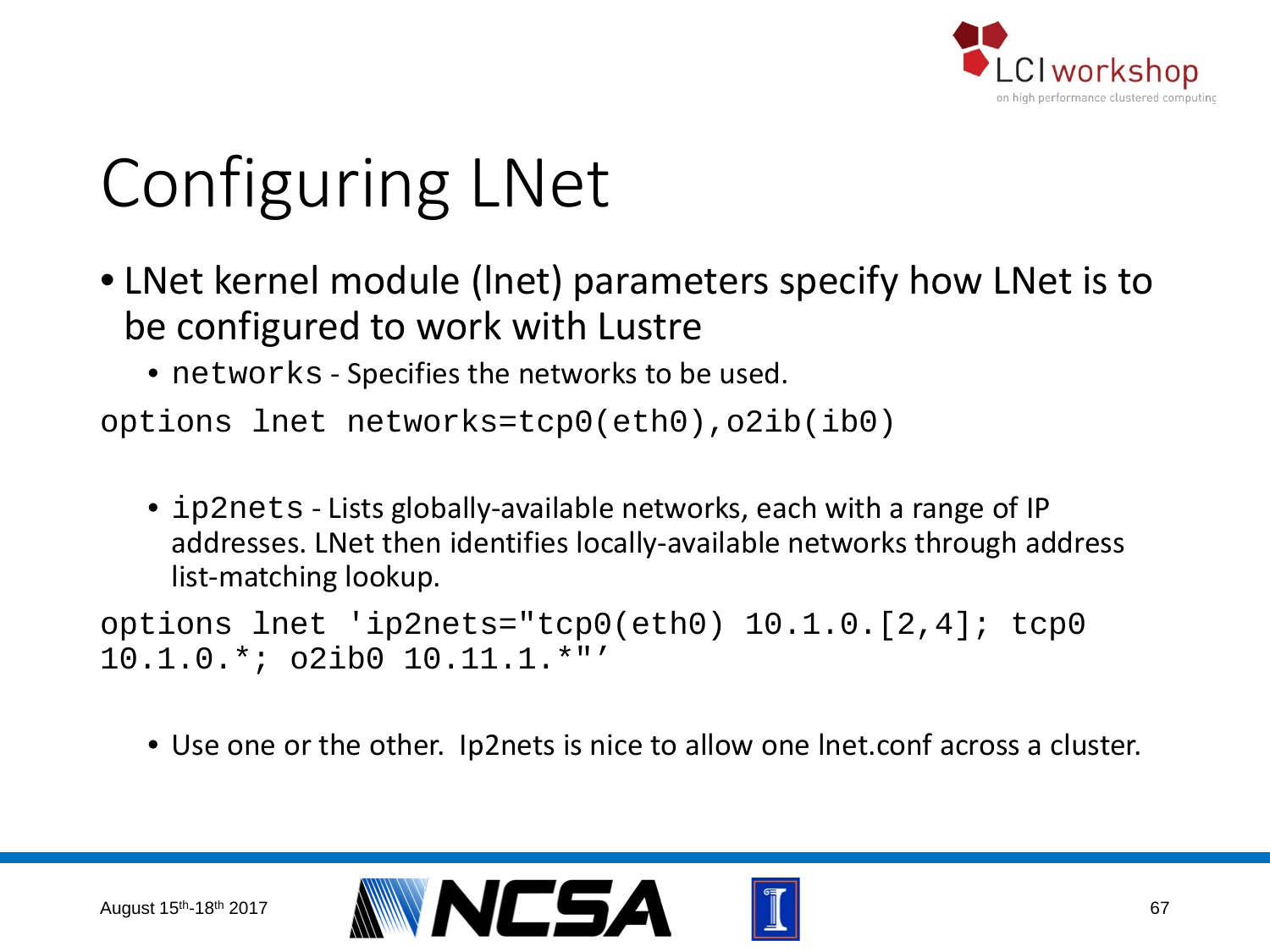# Configuring LNet

- LNet kernel module (lnet) parameters specify how LNet is to be configured to work with Lustre
  - `networks` - Specifies the networks to be used.

```
options lnet networks=tcp0(eth0),o2ib(ib0)
```

  - `ip2nets` - Lists globally-available networks, each with a range of IP addresses. LNet then identifies locally-available networks through address list-matching lookup.

```
options lnet 'ip2nets="tcp0(eth0) 10.1.0.[2,4]; tcp0
10.1.0.*; o2ib0 10.11.1.*"'
```

  - Use one or the other. Ip2nets is nice to allow one lnet.conf across a cluster.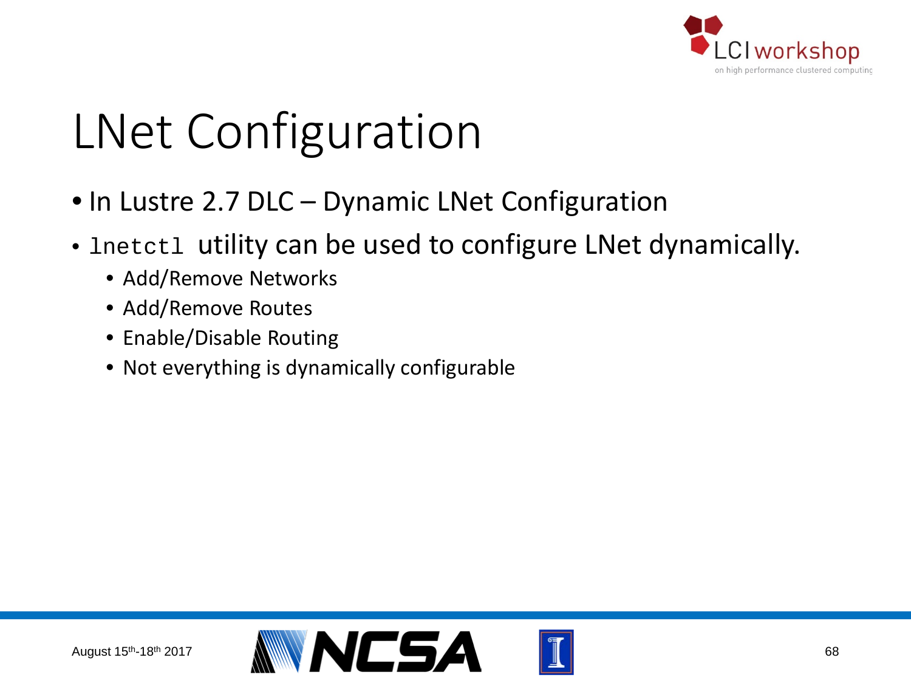# LNet Configuration

- In Lustre 2.7 DLC – Dynamic LNet Configuration
- `lnetctl` utility can be used to configure LNet dynamically.
  - Add/Remove Networks
  - Add/Remove Routes
  - Enable/Disable Routing
  - Not everything is dynamically configurable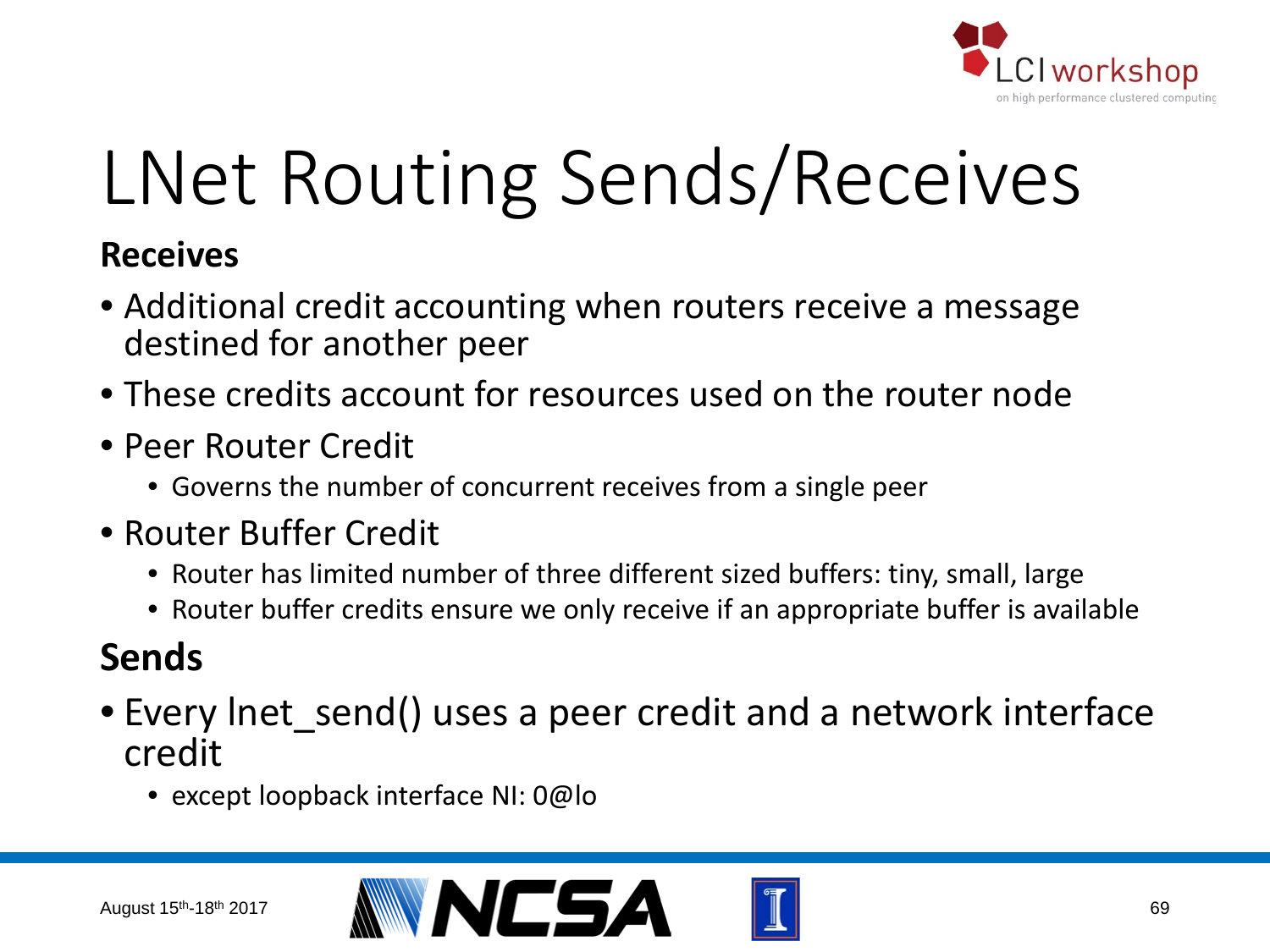# LNet Routing Sends/Receives

**Receives**

- Additional credit accounting when routers receive a message destined for another peer
- These credits account for resources used on the router node
- Peer Router Credit
  - Governs the number of concurrent receives from a single peer
- Router Buffer Credit
  - Router has limited number of three different sized buffers: tiny, small, large
  - Router buffer credits ensure we only receive if an appropriate buffer is available

**Sends**

- Every lnet_send() uses a peer credit and a network interface credit
  - except loopback interface NI: 0@lo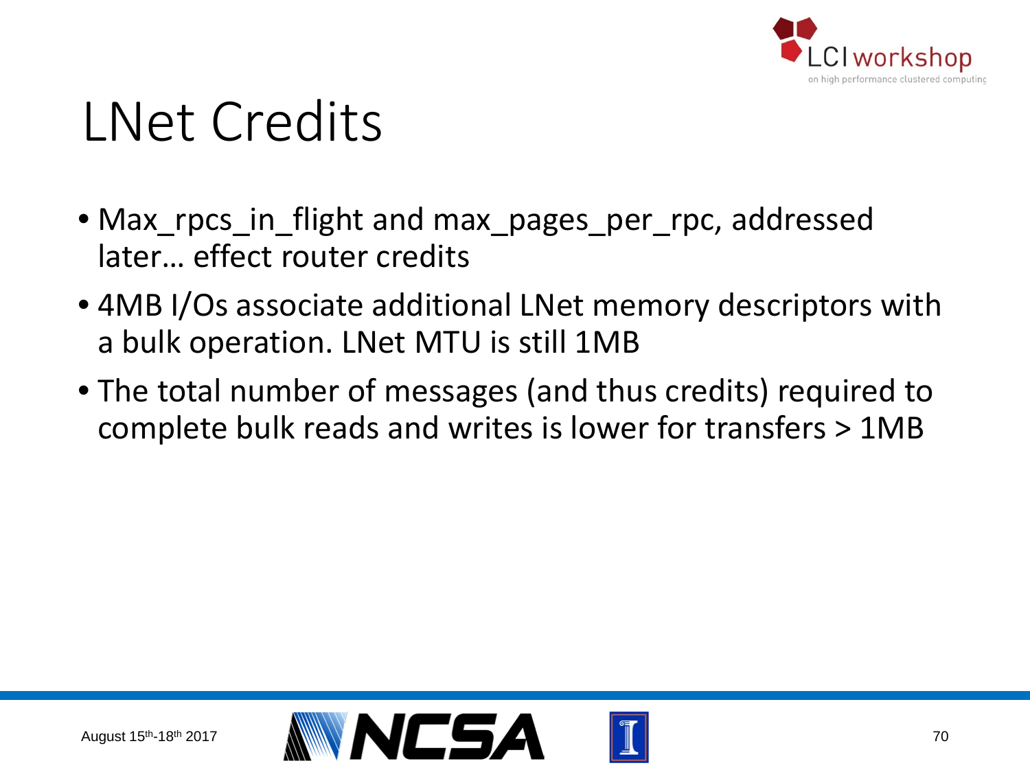# LNet Credits

- Max_rpcs_in_flight and max_pages_per_rpc, addressed later… effect router credits
- 4MB I/Os associate additional LNet memory descriptors with a bulk operation. LNet MTU is still 1MB
- The total number of messages (and thus credits) required to complete bulk reads and writes is lower for transfers > 1MB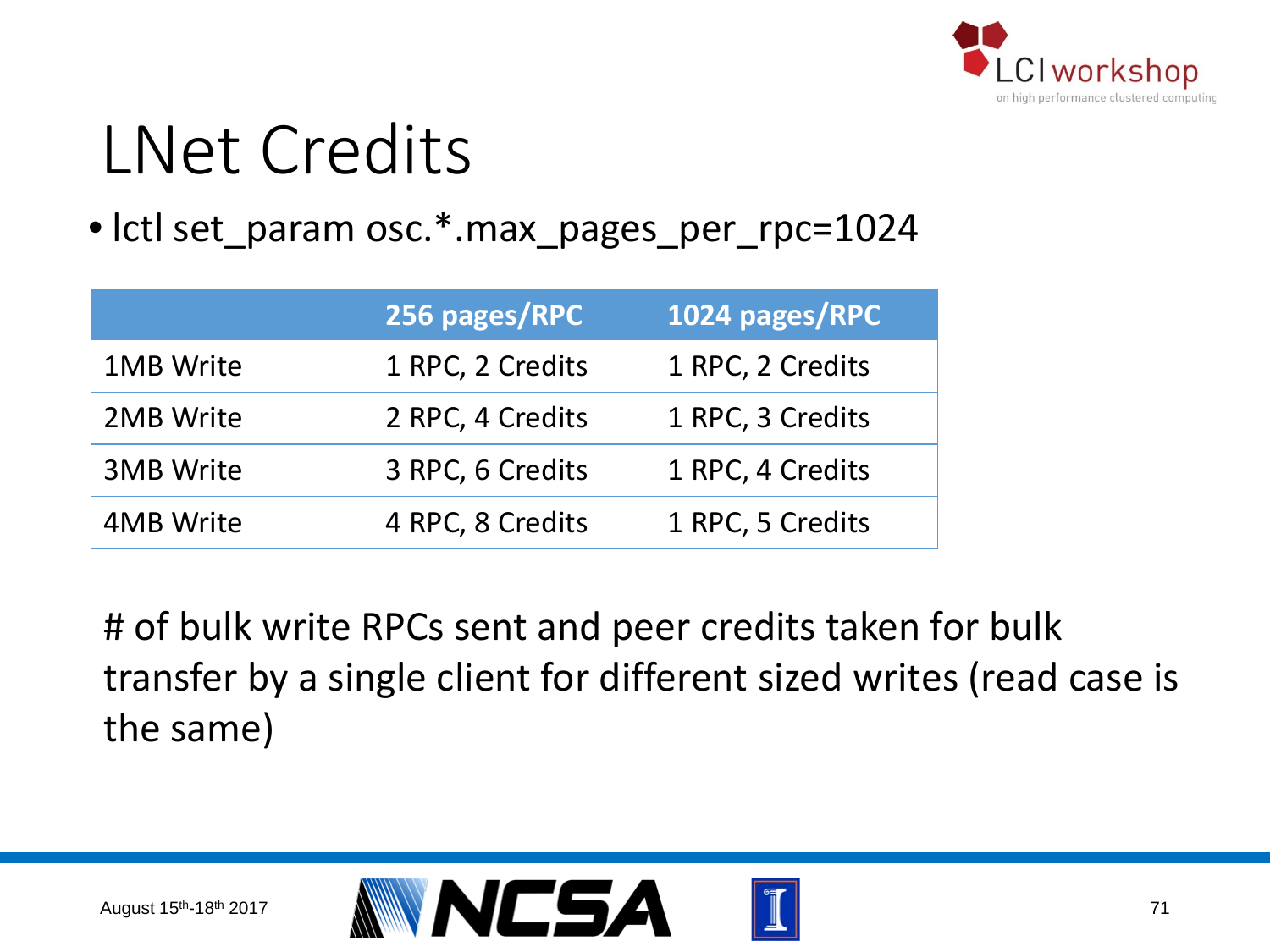# LNet Credits

- lctl set_param osc.*.max_pages_per_rpc=1024

| | 256 pages/RPC | 1024 pages/RPC |
|---|---|---|
| 1MB Write | 1 RPC, 2 Credits | 1 RPC, 2 Credits |
| 2MB Write | 2 RPC, 4 Credits | 1 RPC, 3 Credits |
| 3MB Write | 3 RPC, 6 Credits | 1 RPC, 4 Credits |
| 4MB Write | 4 RPC, 8 Credits | 1 RPC, 5 Credits |

# of bulk write RPCs sent and peer credits taken for bulk transfer by a single client for different sized writes (read case is the same)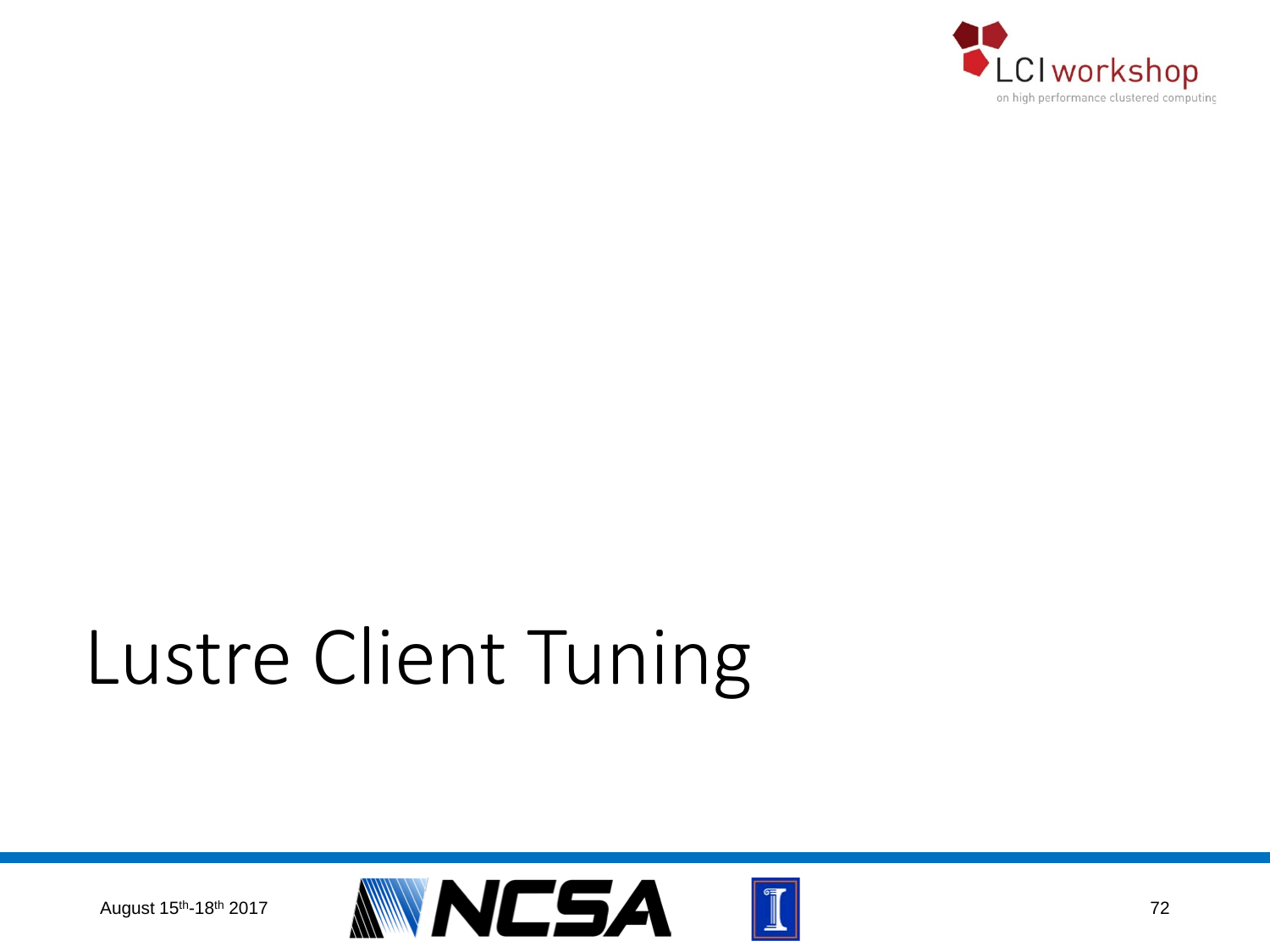# Lustre Client Tuning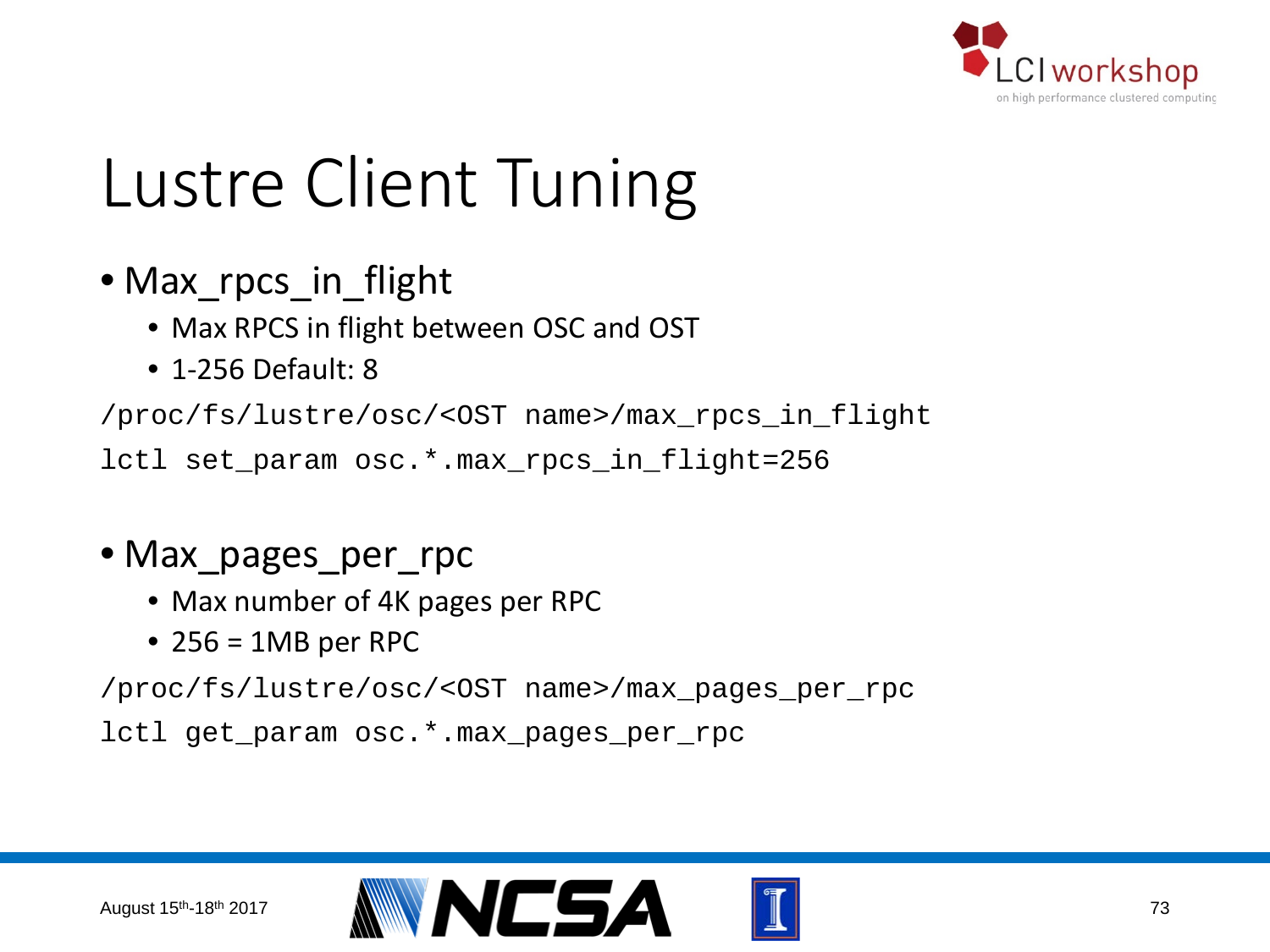# Lustre Client Tuning

- Max_rpcs_in_flight
  - Max RPCS in flight between OSC and OST
  - 1-256 Default: 8

```
/proc/fs/lustre/osc/<OST name>/max_rpcs_in_flight
lctl set_param osc.*.max_rpcs_in_flight=256
```

- Max_pages_per_rpc
  - Max number of 4K pages per RPC
  - 256 = 1MB per RPC

```
/proc/fs/lustre/osc/<OST name>/max_pages_per_rpc
lctl get_param osc.*.max_pages_per_rpc
```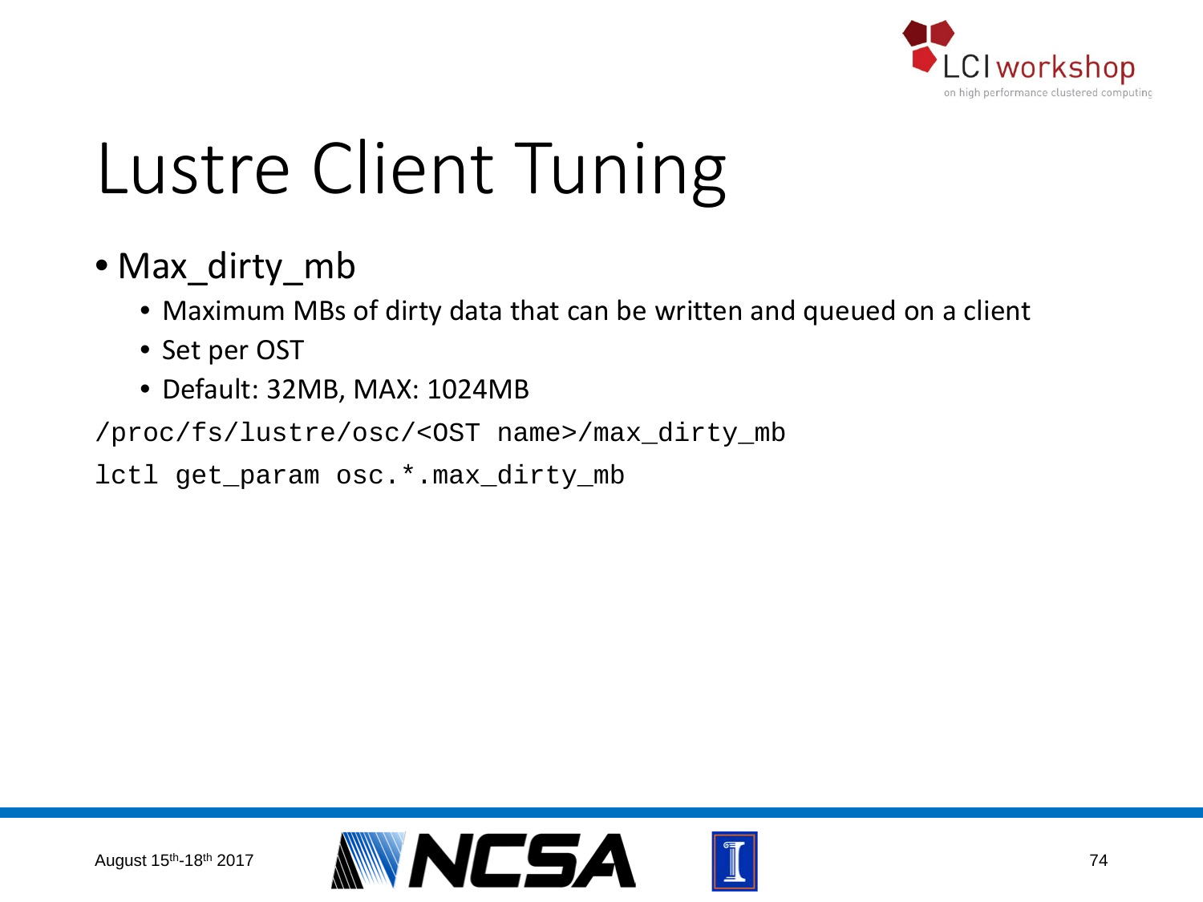# Lustre Client Tuning

- Max_dirty_mb
  - Maximum MBs of dirty data that can be written and queued on a client
  - Set per OST
  - Default: 32MB, MAX: 1024MB

```
/proc/fs/lustre/osc/<OST name>/max_dirty_mb
lctl get_param osc.*.max_dirty_mb
```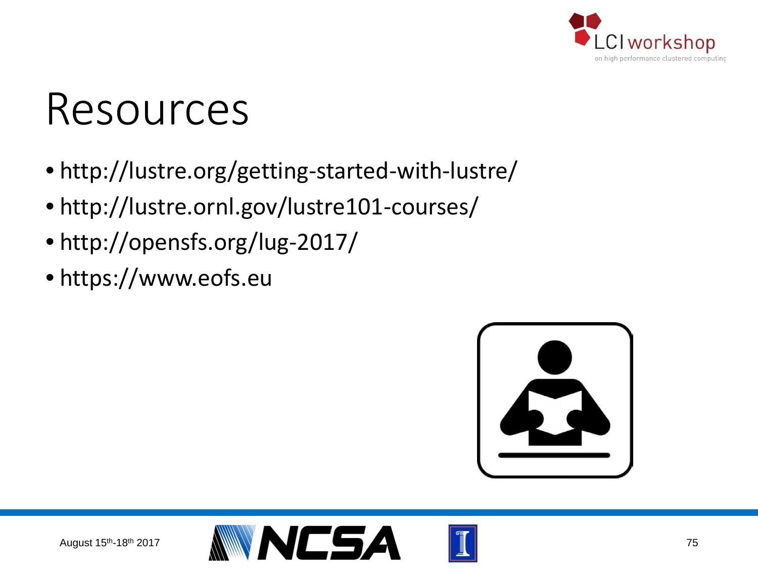# Resources

- http://lustre.org/getting-started-with-lustre/
- http://lustre.ornl.gov/lustre101-courses/
- http://opensfs.org/lug-2017/
- https://www.eofs.eu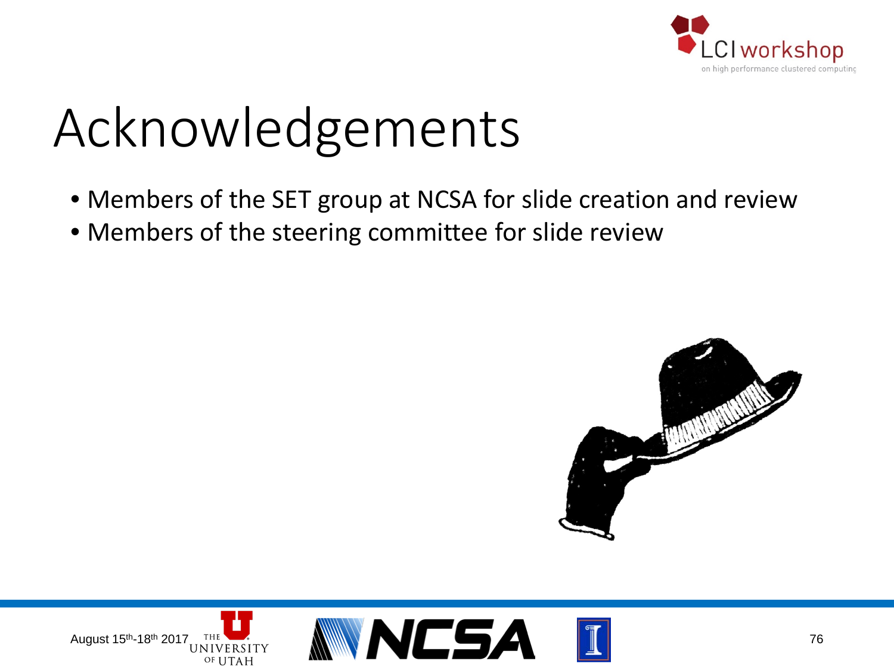# Acknowledgements

- Members of the SET group at NCSA for slide creation and review
- Members of the steering committee for slide review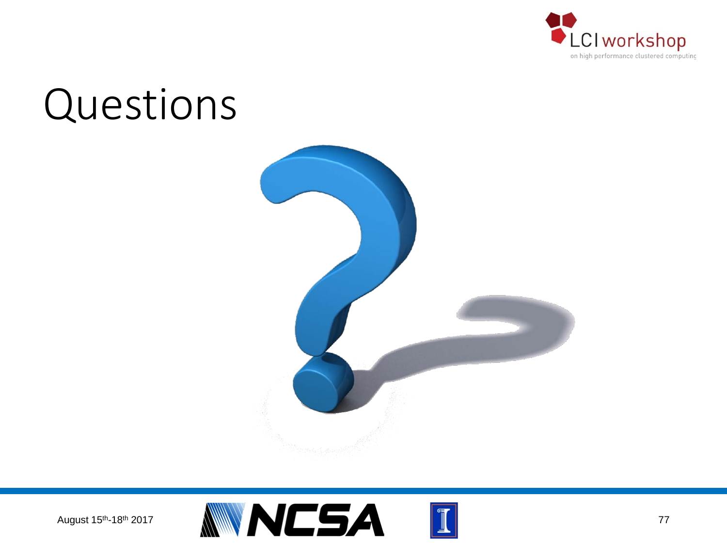# Questions